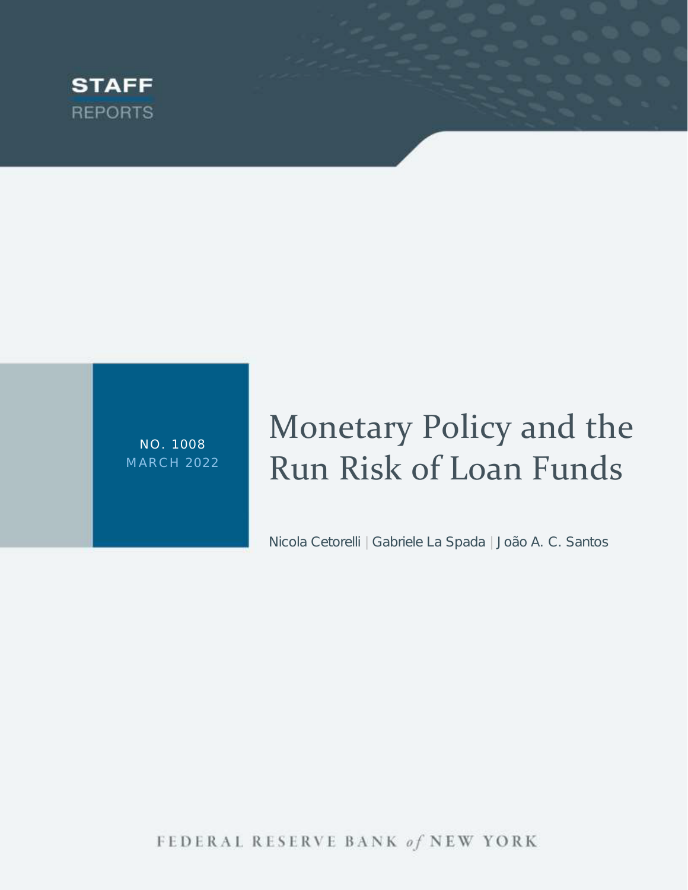STAFF REPORTS

NO. 1008
MARCH 2022

# Monetary Policy and the Run Risk of Loan Funds

Nicola Cetorelli | Gabriele La Spada | João A. C. Santos

FEDERAL RESERVE BANK *of* NEW YORK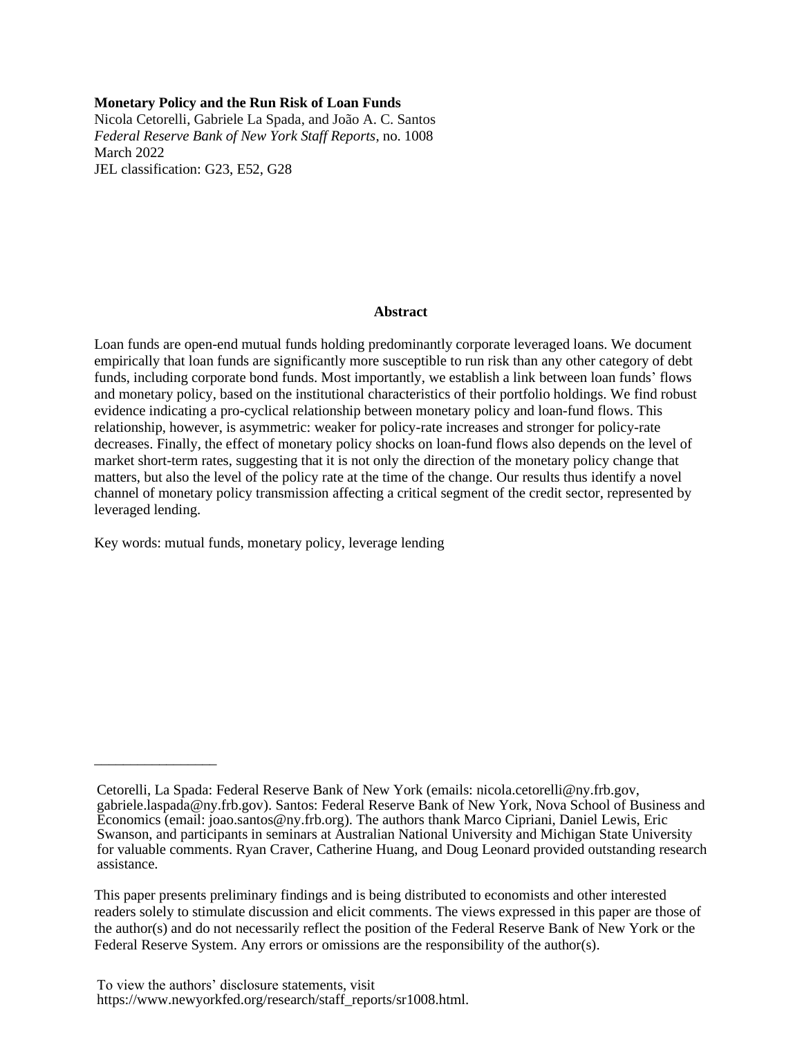**Monetary Policy and the Run Risk of Loan Funds**
Nicola Cetorelli, Gabriele La Spada, and João A. C. Santos
*Federal Reserve Bank of New York Staff Reports*, no. 1008
March 2022
JEL classification: G23, E52, G28

## Abstract

Loan funds are open-end mutual funds holding predominantly corporate leveraged loans. We document empirically that loan funds are significantly more susceptible to run risk than any other category of debt funds, including corporate bond funds. Most importantly, we establish a link between loan funds' flows and monetary policy, based on the institutional characteristics of their portfolio holdings. We find robust evidence indicating a pro-cyclical relationship between monetary policy and loan-fund flows. This relationship, however, is asymmetric: weaker for policy-rate increases and stronger for policy-rate decreases. Finally, the effect of monetary policy shocks on loan-fund flows also depends on the level of market short-term rates, suggesting that it is not only the direction of the monetary policy change that matters, but also the level of the policy rate at the time of the change. Our results thus identify a novel channel of monetary policy transmission affecting a critical segment of the credit sector, represented by leveraged lending.

Key words: mutual funds, monetary policy, leverage lending

_________________

Cetorelli, La Spada: Federal Reserve Bank of New York (emails: nicola.cetorelli@ny.frb.gov, gabriele.laspada@ny.frb.gov). Santos: Federal Reserve Bank of New York, Nova School of Business and Economics (email: joao.santos@ny.frb.org). The authors thank Marco Cipriani, Daniel Lewis, Eric Swanson, and participants in seminars at Australian National University and Michigan State University for valuable comments. Ryan Craver, Catherine Huang, and Doug Leonard provided outstanding research assistance.

This paper presents preliminary findings and is being distributed to economists and other interested readers solely to stimulate discussion and elicit comments. The views expressed in this paper are those of the author(s) and do not necessarily reflect the position of the Federal Reserve Bank of New York or the Federal Reserve System. Any errors or omissions are the responsibility of the author(s).

To view the authors' disclosure statements, visit https://www.newyorkfed.org/research/staff_reports/sr1008.html.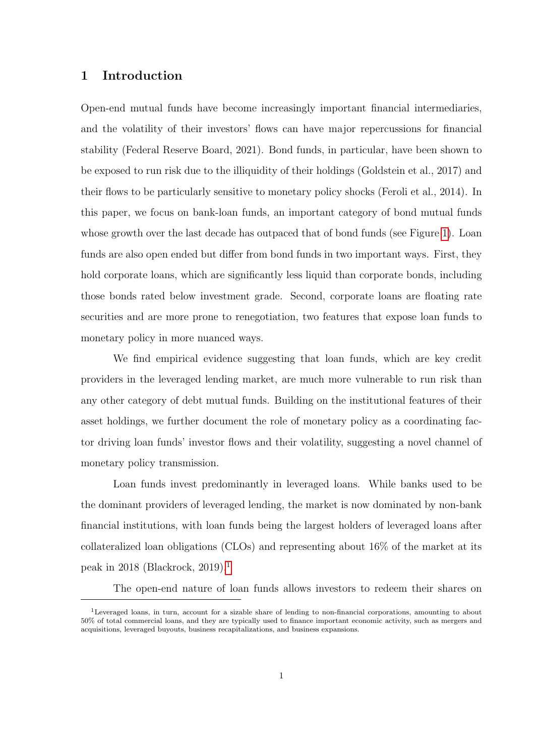## 1 Introduction

Open-end mutual funds have become increasingly important financial intermediaries, and the volatility of their investors' flows can have major repercussions for financial stability (Federal Reserve Board, 2021). Bond funds, in particular, have been shown to be exposed to run risk due to the illiquidity of their holdings (Goldstein et al., 2017) and their flows to be particularly sensitive to monetary policy shocks (Feroli et al., 2014). In this paper, we focus on bank-loan funds, an important category of bond mutual funds whose growth over the last decade has outpaced that of bond funds (see Figure 1). Loan funds are also open ended but differ from bond funds in two important ways. First, they hold corporate loans, which are significantly less liquid than corporate bonds, including those bonds rated below investment grade. Second, corporate loans are floating rate securities and are more prone to renegotiation, two features that expose loan funds to monetary policy in more nuanced ways.

We find empirical evidence suggesting that loan funds, which are key credit providers in the leveraged lending market, are much more vulnerable to run risk than any other category of debt mutual funds. Building on the institutional features of their asset holdings, we further document the role of monetary policy as a coordinating factor driving loan funds' investor flows and their volatility, suggesting a novel channel of monetary policy transmission.

Loan funds invest predominantly in leveraged loans. While banks used to be the dominant providers of leveraged lending, the market is now dominated by non-bank financial institutions, with loan funds being the largest holders of leveraged loans after collateralized loan obligations (CLOs) and representing about 16% of the market at its peak in 2018 (Blackrock, 2019).[1]

The open-end nature of loan funds allows investors to redeem their shares on

[1] Leveraged loans, in turn, account for a sizable share of lending to non-financial corporations, amounting to about 50% of total commercial loans, and they are typically used to finance important economic activity, such as mergers and acquisitions, leveraged buyouts, business recapitalizations, and business expansions.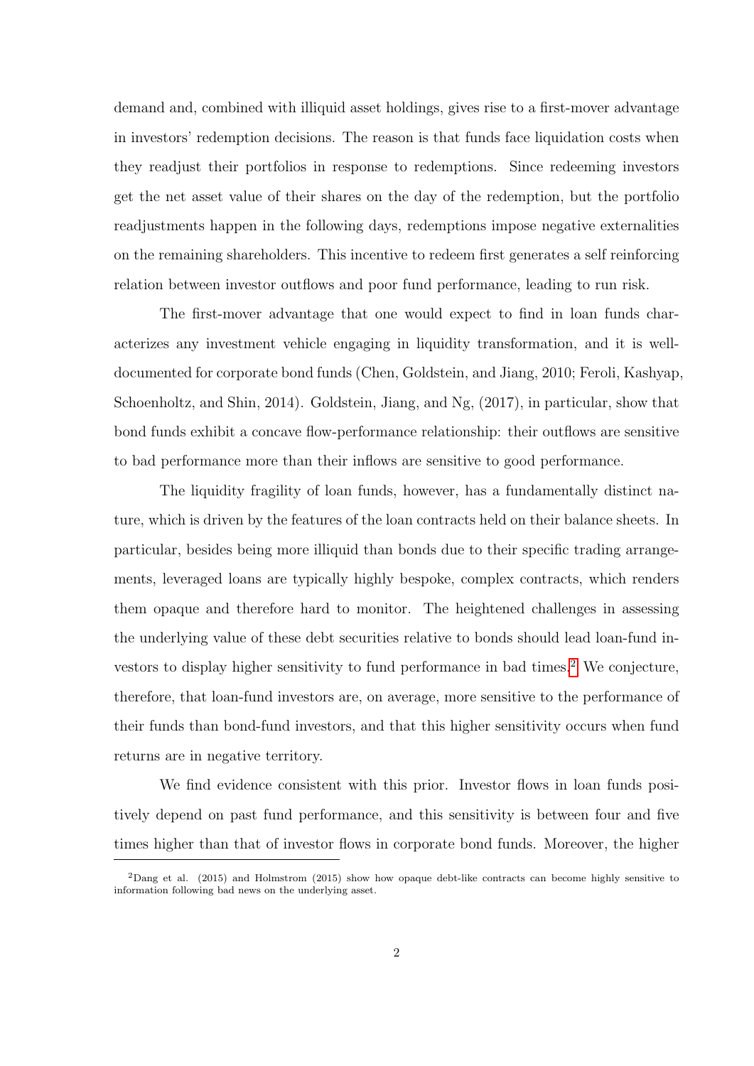demand and, combined with illiquid asset holdings, gives rise to a first-mover advantage in investors' redemption decisions. The reason is that funds face liquidation costs when they readjust their portfolios in response to redemptions. Since redeeming investors get the net asset value of their shares on the day of the redemption, but the portfolio readjustments happen in the following days, redemptions impose negative externalities on the remaining shareholders. This incentive to redeem first generates a self reinforcing relation between investor outflows and poor fund performance, leading to run risk.

The first-mover advantage that one would expect to find in loan funds characterizes any investment vehicle engaging in liquidity transformation, and it is well-documented for corporate bond funds (Chen, Goldstein, and Jiang, 2010; Feroli, Kashyap, Schoenholtz, and Shin, 2014). Goldstein, Jiang, and Ng, (2017), in particular, show that bond funds exhibit a concave flow-performance relationship: their outflows are sensitive to bad performance more than their inflows are sensitive to good performance.

The liquidity fragility of loan funds, however, has a fundamentally distinct nature, which is driven by the features of the loan contracts held on their balance sheets. In particular, besides being more illiquid than bonds due to their specific trading arrangements, leveraged loans are typically highly bespoke, complex contracts, which renders them opaque and therefore hard to monitor. The heightened challenges in assessing the underlying value of these debt securities relative to bonds should lead loan-fund investors to display higher sensitivity to fund performance in bad times.[2] We conjecture, therefore, that loan-fund investors are, on average, more sensitive to the performance of their funds than bond-fund investors, and that this higher sensitivity occurs when fund returns are in negative territory.

We find evidence consistent with this prior. Investor flows in loan funds positively depend on past fund performance, and this sensitivity is between four and five times higher than that of investor flows in corporate bond funds. Moreover, the higher

[2] Dang et al. (2015) and Holmstrom (2015) show how opaque debt-like contracts can become highly sensitive to information following bad news on the underlying asset.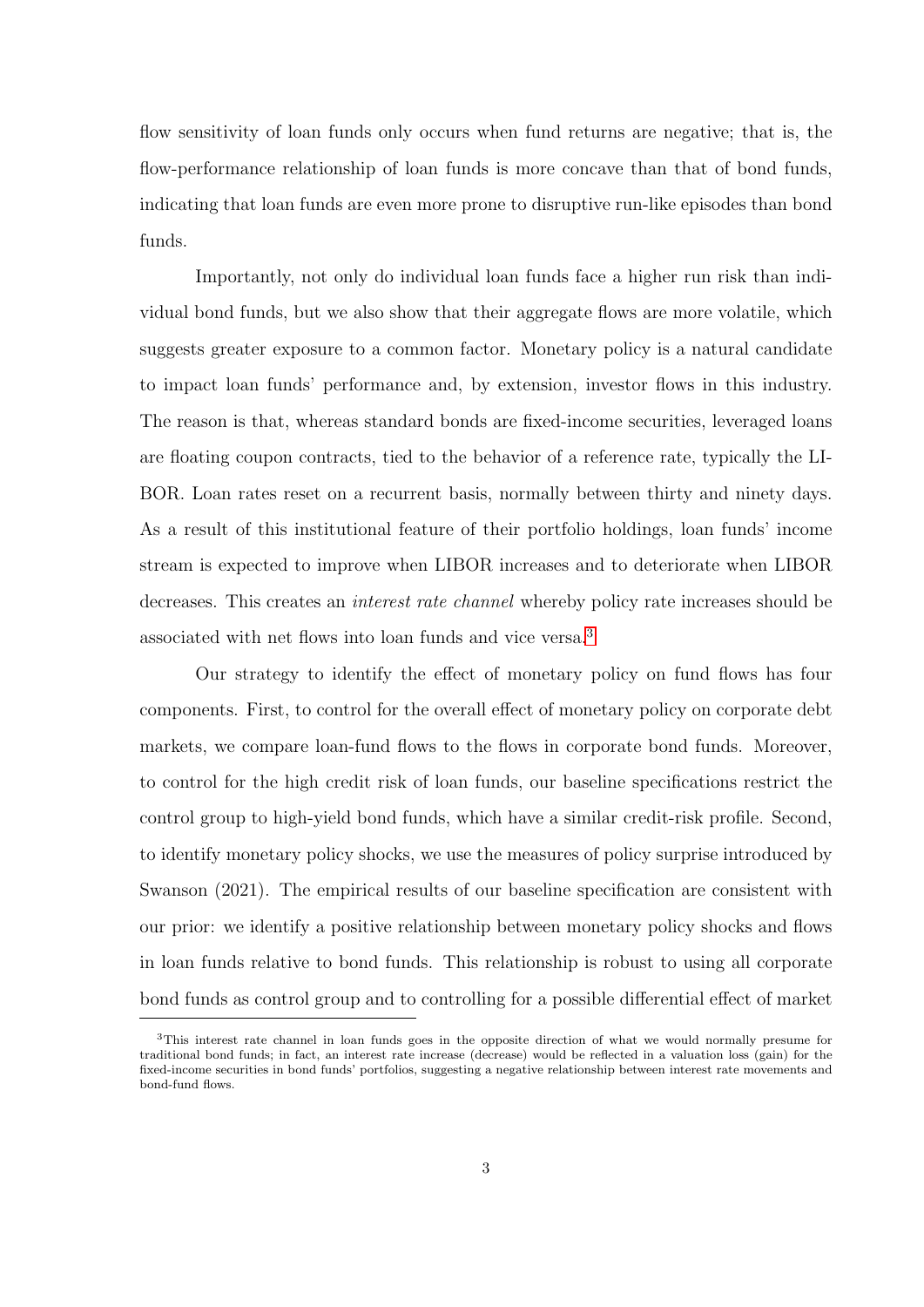flow sensitivity of loan funds only occurs when fund returns are negative; that is, the flow-performance relationship of loan funds is more concave than that of bond funds, indicating that loan funds are even more prone to disruptive run-like episodes than bond funds.

Importantly, not only do individual loan funds face a higher run risk than individual bond funds, but we also show that their aggregate flows are more volatile, which suggests greater exposure to a common factor. Monetary policy is a natural candidate to impact loan funds' performance and, by extension, investor flows in this industry. The reason is that, whereas standard bonds are fixed-income securities, leveraged loans are floating coupon contracts, tied to the behavior of a reference rate, typically the LIBOR. Loan rates reset on a recurrent basis, normally between thirty and ninety days. As a result of this institutional feature of their portfolio holdings, loan funds' income stream is expected to improve when LIBOR increases and to deteriorate when LIBOR decreases. This creates an *interest rate channel* whereby policy rate increases should be associated with net flows into loan funds and vice versa.[3]

Our strategy to identify the effect of monetary policy on fund flows has four components. First, to control for the overall effect of monetary policy on corporate debt markets, we compare loan-fund flows to the flows in corporate bond funds. Moreover, to control for the high credit risk of loan funds, our baseline specifications restrict the control group to high-yield bond funds, which have a similar credit-risk profile. Second, to identify monetary policy shocks, we use the measures of policy surprise introduced by Swanson (2021). The empirical results of our baseline specification are consistent with our prior: we identify a positive relationship between monetary policy shocks and flows in loan funds relative to bond funds. This relationship is robust to using all corporate bond funds as control group and to controlling for a possible differential effect of market

[3]This interest rate channel in loan funds goes in the opposite direction of what we would normally presume for traditional bond funds; in fact, an interest rate increase (decrease) would be reflected in a valuation loss (gain) for the fixed-income securities in bond funds' portfolios, suggesting a negative relationship between interest rate movements and bond-fund flows.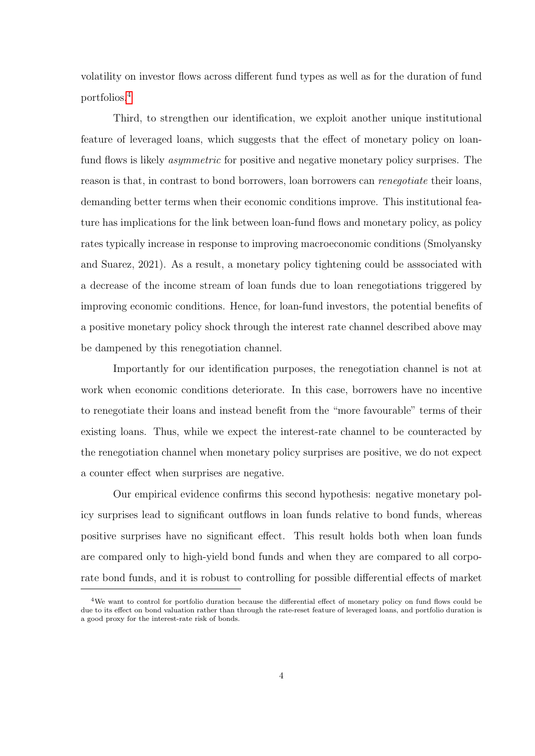volatility on investor flows across different fund types as well as for the duration of fund portfolios.[4]

Third, to strengthen our identification, we exploit another unique institutional feature of leveraged loans, which suggests that the effect of monetary policy on loan-fund flows is likely *asymmetric* for positive and negative monetary policy surprises. The reason is that, in contrast to bond borrowers, loan borrowers can *renegotiate* their loans, demanding better terms when their economic conditions improve. This institutional feature has implications for the link between loan-fund flows and monetary policy, as policy rates typically increase in response to improving macroeconomic conditions (Smolyansky and Suarez, 2021). As a result, a monetary policy tightening could be asssociated with a decrease of the income stream of loan funds due to loan renegotiations triggered by improving economic conditions. Hence, for loan-fund investors, the potential benefits of a positive monetary policy shock through the interest rate channel described above may be dampened by this renegotiation channel.

Importantly for our identification purposes, the renegotiation channel is not at work when economic conditions deteriorate. In this case, borrowers have no incentive to renegotiate their loans and instead benefit from the "more favourable" terms of their existing loans. Thus, while we expect the interest-rate channel to be counteracted by the renegotiation channel when monetary policy surprises are positive, we do not expect a counter effect when surprises are negative.

Our empirical evidence confirms this second hypothesis: negative monetary policy surprises lead to significant outflows in loan funds relative to bond funds, whereas positive surprises have no significant effect. This result holds both when loan funds are compared only to high-yield bond funds and when they are compared to all corporate bond funds, and it is robust to controlling for possible differential effects of market

[4] We want to control for portfolio duration because the differential effect of monetary policy on fund flows could be due to its effect on bond valuation rather than through the rate-reset feature of leveraged loans, and portfolio duration is a good proxy for the interest-rate risk of bonds.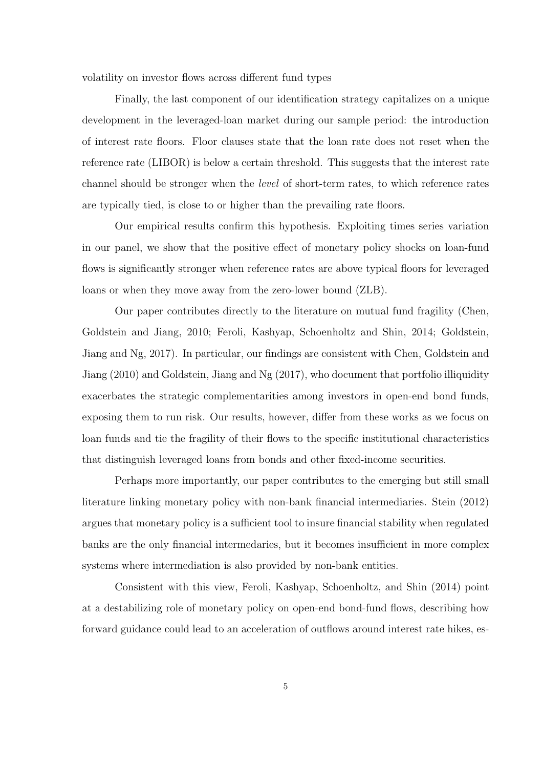volatility on investor flows across different fund types

Finally, the last component of our identification strategy capitalizes on a unique development in the leveraged-loan market during our sample period: the introduction of interest rate floors. Floor clauses state that the loan rate does not reset when the reference rate (LIBOR) is below a certain threshold. This suggests that the interest rate channel should be stronger when the *level* of short-term rates, to which reference rates are typically tied, is close to or higher than the prevailing rate floors.

Our empirical results confirm this hypothesis. Exploiting times series variation in our panel, we show that the positive effect of monetary policy shocks on loan-fund flows is significantly stronger when reference rates are above typical floors for leveraged loans or when they move away from the zero-lower bound (ZLB).

Our paper contributes directly to the literature on mutual fund fragility (Chen, Goldstein and Jiang, 2010; Feroli, Kashyap, Schoenholtz and Shin, 2014; Goldstein, Jiang and Ng, 2017). In particular, our findings are consistent with Chen, Goldstein and Jiang (2010) and Goldstein, Jiang and Ng (2017), who document that portfolio illiquidity exacerbates the strategic complementarities among investors in open-end bond funds, exposing them to run risk. Our results, however, differ from these works as we focus on loan funds and tie the fragility of their flows to the specific institutional characteristics that distinguish leveraged loans from bonds and other fixed-income securities.

Perhaps more importantly, our paper contributes to the emerging but still small literature linking monetary policy with non-bank financial intermediaries. Stein (2012) argues that monetary policy is a sufficient tool to insure financial stability when regulated banks are the only financial intermedaries, but it becomes insufficient in more complex systems where intermediation is also provided by non-bank entities.

Consistent with this view, Feroli, Kashyap, Schoenholtz, and Shin (2014) point at a destabilizing role of monetary policy on open-end bond-fund flows, describing how forward guidance could lead to an acceleration of outflows around interest rate hikes, es-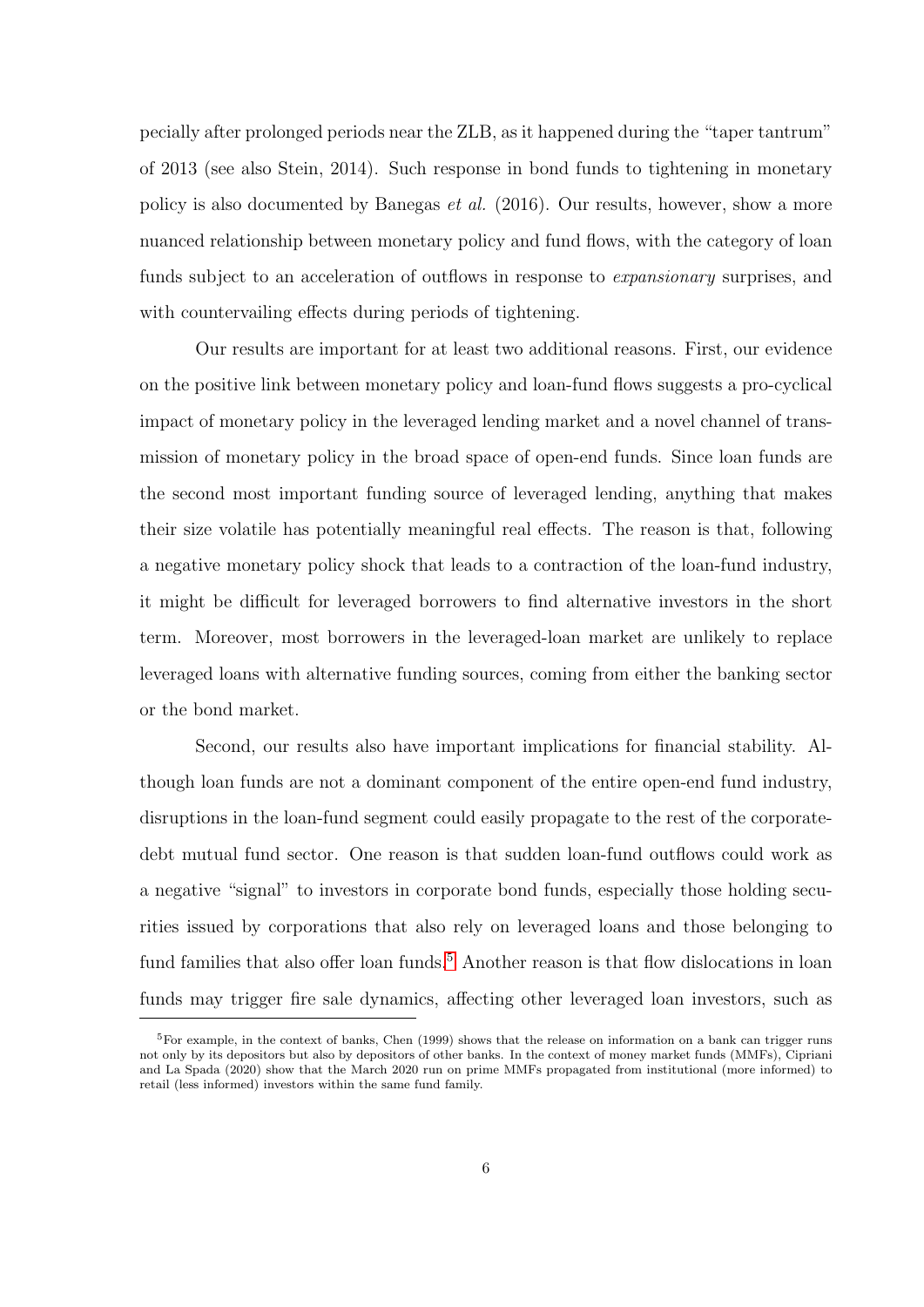pecially after prolonged periods near the ZLB, as it happened during the "taper tantrum" of 2013 (see also Stein, 2014). Such response in bond funds to tightening in monetary policy is also documented by Banegas *et al.* (2016). Our results, however, show a more nuanced relationship between monetary policy and fund flows, with the category of loan funds subject to an acceleration of outflows in response to *expansionary* surprises, and with countervailing effects during periods of tightening.

Our results are important for at least two additional reasons. First, our evidence on the positive link between monetary policy and loan-fund flows suggests a pro-cyclical impact of monetary policy in the leveraged lending market and a novel channel of transmission of monetary policy in the broad space of open-end funds. Since loan funds are the second most important funding source of leveraged lending, anything that makes their size volatile has potentially meaningful real effects. The reason is that, following a negative monetary policy shock that leads to a contraction of the loan-fund industry, it might be difficult for leveraged borrowers to find alternative investors in the short term. Moreover, most borrowers in the leveraged-loan market are unlikely to replace leveraged loans with alternative funding sources, coming from either the banking sector or the bond market.

Second, our results also have important implications for financial stability. Although loan funds are not a dominant component of the entire open-end fund industry, disruptions in the loan-fund segment could easily propagate to the rest of the corporate-debt mutual fund sector. One reason is that sudden loan-fund outflows could work as a negative "signal" to investors in corporate bond funds, especially those holding securities issued by corporations that also rely on leveraged loans and those belonging to fund families that also offer loan funds.[5] Another reason is that flow dislocations in loan funds may trigger fire sale dynamics, affecting other leveraged loan investors, such as

[5] For example, in the context of banks, Chen (1999) shows that the release on information on a bank can trigger runs not only by its depositors but also by depositors of other banks. In the context of money market funds (MMFs), Cipriani and La Spada (2020) show that the March 2020 run on prime MMFs propagated from institutional (more informed) to retail (less informed) investors within the same fund family.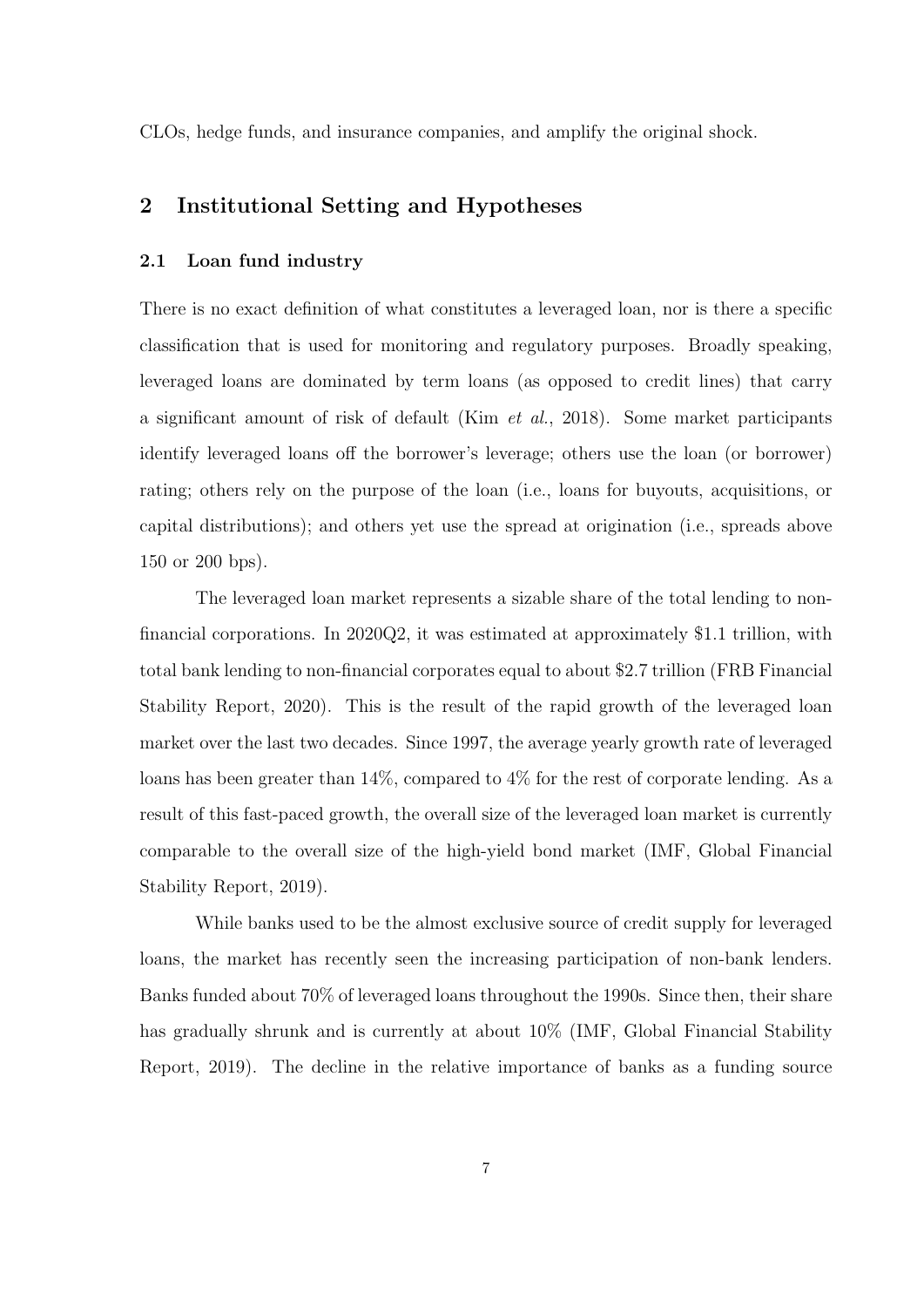CLOs, hedge funds, and insurance companies, and amplify the original shock.

## 2 Institutional Setting and Hypotheses

### 2.1 Loan fund industry

There is no exact definition of what constitutes a leveraged loan, nor is there a specific classification that is used for monitoring and regulatory purposes. Broadly speaking, leveraged loans are dominated by term loans (as opposed to credit lines) that carry a significant amount of risk of default (Kim *et al.*, 2018). Some market participants identify leveraged loans off the borrower's leverage; others use the loan (or borrower) rating; others rely on the purpose of the loan (i.e., loans for buyouts, acquisitions, or capital distributions); and others yet use the spread at origination (i.e., spreads above 150 or 200 bps).

The leveraged loan market represents a sizable share of the total lending to non-financial corporations. In 2020Q2, it was estimated at approximately \$1.1 trillion, with total bank lending to non-financial corporates equal to about \$2.7 trillion (FRB Financial Stability Report, 2020). This is the result of the rapid growth of the leveraged loan market over the last two decades. Since 1997, the average yearly growth rate of leveraged loans has been greater than 14%, compared to 4% for the rest of corporate lending. As a result of this fast-paced growth, the overall size of the leveraged loan market is currently comparable to the overall size of the high-yield bond market (IMF, Global Financial Stability Report, 2019).

While banks used to be the almost exclusive source of credit supply for leveraged loans, the market has recently seen the increasing participation of non-bank lenders. Banks funded about 70% of leveraged loans throughout the 1990s. Since then, their share has gradually shrunk and is currently at about 10% (IMF, Global Financial Stability Report, 2019). The decline in the relative importance of banks as a funding source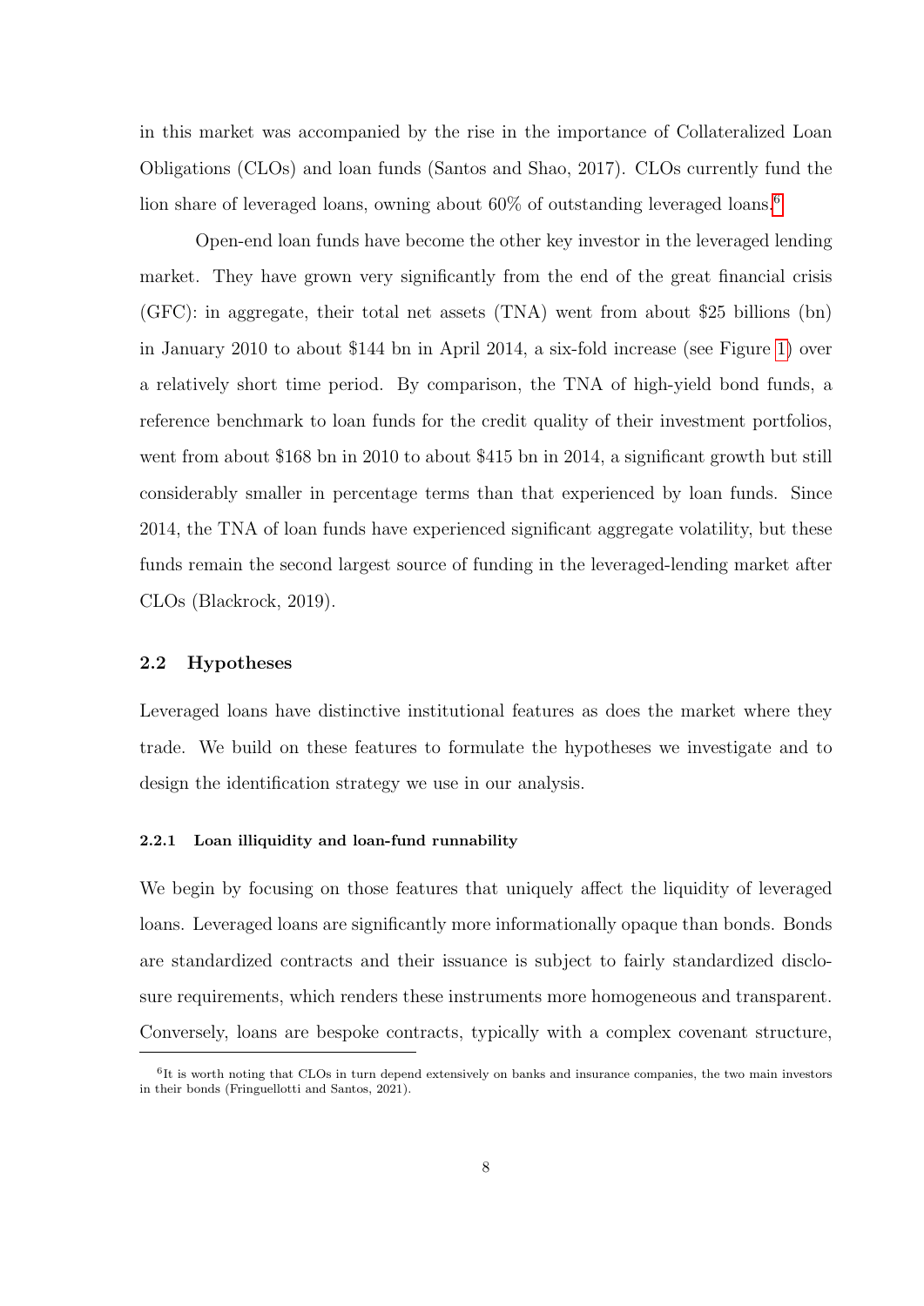in this market was accompanied by the rise in the importance of Collateralized Loan Obligations (CLOs) and loan funds (Santos and Shao, 2017). CLOs currently fund the lion share of leveraged loans, owning about 60% of outstanding leveraged loans.[6]

Open-end loan funds have become the other key investor in the leveraged lending market. They have grown very significantly from the end of the great financial crisis (GFC): in aggregate, their total net assets (TNA) went from about $25 billions (bn) in January 2010 to about $144 bn in April 2014, a six-fold increase (see Figure 1) over a relatively short time period. By comparison, the TNA of high-yield bond funds, a reference benchmark to loan funds for the credit quality of their investment portfolios, went from about $168 bn in 2010 to about $415 bn in 2014, a significant growth but still considerably smaller in percentage terms than that experienced by loan funds. Since 2014, the TNA of loan funds have experienced significant aggregate volatility, but these funds remain the second largest source of funding in the leveraged-lending market after CLOs (Blackrock, 2019).

## 2.2 Hypotheses

Leveraged loans have distinctive institutional features as does the market where they trade. We build on these features to formulate the hypotheses we investigate and to design the identification strategy we use in our analysis.

### 2.2.1 Loan illiquidity and loan-fund runnability

We begin by focusing on those features that uniquely affect the liquidity of leveraged loans. Leveraged loans are significantly more informationally opaque than bonds. Bonds are standardized contracts and their issuance is subject to fairly standardized disclosure requirements, which renders these instruments more homogeneous and transparent. Conversely, loans are bespoke contracts, typically with a complex covenant structure,

[6] It is worth noting that CLOs in turn depend extensively on banks and insurance companies, the two main investors in their bonds (Fringuellotti and Santos, 2021).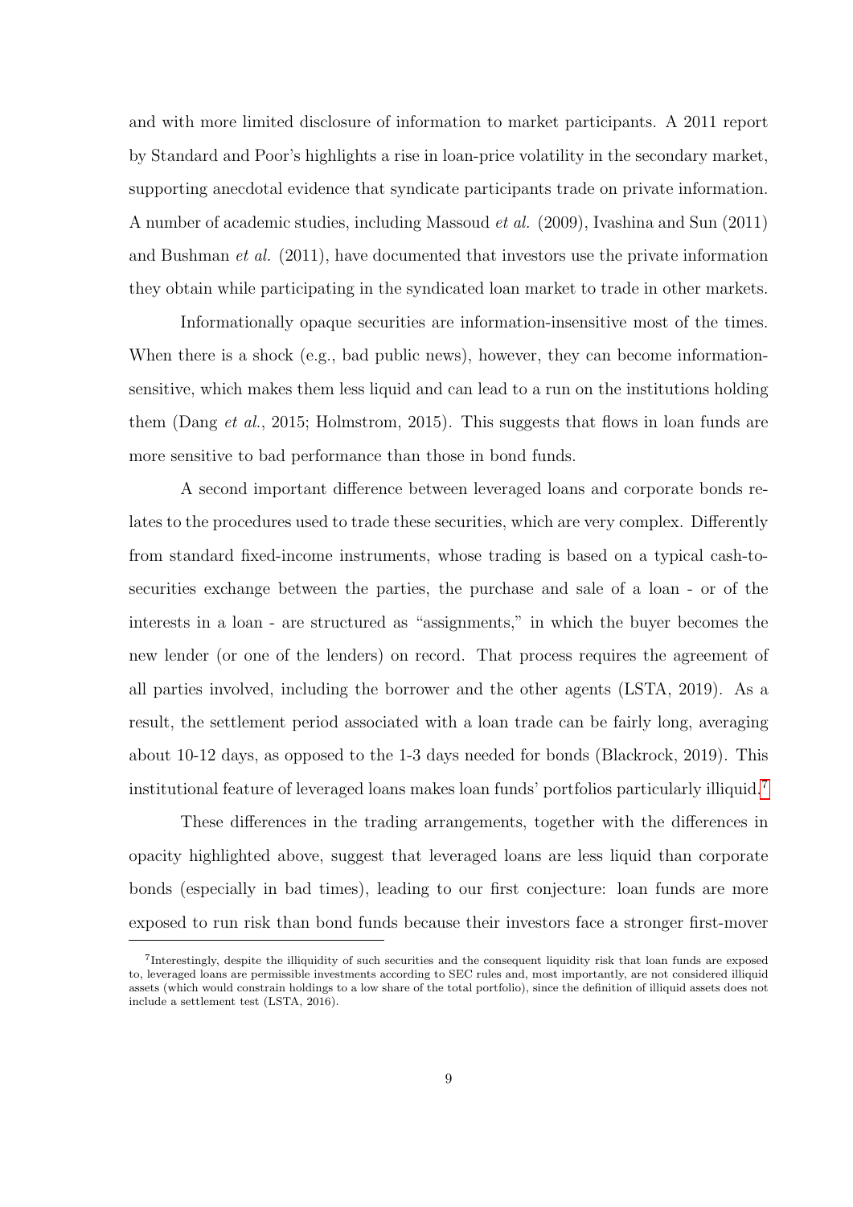and with more limited disclosure of information to market participants. A 2011 report by Standard and Poor's highlights a rise in loan-price volatility in the secondary market, supporting anecdotal evidence that syndicate participants trade on private information. A number of academic studies, including Massoud *et al.* (2009), Ivashina and Sun (2011) and Bushman *et al.* (2011), have documented that investors use the private information they obtain while participating in the syndicated loan market to trade in other markets.

Informationally opaque securities are information-insensitive most of the times. When there is a shock (e.g., bad public news), however, they can become information-sensitive, which makes them less liquid and can lead to a run on the institutions holding them (Dang *et al.*, 2015; Holmstrom, 2015). This suggests that flows in loan funds are more sensitive to bad performance than those in bond funds.

A second important difference between leveraged loans and corporate bonds relates to the procedures used to trade these securities, which are very complex. Differently from standard fixed-income instruments, whose trading is based on a typical cash-to-securities exchange between the parties, the purchase and sale of a loan - or of the interests in a loan - are structured as "assignments," in which the buyer becomes the new lender (or one of the lenders) on record. That process requires the agreement of all parties involved, including the borrower and the other agents (LSTA, 2019). As a result, the settlement period associated with a loan trade can be fairly long, averaging about 10-12 days, as opposed to the 1-3 days needed for bonds (Blackrock, 2019). This institutional feature of leveraged loans makes loan funds' portfolios particularly illiquid.[7]

These differences in the trading arrangements, together with the differences in opacity highlighted above, suggest that leveraged loans are less liquid than corporate bonds (especially in bad times), leading to our first conjecture: loan funds are more exposed to run risk than bond funds because their investors face a stronger first-mover

[7] Interestingly, despite the illiquidity of such securities and the consequent liquidity risk that loan funds are exposed to, leveraged loans are permissible investments according to SEC rules and, most importantly, are not considered illiquid assets (which would constrain holdings to a low share of the total portfolio), since the definition of illiquid assets does not include a settlement test (LSTA, 2016).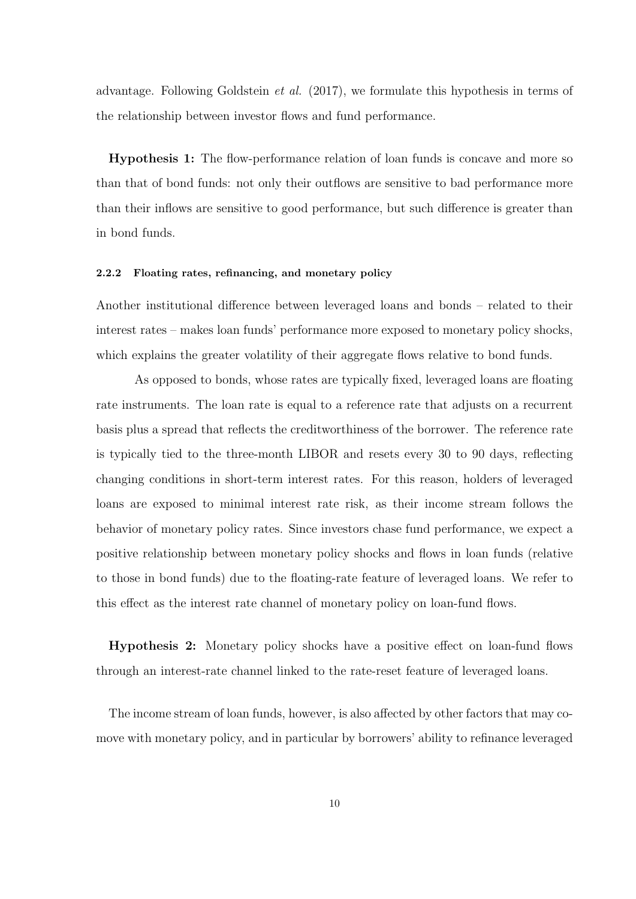advantage. Following Goldstein *et al.* (2017), we formulate this hypothesis in terms of the relationship between investor flows and fund performance.

**Hypothesis 1:** The flow-performance relation of loan funds is concave and more so than that of bond funds: not only their outflows are sensitive to bad performance more than their inflows are sensitive to good performance, but such difference is greater than in bond funds.

#### 2.2.2 Floating rates, refinancing, and monetary policy

Another institutional difference between leveraged loans and bonds – related to their interest rates – makes loan funds' performance more exposed to monetary policy shocks, which explains the greater volatility of their aggregate flows relative to bond funds.

As opposed to bonds, whose rates are typically fixed, leveraged loans are floating rate instruments. The loan rate is equal to a reference rate that adjusts on a recurrent basis plus a spread that reflects the creditworthiness of the borrower. The reference rate is typically tied to the three-month LIBOR and resets every 30 to 90 days, reflecting changing conditions in short-term interest rates. For this reason, holders of leveraged loans are exposed to minimal interest rate risk, as their income stream follows the behavior of monetary policy rates. Since investors chase fund performance, we expect a positive relationship between monetary policy shocks and flows in loan funds (relative to those in bond funds) due to the floating-rate feature of leveraged loans. We refer to this effect as the interest rate channel of monetary policy on loan-fund flows.

**Hypothesis 2:** Monetary policy shocks have a positive effect on loan-fund flows through an interest-rate channel linked to the rate-reset feature of leveraged loans.

The income stream of loan funds, however, is also affected by other factors that may co-move with monetary policy, and in particular by borrowers' ability to refinance leveraged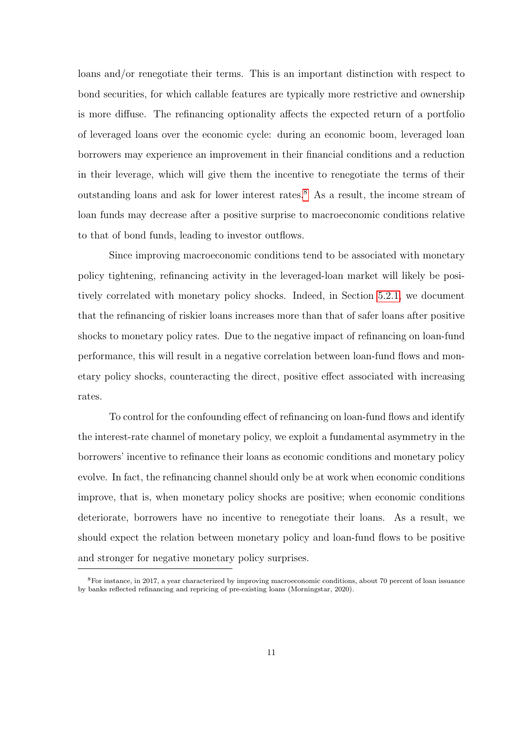loans and/or renegotiate their terms. This is an important distinction with respect to bond securities, for which callable features are typically more restrictive and ownership is more diffuse. The refinancing optionality affects the expected return of a portfolio of leveraged loans over the economic cycle: during an economic boom, leveraged loan borrowers may experience an improvement in their financial conditions and a reduction in their leverage, which will give them the incentive to renegotiate the terms of their outstanding loans and ask for lower interest rates.[8] As a result, the income stream of loan funds may decrease after a positive surprise to macroeconomic conditions relative to that of bond funds, leading to investor outflows.

Since improving macroeconomic conditions tend to be associated with monetary policy tightening, refinancing activity in the leveraged-loan market will likely be positively correlated with monetary policy shocks. Indeed, in Section 5.2.1, we document that the refinancing of riskier loans increases more than that of safer loans after positive shocks to monetary policy rates. Due to the negative impact of refinancing on loan-fund performance, this will result in a negative correlation between loan-fund flows and monetary policy shocks, counteracting the direct, positive effect associated with increasing rates.

To control for the confounding effect of refinancing on loan-fund flows and identify the interest-rate channel of monetary policy, we exploit a fundamental asymmetry in the borrowers' incentive to refinance their loans as economic conditions and monetary policy evolve. In fact, the refinancing channel should only be at work when economic conditions improve, that is, when monetary policy shocks are positive; when economic conditions deteriorate, borrowers have no incentive to renegotiate their loans. As a result, we should expect the relation between monetary policy and loan-fund flows to be positive and stronger for negative monetary policy surprises.

[8] For instance, in 2017, a year characterized by improving macroeconomic conditions, about 70 percent of loan issuance by banks reflected refinancing and repricing of pre-existing loans (Morningstar, 2020).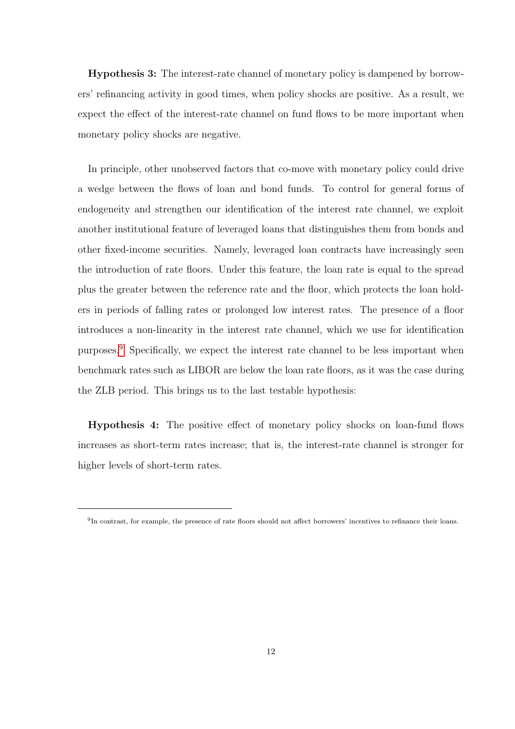**Hypothesis 3:** The interest-rate channel of monetary policy is dampened by borrowers' refinancing activity in good times, when policy shocks are positive. As a result, we expect the effect of the interest-rate channel on fund flows to be more important when monetary policy shocks are negative.

In principle, other unobserved factors that co-move with monetary policy could drive a wedge between the flows of loan and bond funds. To control for general forms of endogeneity and strengthen our identification of the interest rate channel, we exploit another institutional feature of leveraged loans that distinguishes them from bonds and other fixed-income securities. Namely, leveraged loan contracts have increasingly seen the introduction of rate floors. Under this feature, the loan rate is equal to the spread plus the greater between the reference rate and the floor, which protects the loan holders in periods of falling rates or prolonged low interest rates. The presence of a floor introduces a non-linearity in the interest rate channel, which we use for identification purposes.[9] Specifically, we expect the interest rate channel to be less important when benchmark rates such as LIBOR are below the loan rate floors, as it was the case during the ZLB period. This brings us to the last testable hypothesis:

**Hypothesis 4:** The positive effect of monetary policy shocks on loan-fund flows increases as short-term rates increase; that is, the interest-rate channel is stronger for higher levels of short-term rates.

[9] In contrast, for example, the presence of rate floors should not affect borrowers' incentives to refinance their loans.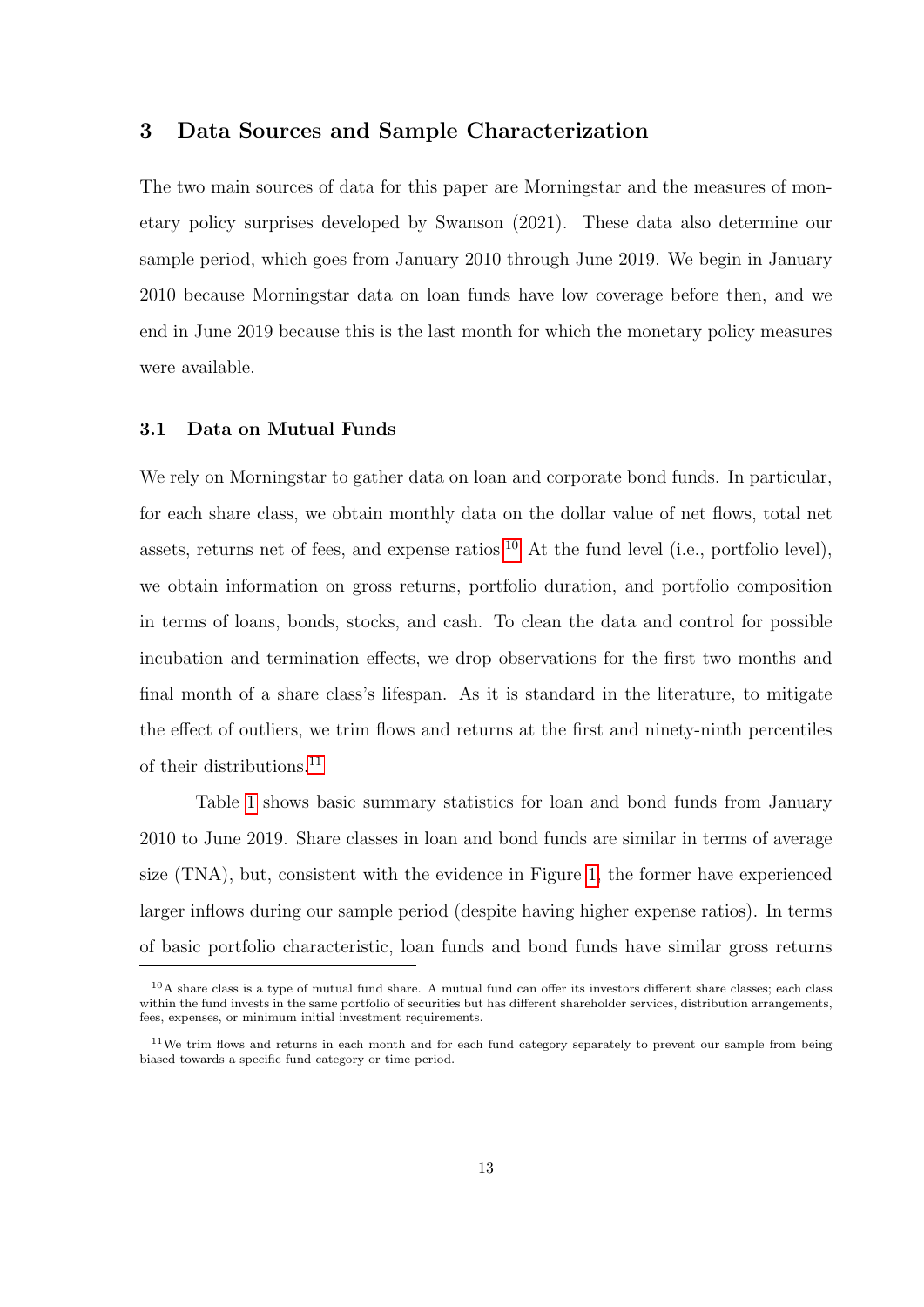## 3 Data Sources and Sample Characterization

The two main sources of data for this paper are Morningstar and the measures of monetary policy surprises developed by Swanson (2021). These data also determine our sample period, which goes from January 2010 through June 2019. We begin in January 2010 because Morningstar data on loan funds have low coverage before then, and we end in June 2019 because this is the last month for which the monetary policy measures were available.

### 3.1 Data on Mutual Funds

We rely on Morningstar to gather data on loan and corporate bond funds. In particular, for each share class, we obtain monthly data on the dollar value of net flows, total net assets, returns net of fees, and expense ratios.[10] At the fund level (i.e., portfolio level), we obtain information on gross returns, portfolio duration, and portfolio composition in terms of loans, bonds, stocks, and cash. To clean the data and control for possible incubation and termination effects, we drop observations for the first two months and final month of a share class's lifespan. As it is standard in the literature, to mitigate the effect of outliers, we trim flows and returns at the first and ninety-ninth percentiles of their distributions.[11]

Table 1 shows basic summary statistics for loan and bond funds from January 2010 to June 2019. Share classes in loan and bond funds are similar in terms of average size (TNA), but, consistent with the evidence in Figure 1, the former have experienced larger inflows during our sample period (despite having higher expense ratios). In terms of basic portfolio characteristic, loan funds and bond funds have similar gross returns

[10] A share class is a type of mutual fund share. A mutual fund can offer its investors different share classes; each class within the fund invests in the same portfolio of securities but has different shareholder services, distribution arrangements, fees, expenses, or minimum initial investment requirements.

[11] We trim flows and returns in each month and for each fund category separately to prevent our sample from being biased towards a specific fund category or time period.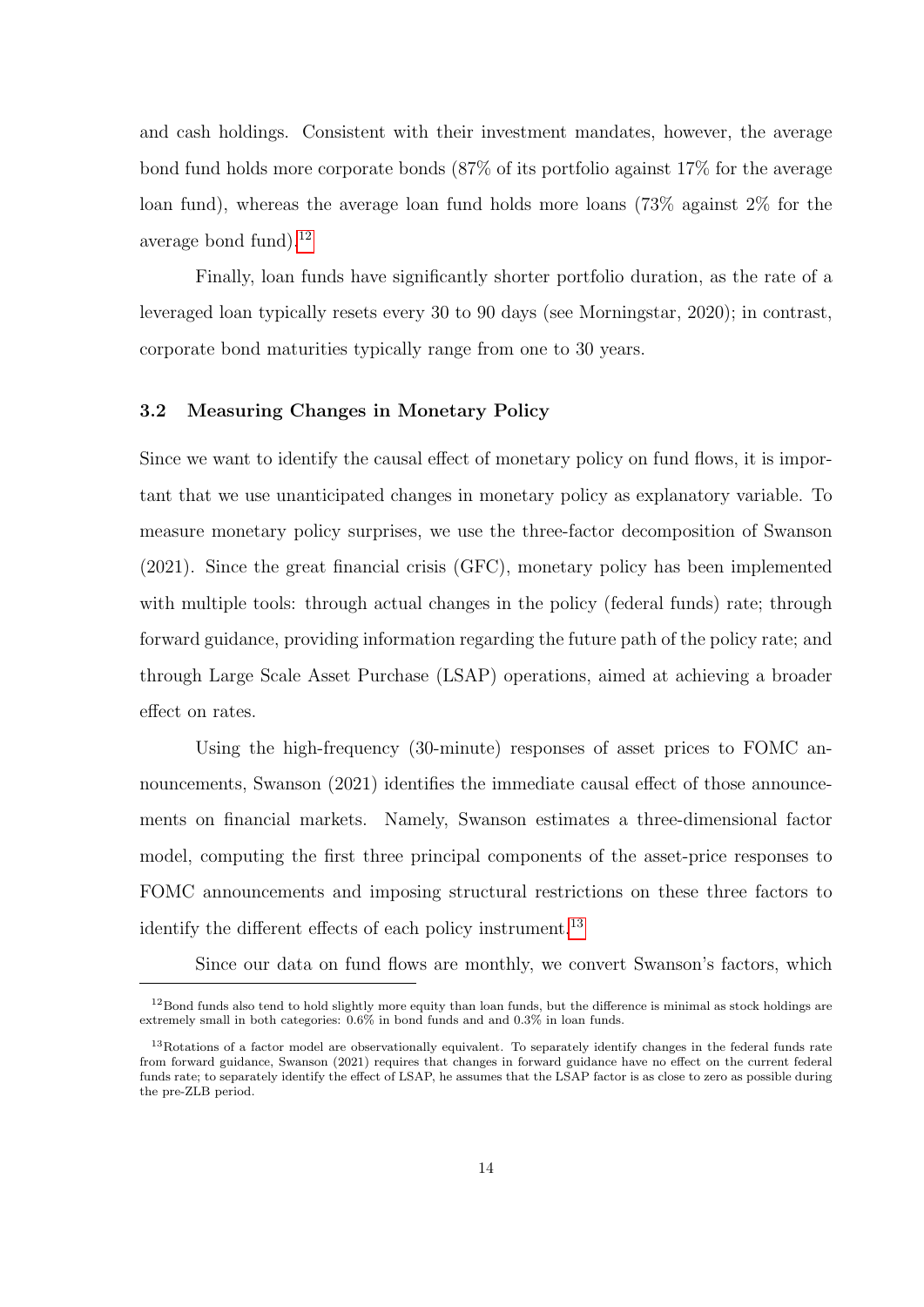and cash holdings. Consistent with their investment mandates, however, the average bond fund holds more corporate bonds (87% of its portfolio against 17% for the average loan fund), whereas the average loan fund holds more loans (73% against 2% for the average bond fund).[12]

Finally, loan funds have significantly shorter portfolio duration, as the rate of a leveraged loan typically resets every 30 to 90 days (see Morningstar, 2020); in contrast, corporate bond maturities typically range from one to 30 years.

### 3.2 Measuring Changes in Monetary Policy

Since we want to identify the causal effect of monetary policy on fund flows, it is important that we use unanticipated changes in monetary policy as explanatory variable. To measure monetary policy surprises, we use the three-factor decomposition of Swanson (2021). Since the great financial crisis (GFC), monetary policy has been implemented with multiple tools: through actual changes in the policy (federal funds) rate; through forward guidance, providing information regarding the future path of the policy rate; and through Large Scale Asset Purchase (LSAP) operations, aimed at achieving a broader effect on rates.

Using the high-frequency (30-minute) responses of asset prices to FOMC announcements, Swanson (2021) identifies the immediate causal effect of those announcements on financial markets. Namely, Swanson estimates a three-dimensional factor model, computing the first three principal components of the asset-price responses to FOMC announcements and imposing structural restrictions on these three factors to identify the different effects of each policy instrument.[13]

Since our data on fund flows are monthly, we convert Swanson's factors, which

[12] Bond funds also tend to hold slightly more equity than loan funds, but the difference is minimal as stock holdings are extremely small in both categories: 0.6% in bond funds and and 0.3% in loan funds.

[13] Rotations of a factor model are observationally equivalent. To separately identify changes in the federal funds rate from forward guidance, Swanson (2021) requires that changes in forward guidance have no effect on the current federal funds rate; to separately identify the effect of LSAP, he assumes that the LSAP factor is as close to zero as possible during the pre-ZLB period.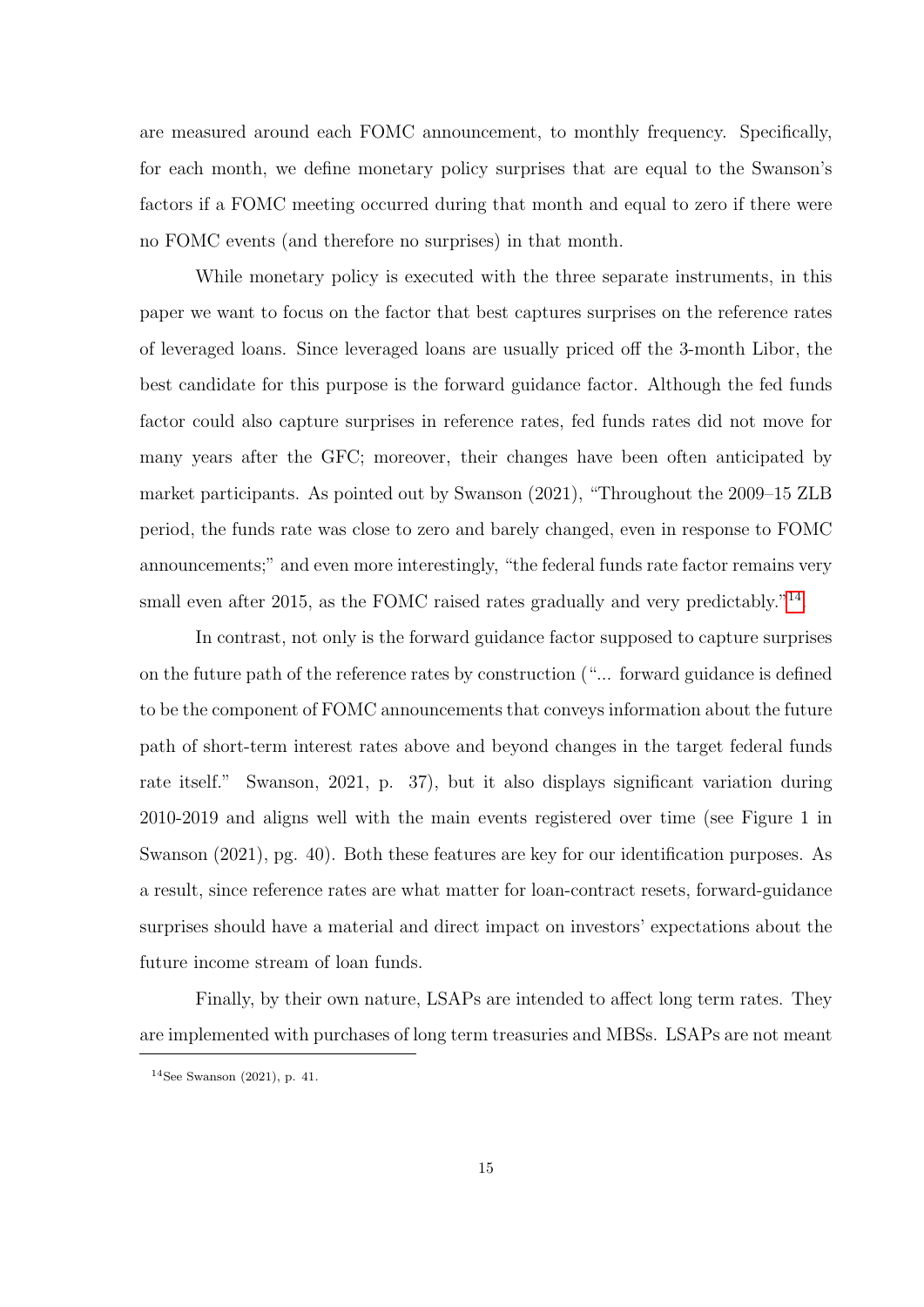are measured around each FOMC announcement, to monthly frequency. Specifically, for each month, we define monetary policy surprises that are equal to the Swanson's factors if a FOMC meeting occurred during that month and equal to zero if there were no FOMC events (and therefore no surprises) in that month.

While monetary policy is executed with the three separate instruments, in this paper we want to focus on the factor that best captures surprises on the reference rates of leveraged loans. Since leveraged loans are usually priced off the 3-month Libor, the best candidate for this purpose is the forward guidance factor. Although the fed funds factor could also capture surprises in reference rates, fed funds rates did not move for many years after the GFC; moreover, their changes have been often anticipated by market participants. As pointed out by Swanson (2021), "Throughout the 2009–15 ZLB period, the funds rate was close to zero and barely changed, even in response to FOMC announcements;" and even more interestingly, "the federal funds rate factor remains very small even after 2015, as the FOMC raised rates gradually and very predictably."[14].

In contrast, not only is the forward guidance factor supposed to capture surprises on the future path of the reference rates by construction ("... forward guidance is defined to be the component of FOMC announcements that conveys information about the future path of short-term interest rates above and beyond changes in the target federal funds rate itself." Swanson, 2021, p. 37), but it also displays significant variation during 2010-2019 and aligns well with the main events registered over time (see Figure 1 in Swanson (2021), pg. 40). Both these features are key for our identification purposes. As a result, since reference rates are what matter for loan-contract resets, forward-guidance surprises should have a material and direct impact on investors' expectations about the future income stream of loan funds.

Finally, by their own nature, LSAPs are intended to affect long term rates. They are implemented with purchases of long term treasuries and MBSs. LSAPs are not meant

[14]See Swanson (2021), p. 41.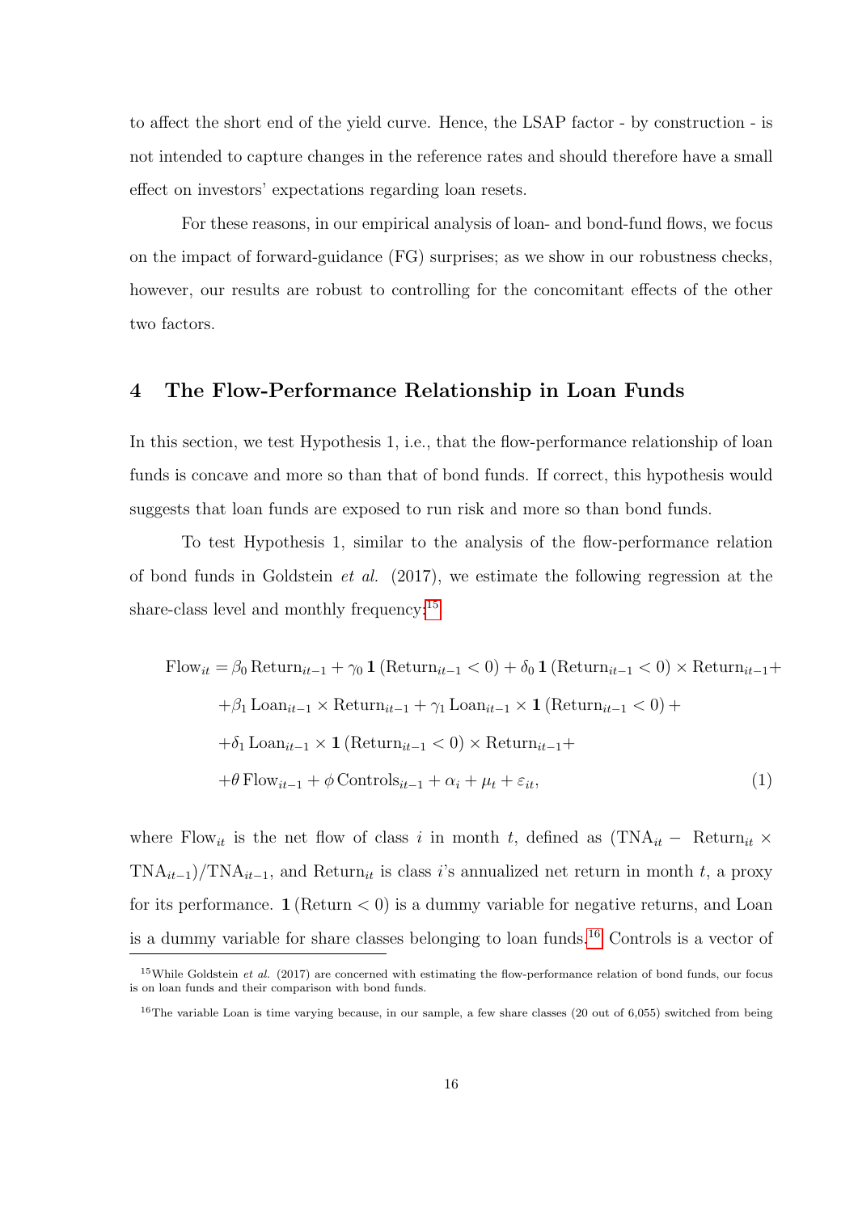to affect the short end of the yield curve. Hence, the LSAP factor - by construction - is not intended to capture changes in the reference rates and should therefore have a small effect on investors' expectations regarding loan resets.

For these reasons, in our empirical analysis of loan- and bond-fund flows, we focus on the impact of forward-guidance (FG) surprises; as we show in our robustness checks, however, our results are robust to controlling for the concomitant effects of the other two factors.

## 4 The Flow-Performance Relationship in Loan Funds

In this section, we test Hypothesis 1, i.e., that the flow-performance relationship of loan funds is concave and more so than that of bond funds. If correct, this hypothesis would suggest that loan funds are exposed to run risk and more so than bond funds.

To test Hypothesis 1, similar to the analysis of the flow-performance relation of bond funds in Goldstein *et al.* (2017), we estimate the following regression at the share-class level and monthly frequency:[15]

$$
\begin{aligned}
\text{Flow}_{it} = {} & \beta_0 \, \text{Return}_{it-1} + \gamma_0 \, \mathbf{1}\left(\text{Return}_{it-1} < 0\right) + \delta_0 \, \mathbf{1}\left(\text{Return}_{it-1} < 0\right) \times \text{Return}_{it-1} + \\
& + \beta_1 \, \text{Loan}_{it-1} \times \text{Return}_{it-1} + \gamma_1 \, \text{Loan}_{it-1} \times \mathbf{1}\left(\text{Return}_{it-1} < 0\right) + \\
& + \delta_1 \, \text{Loan}_{it-1} \times \mathbf{1}\left(\text{Return}_{it-1} < 0\right) \times \text{Return}_{it-1} + \\
& + \theta \, \text{Flow}_{it-1} + \phi \, \text{Controls}_{it-1} + \alpha_i + \mu_t + \varepsilon_{it},
\end{aligned} \tag{1}
$$

where $\text{Flow}_{it}$ is the net flow of class $i$ in month $t$, defined as $(\text{TNA}_{it} - \text{Return}_{it} \times \text{TNA}_{it-1})/\text{TNA}_{it-1}$, and $\text{Return}_{it}$ is class $i$'s annualized net return in month $t$, a proxy for its performance. $\mathbf{1}\,(\text{Return} < 0)$ is a dummy variable for negative returns, and Loan is a dummy variable for share classes belonging to loan funds.[16] Controls is a vector of

[15] While Goldstein *et al.* (2017) are concerned with estimating the flow-performance relation of bond funds, our focus is on loan funds and their comparison with bond funds.

[16] The variable Loan is time varying because, in our sample, a few share classes (20 out of 6,055) switched from being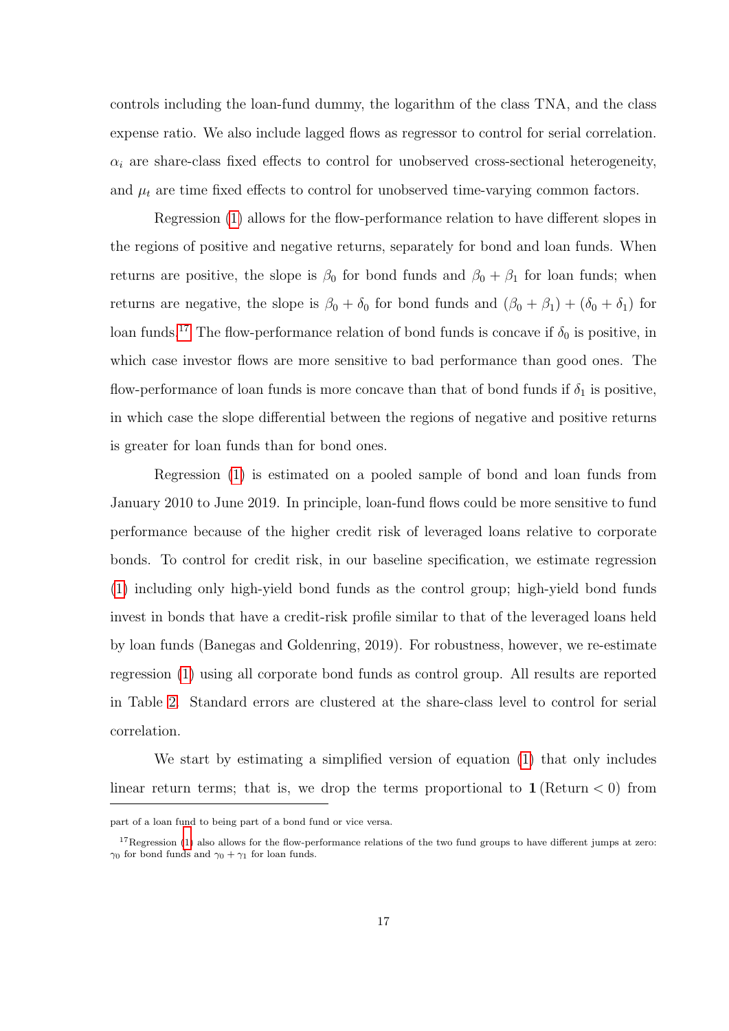controls including the loan-fund dummy, the logarithm of the class TNA, and the class expense ratio. We also include lagged flows as regressor to control for serial correlation. $\alpha_i$ are share-class fixed effects to control for unobserved cross-sectional heterogeneity, and $\mu_t$ are time fixed effects to control for unobserved time-varying common factors.

Regression (1) allows for the flow-performance relation to have different slopes in the regions of positive and negative returns, separately for bond and loan funds. When returns are positive, the slope is $\beta_0$ for bond funds and $\beta_0 + \beta_1$ for loan funds; when returns are negative, the slope is $\beta_0 + \delta_0$ for bond funds and $(\beta_0 + \beta_1) + (\delta_0 + \delta_1)$ for loan funds.[17] The flow-performance relation of bond funds is concave if $\delta_0$ is positive, in which case investor flows are more sensitive to bad performance than good ones. The flow-performance of loan funds is more concave than that of bond funds if $\delta_1$ is positive, in which case the slope differential between the regions of negative and positive returns is greater for loan funds than for bond ones.

Regression (1) is estimated on a pooled sample of bond and loan funds from January 2010 to June 2019. In principle, loan-fund flows could be more sensitive to fund performance because of the higher credit risk of leveraged loans relative to corporate bonds. To control for credit risk, in our baseline specification, we estimate regression (1) including only high-yield bond funds as the control group; high-yield bond funds invest in bonds that have a credit-risk profile similar to that of the leveraged loans held by loan funds (Banegas and Goldenring, 2019). For robustness, however, we re-estimate regression (1) using all corporate bond funds as control group. All results are reported in Table 2. Standard errors are clustered at the share-class level to control for serial correlation.

We start by estimating a simplified version of equation (1) that only includes linear return terms; that is, we drop the terms proportional to $\mathbf{1}\,(\text{Return} < 0)$ from

---

part of a loan fund to being part of a bond fund or vice versa.

[17] Regression (1) also allows for the flow-performance relations of the two fund groups to have different jumps at zero: $\gamma_0$ for bond funds and $\gamma_0 + \gamma_1$ for loan funds.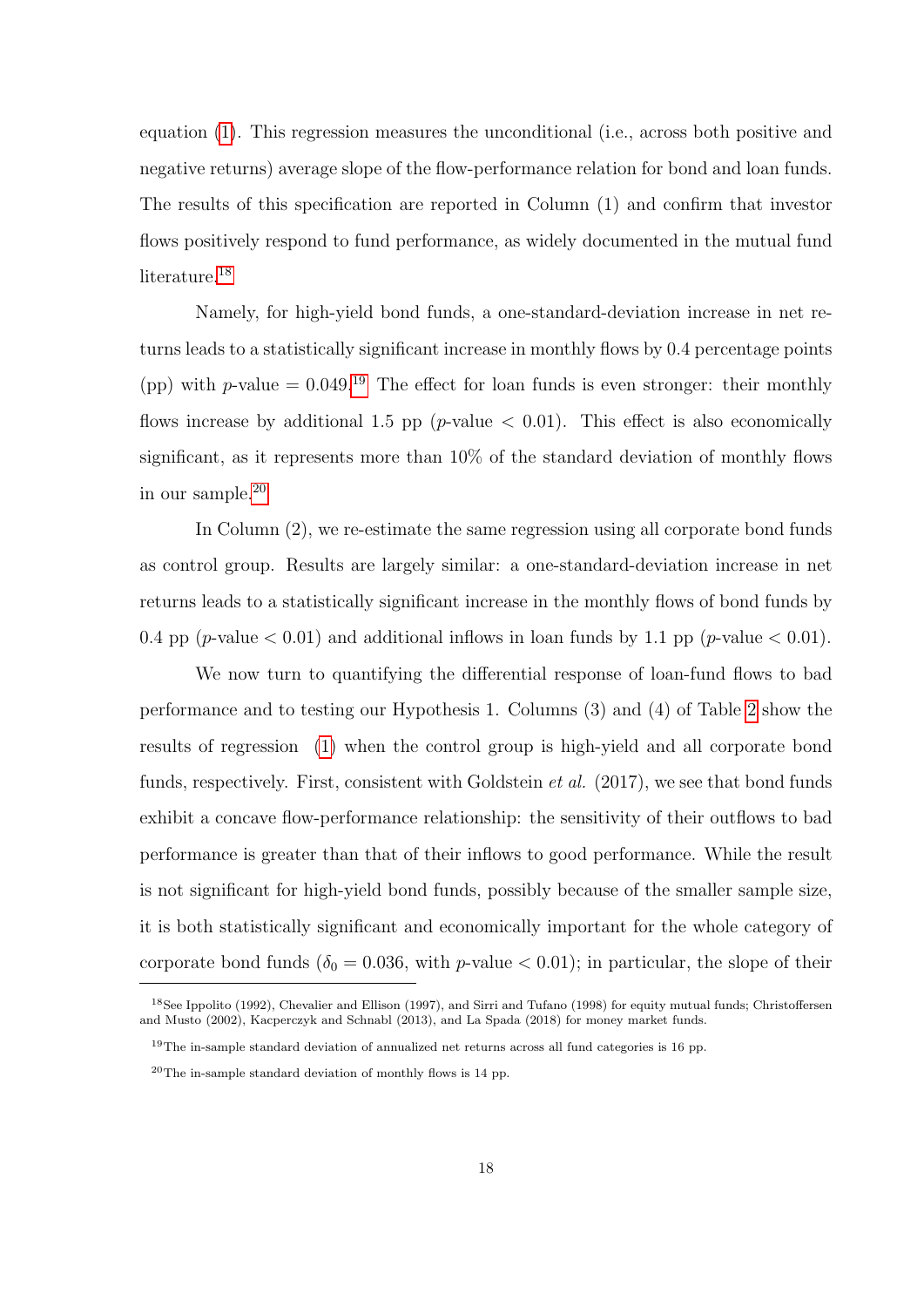equation (1). This regression measures the unconditional (i.e., across both positive and negative returns) average slope of the flow-performance relation for bond and loan funds. The results of this specification are reported in Column (1) and confirm that investor flows positively respond to fund performance, as widely documented in the mutual fund literature.[18]

Namely, for high-yield bond funds, a one-standard-deviation increase in net returns leads to a statistically significant increase in monthly flows by 0.4 percentage points (pp) with $p$-value = 0.049.[19] The effect for loan funds is even stronger: their monthly flows increase by additional 1.5 pp ($p$-value $< 0.01$). This effect is also economically significant, as it represents more than 10% of the standard deviation of monthly flows in our sample.[20]

In Column (2), we re-estimate the same regression using all corporate bond funds as control group. Results are largely similar: a one-standard-deviation increase in net returns leads to a statistically significant increase in the monthly flows of bond funds by 0.4 pp ($p$-value $< 0.01$) and additional inflows in loan funds by 1.1 pp ($p$-value $< 0.01$).

We now turn to quantifying the differential response of loan-fund flows to bad performance and to testing our Hypothesis 1. Columns (3) and (4) of Table 2 show the results of regression (1) when the control group is high-yield and all corporate bond funds, respectively. First, consistent with Goldstein *et al.* (2017), we see that bond funds exhibit a concave flow-performance relationship: the sensitivity of their outflows to bad performance is greater than that of their inflows to good performance. While the result is not significant for high-yield bond funds, possibly because of the smaller sample size, it is both statistically significant and economically important for the whole category of corporate bond funds ($\delta_0 = 0.036$, with $p$-value $< 0.01$); in particular, the slope of their

[18] See Ippolito (1992), Chevalier and Ellison (1997), and Sirri and Tufano (1998) for equity mutual funds; Christoffersen and Musto (2002), Kacperczyk and Schnabl (2013), and La Spada (2018) for money market funds.

[19] The in-sample standard deviation of annualized net returns across all fund categories is 16 pp.

[20] The in-sample standard deviation of monthly flows is 14 pp.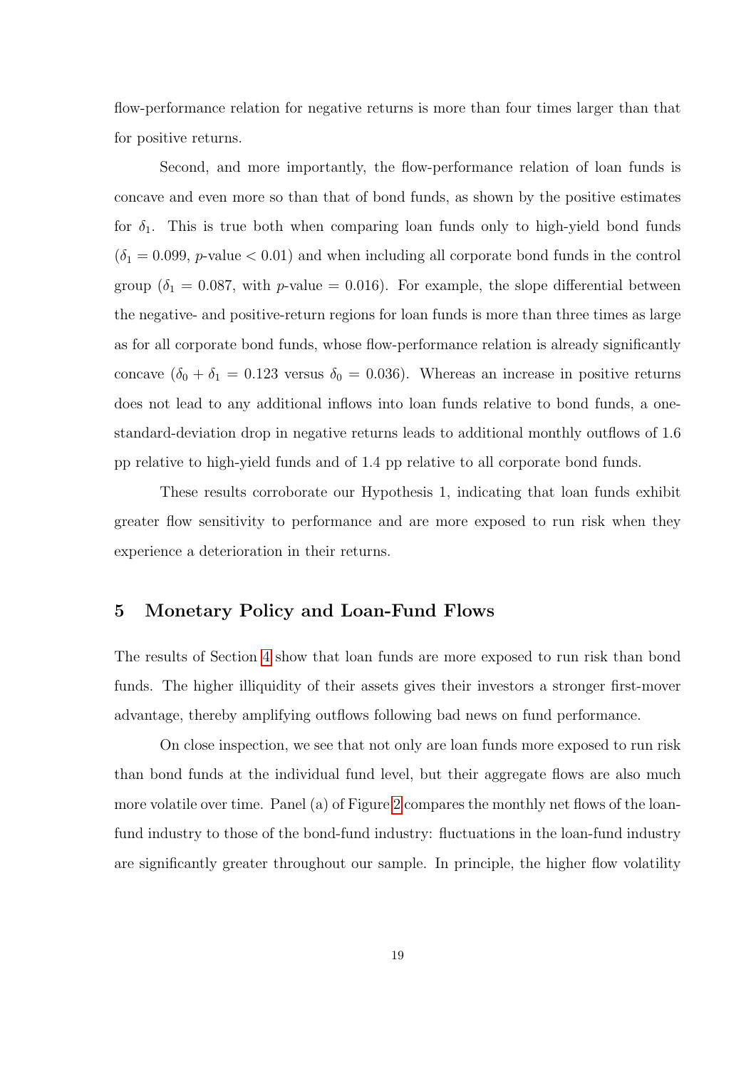flow-performance relation for negative returns is more than four times larger than that for positive returns.

Second, and more importantly, the flow-performance relation of loan funds is concave and even more so than that of bond funds, as shown by the positive estimates for $\delta_1$. This is true both when comparing loan funds only to high-yield bond funds ($\delta_1 = 0.099$, $p$-value $< 0.01$) and when including all corporate bond funds in the control group ($\delta_1 = 0.087$, with $p$-value $= 0.016$). For example, the slope differential between the negative- and positive-return regions for loan funds is more than three times as large as for all corporate bond funds, whose flow-performance relation is already significantly concave ($\delta_0 + \delta_1 = 0.123$ versus $\delta_0 = 0.036$). Whereas an increase in positive returns does not lead to any additional inflows into loan funds relative to bond funds, a one-standard-deviation drop in negative returns leads to additional monthly outflows of 1.6 pp relative to high-yield funds and of 1.4 pp relative to all corporate bond funds.

These results corroborate our Hypothesis 1, indicating that loan funds exhibit greater flow sensitivity to performance and are more exposed to run risk when they experience a deterioration in their returns.

## 5 Monetary Policy and Loan-Fund Flows

The results of Section 4 show that loan funds are more exposed to run risk than bond funds. The higher illiquidity of their assets gives their investors a stronger first-mover advantage, thereby amplifying outflows following bad news on fund performance.

On close inspection, we see that not only are loan funds more exposed to run risk than bond funds at the individual fund level, but their aggregate flows are also much more volatile over time. Panel (a) of Figure 2 compares the monthly net flows of the loan-fund industry to those of the bond-fund industry: fluctuations in the loan-fund industry are significantly greater throughout our sample. In principle, the higher flow volatility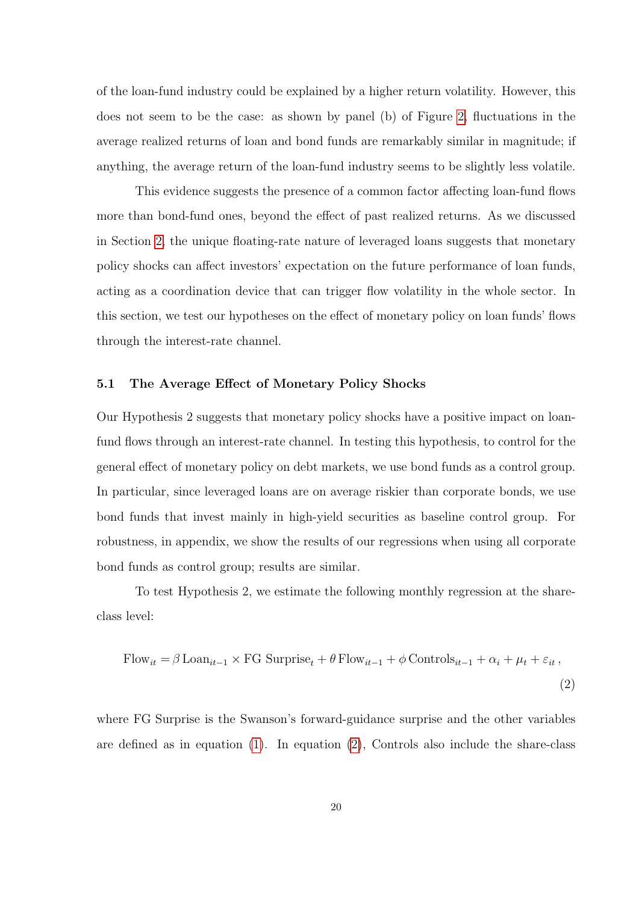of the loan-fund industry could be explained by a higher return volatility. However, this does not seem to be the case: as shown by panel (b) of Figure 2, fluctuations in the average realized returns of loan and bond funds are remarkably similar in magnitude; if anything, the average return of the loan-fund industry seems to be slightly less volatile.

This evidence suggests the presence of a common factor affecting loan-fund flows more than bond-fund ones, beyond the effect of past realized returns. As we discussed in Section 2, the unique floating-rate nature of leveraged loans suggests that monetary policy shocks can affect investors' expectation on the future performance of loan funds, acting as a coordination device that can trigger flow volatility in the whole sector. In this section, we test our hypotheses on the effect of monetary policy on loan funds' flows through the interest-rate channel.

### 5.1 The Average Effect of Monetary Policy Shocks

Our Hypothesis 2 suggests that monetary policy shocks have a positive impact on loan-fund flows through an interest-rate channel. In testing this hypothesis, to control for the general effect of monetary policy on debt markets, we use bond funds as a control group. In particular, since leveraged loans are on average riskier than corporate bonds, we use bond funds that invest mainly in high-yield securities as baseline control group. For robustness, in appendix, we show the results of our regressions when using all corporate bond funds as control group; results are similar.

To test Hypothesis 2, we estimate the following monthly regression at the share-class level:

$$\text{Flow}_{it} = \beta \, \text{Loan}_{it-1} \times \text{FG Surprise}_t + \theta \, \text{Flow}_{it-1} + \phi \, \text{Controls}_{it-1} + \alpha_i + \mu_t + \varepsilon_{it} \,, \tag{2}$$

where FG Surprise is the Swanson's forward-guidance surprise and the other variables are defined as in equation (1). In equation (2), Controls also include the share-class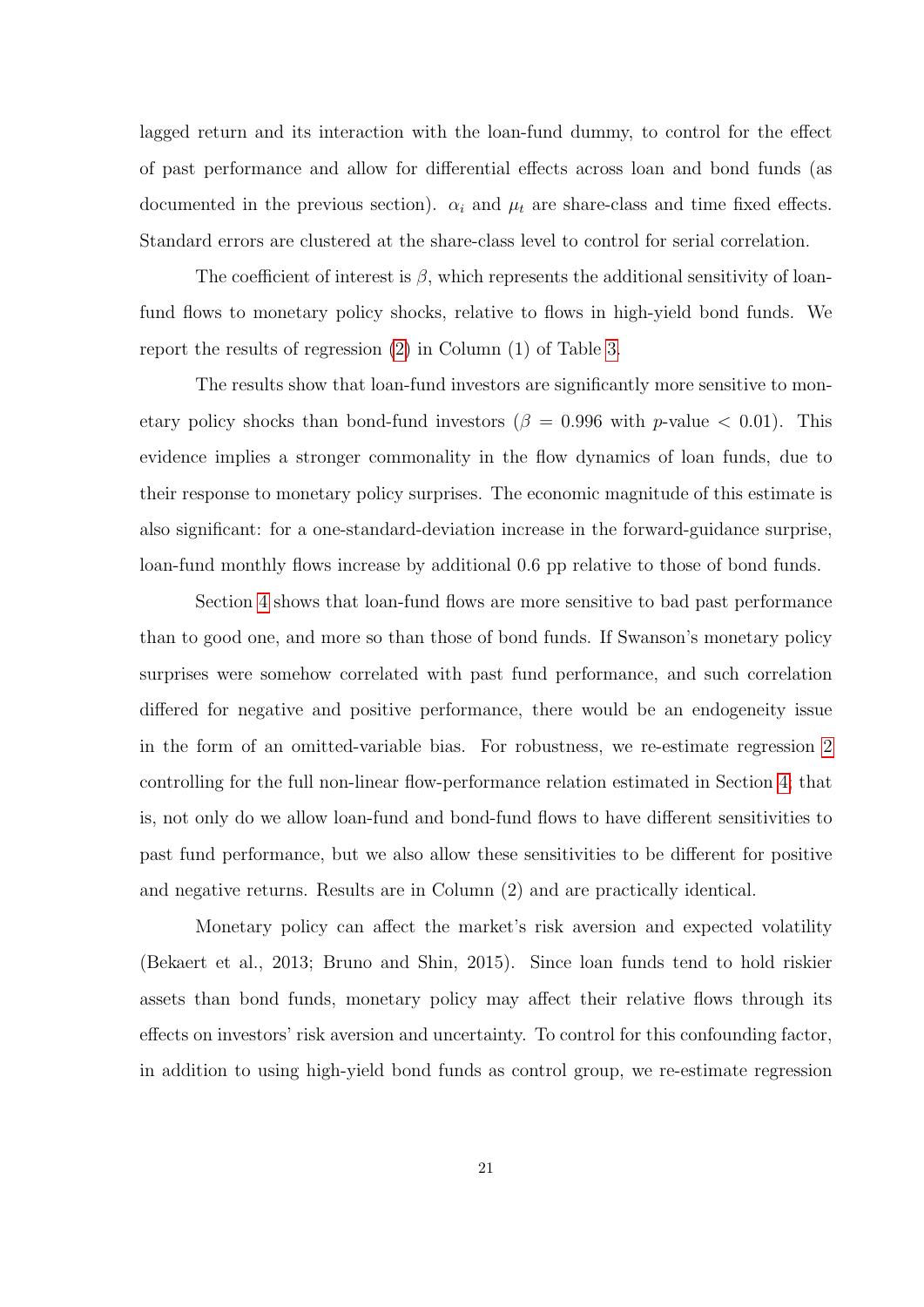lagged return and its interaction with the loan-fund dummy, to control for the effect of past performance and allow for differential effects across loan and bond funds (as documented in the previous section). $\alpha_i$ and $\mu_t$ are share-class and time fixed effects. Standard errors are clustered at the share-class level to control for serial correlation.

The coefficient of interest is $\beta$, which represents the additional sensitivity of loan-fund flows to monetary policy shocks, relative to flows in high-yield bond funds. We report the results of regression (2) in Column (1) of Table 3.

The results show that loan-fund investors are significantly more sensitive to monetary policy shocks than bond-fund investors ($\beta = 0.996$ with $p$-value $< 0.01$). This evidence implies a stronger commonality in the flow dynamics of loan funds, due to their response to monetary policy surprises. The economic magnitude of this estimate is also significant: for a one-standard-deviation increase in the forward-guidance surprise, loan-fund monthly flows increase by additional 0.6 pp relative to those of bond funds.

Section 4 shows that loan-fund flows are more sensitive to bad past performance than to good one, and more so than those of bond funds. If Swanson's monetary policy surprises were somehow correlated with past fund performance, and such correlation differed for negative and positive performance, there would be an endogeneity issue in the form of an omitted-variable bias. For robustness, we re-estimate regression 2 controlling for the full non-linear flow-performance relation estimated in Section 4, that is, not only do we allow loan-fund and bond-fund flows to have different sensitivities to past fund performance, but we also allow these sensitivities to be different for positive and negative returns. Results are in Column (2) and are practically identical.

Monetary policy can affect the market's risk aversion and expected volatility (Bekaert et al., 2013; Bruno and Shin, 2015). Since loan funds tend to hold riskier assets than bond funds, monetary policy may affect their relative flows through its effects on investors' risk aversion and uncertainty. To control for this confounding factor, in addition to using high-yield bond funds as control group, we re-estimate regression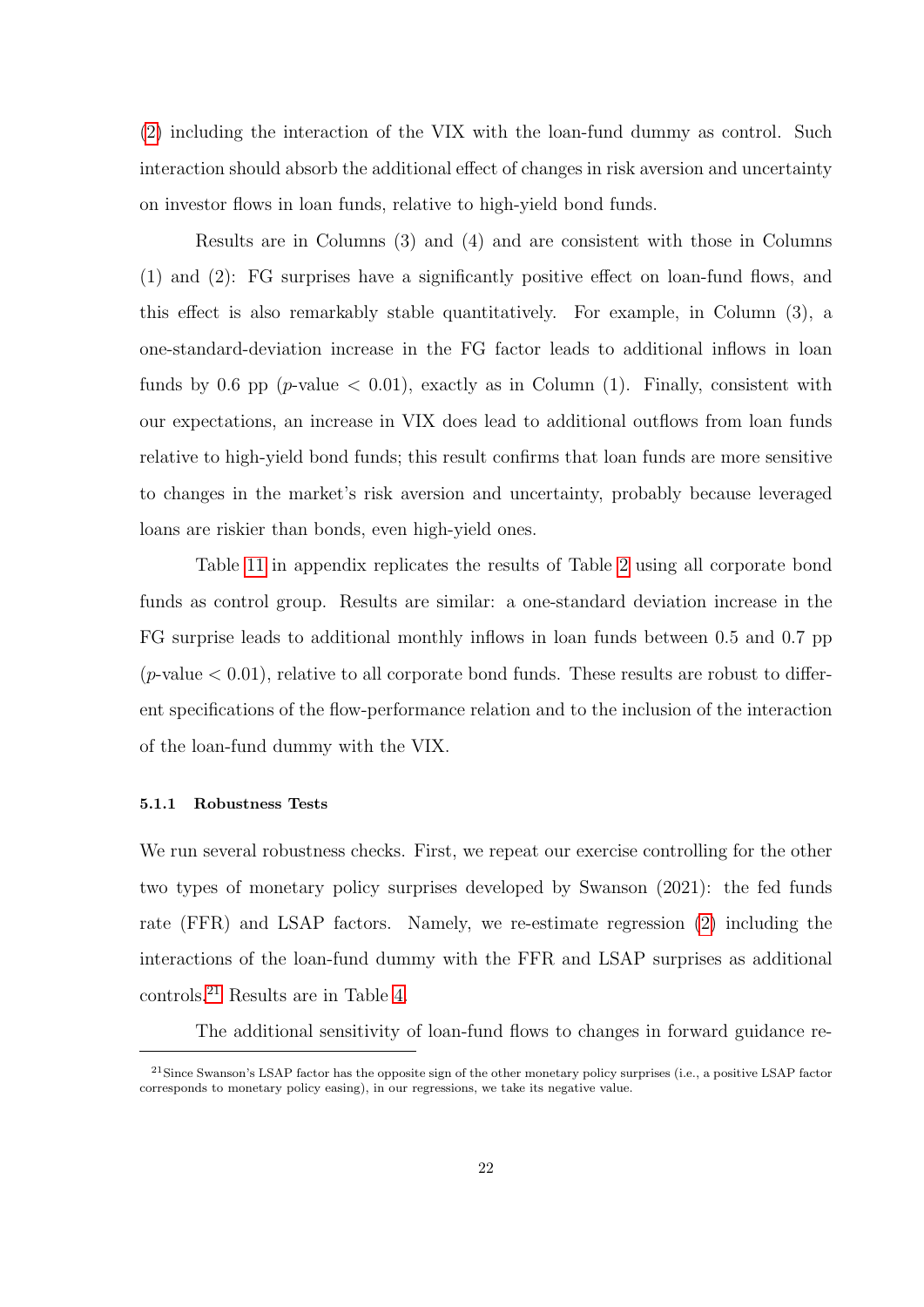(2) including the interaction of the VIX with the loan-fund dummy as control. Such interaction should absorb the additional effect of changes in risk aversion and uncertainty on investor flows in loan funds, relative to high-yield bond funds.

Results are in Columns (3) and (4) and are consistent with those in Columns (1) and (2): FG surprises have a significantly positive effect on loan-fund flows, and this effect is also remarkably stable quantitatively. For example, in Column (3), a one-standard-deviation increase in the FG factor leads to additional inflows in loan funds by 0.6 pp ($p$-value $< 0.01$), exactly as in Column (1). Finally, consistent with our expectations, an increase in VIX does lead to additional outflows from loan funds relative to high-yield bond funds; this result confirms that loan funds are more sensitive to changes in the market's risk aversion and uncertainty, probably because leveraged loans are riskier than bonds, even high-yield ones.

Table 11 in appendix replicates the results of Table 2 using all corporate bond funds as control group. Results are similar: a one-standard deviation increase in the FG surprise leads to additional monthly inflows in loan funds between 0.5 and 0.7 pp ($p$-value $< 0.01$), relative to all corporate bond funds. These results are robust to different specifications of the flow-performance relation and to the inclusion of the interaction of the loan-fund dummy with the VIX.

#### 5.1.1 Robustness Tests

We run several robustness checks. First, we repeat our exercise controlling for the other two types of monetary policy surprises developed by Swanson (2021): the fed funds rate (FFR) and LSAP factors. Namely, we re-estimate regression (2) including the interactions of the loan-fund dummy with the FFR and LSAP surprises as additional controls.[21] Results are in Table 4.

The additional sensitivity of loan-fund flows to changes in forward guidance re-

[21] Since Swanson's LSAP factor has the opposite sign of the other monetary policy surprises (i.e., a positive LSAP factor corresponds to monetary policy easing), in our regressions, we take its negative value.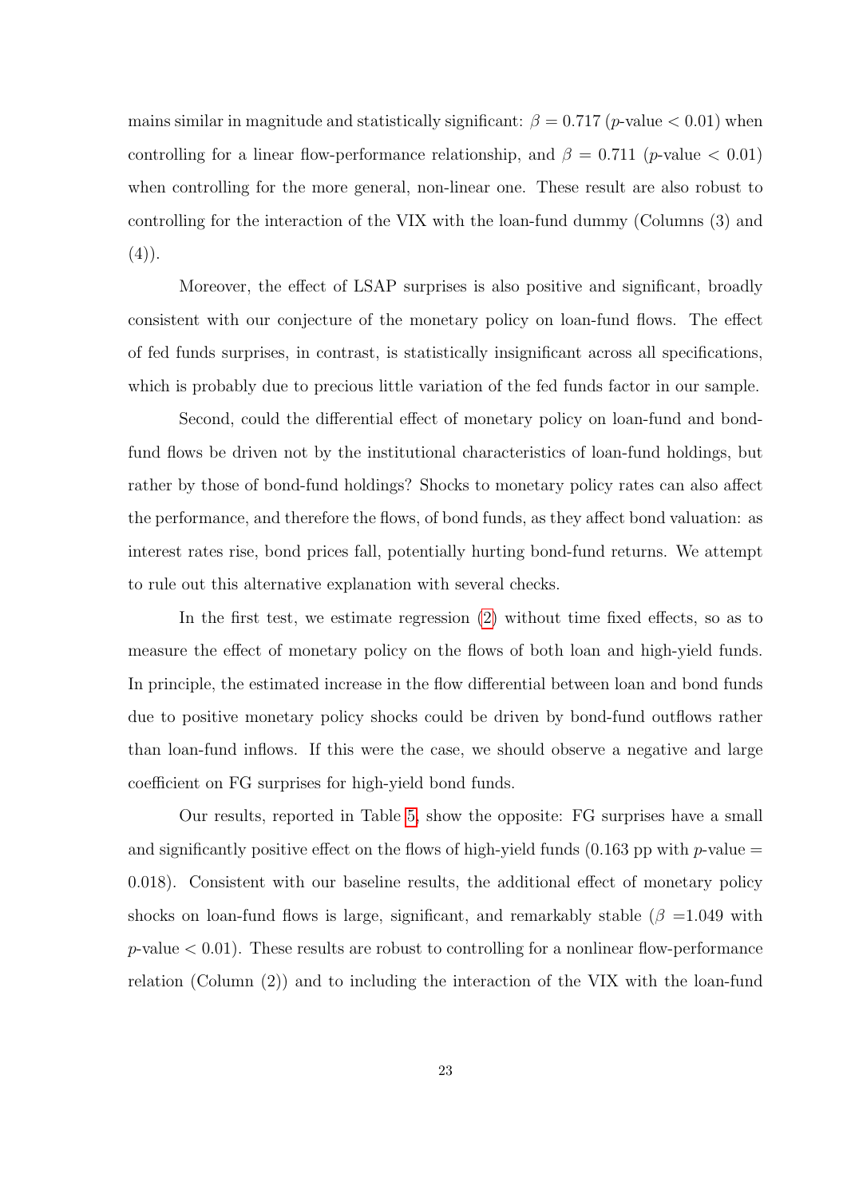mains similar in magnitude and statistically significant: $\beta = 0.717$ ($p$-value $< 0.01$) when controlling for a linear flow-performance relationship, and $\beta = 0.711$ ($p$-value $< 0.01$) when controlling for the more general, non-linear one. These result are also robust to controlling for the interaction of the VIX with the loan-fund dummy (Columns (3) and (4)).

Moreover, the effect of LSAP surprises is also positive and significant, broadly consistent with our conjecture of the monetary policy on loan-fund flows. The effect of fed funds surprises, in contrast, is statistically insignificant across all specifications, which is probably due to precious little variation of the fed funds factor in our sample.

Second, could the differential effect of monetary policy on loan-fund and bond-fund flows be driven not by the institutional characteristics of loan-fund holdings, but rather by those of bond-fund holdings? Shocks to monetary policy rates can also affect the performance, and therefore the flows, of bond funds, as they affect bond valuation: as interest rates rise, bond prices fall, potentially hurting bond-fund returns. We attempt to rule out this alternative explanation with several checks.

In the first test, we estimate regression (2) without time fixed effects, so as to measure the effect of monetary policy on the flows of both loan and high-yield funds. In principle, the estimated increase in the flow differential between loan and bond funds due to positive monetary policy shocks could be driven by bond-fund outflows rather than loan-fund inflows. If this were the case, we should observe a negative and large coefficient on FG surprises for high-yield bond funds.

Our results, reported in Table 5, show the opposite: FG surprises have a small and significantly positive effect on the flows of high-yield funds (0.163 pp with $p$-value $=$ 0.018). Consistent with our baseline results, the additional effect of monetary policy shocks on loan-fund flows is large, significant, and remarkably stable ($\beta$ =1.049 with $p$-value $< 0.01$). These results are robust to controlling for a nonlinear flow-performance relation (Column (2)) and to including the interaction of the VIX with the loan-fund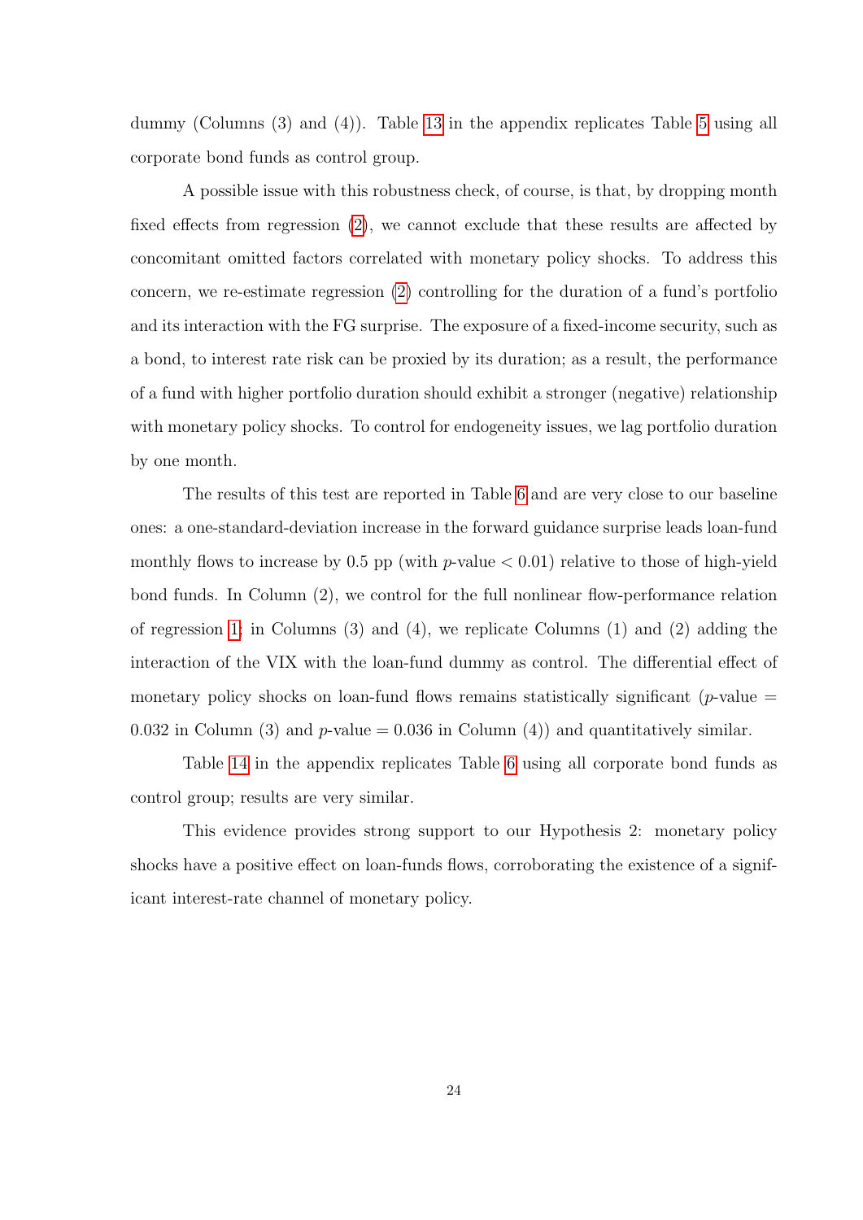dummy (Columns (3) and (4)). Table 13 in the appendix replicates Table 5 using all corporate bond funds as control group.

A possible issue with this robustness check, of course, is that, by dropping month fixed effects from regression (2), we cannot exclude that these results are affected by concomitant omitted factors correlated with monetary policy shocks. To address this concern, we re-estimate regression (2) controlling for the duration of a fund's portfolio and its interaction with the FG surprise. The exposure of a fixed-income security, such as a bond, to interest rate risk can be proxied by its duration; as a result, the performance of a fund with higher portfolio duration should exhibit a stronger (negative) relationship with monetary policy shocks. To control for endogeneity issues, we lag portfolio duration by one month.

The results of this test are reported in Table 6 and are very close to our baseline ones: a one-standard-deviation increase in the forward guidance surprise leads loan-fund monthly flows to increase by 0.5 pp (with $p$-value $< 0.01$) relative to those of high-yield bond funds. In Column (2), we control for the full nonlinear flow-performance relation of regression 1; in Columns (3) and (4), we replicate Columns (1) and (2) adding the interaction of the VIX with the loan-fund dummy as control. The differential effect of monetary policy shocks on loan-fund flows remains statistically significant ($p$-value $=$ 0.032 in Column (3) and $p$-value $= 0.036$ in Column (4)) and quantitatively similar.

Table 14 in the appendix replicates Table 6 using all corporate bond funds as control group; results are very similar.

This evidence provides strong support to our Hypothesis 2: monetary policy shocks have a positive effect on loan-funds flows, corroborating the existence of a significant interest-rate channel of monetary policy.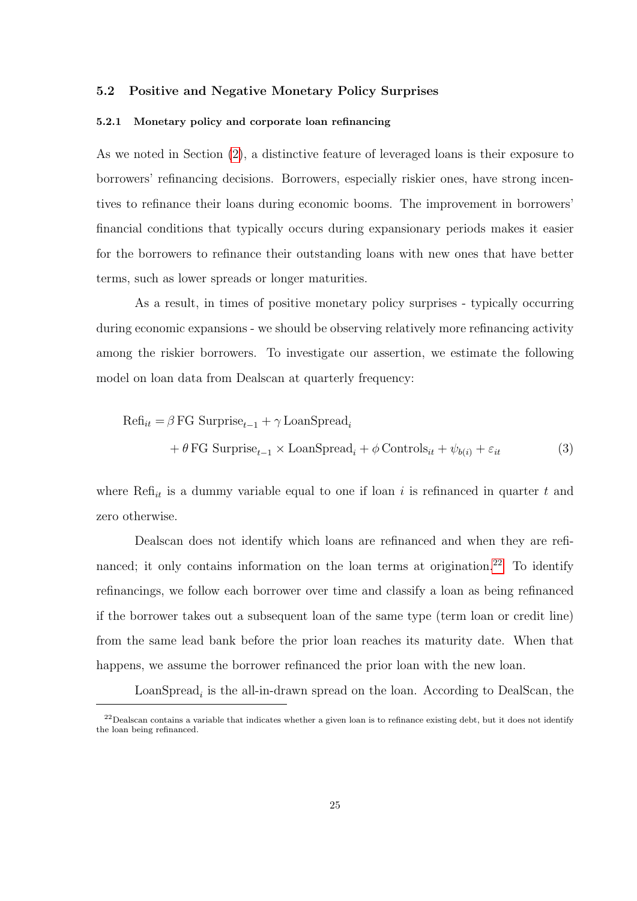### 5.2 Positive and Negative Monetary Policy Surprises

#### 5.2.1 Monetary policy and corporate loan refinancing

As we noted in Section (2), a distinctive feature of leveraged loans is their exposure to borrowers' refinancing decisions. Borrowers, especially riskier ones, have strong incentives to refinance their loans during economic booms. The improvement in borrowers' financial conditions that typically occurs during expansionary periods makes it easier for the borrowers to refinance their outstanding loans with new ones that have better terms, such as lower spreads or longer maturities.

As a result, in times of positive monetary policy surprises - typically occurring during economic expansions - we should be observing relatively more refinancing activity among the riskier borrowers. To investigate our assertion, we estimate the following model on loan data from Dealscan at quarterly frequency:

$$
\begin{aligned}
\text{Refi}_{it} = {} & \beta \, \text{FG Surprise}_{t-1} + \gamma \, \text{LoanSpread}_i \\
& + \theta \, \text{FG Surprise}_{t-1} \times \text{LoanSpread}_i + \phi \, \text{Controls}_{it} + \psi_{b(i)} + \varepsilon_{it} \qquad (3)
\end{aligned}
$$

where $\text{Refi}_{it}$ is a dummy variable equal to one if loan $i$ is refinanced in quarter $t$ and zero otherwise.

Dealscan does not identify which loans are refinanced and when they are refinanced; it only contains information on the loan terms at origination.[22] To identify refinancings, we follow each borrower over time and classify a loan as being refinanced if the borrower takes out a subsequent loan of the same type (term loan or credit line) from the same lead bank before the prior loan reaches its maturity date. When that happens, we assume the borrower refinanced the prior loan with the new loan.

$\text{LoanSpread}_i$ is the all-in-drawn spread on the loan. According to DealScan, the

[22] Dealscan contains a variable that indicates whether a given loan is to refinance existing debt, but it does not identify the loan being refinanced.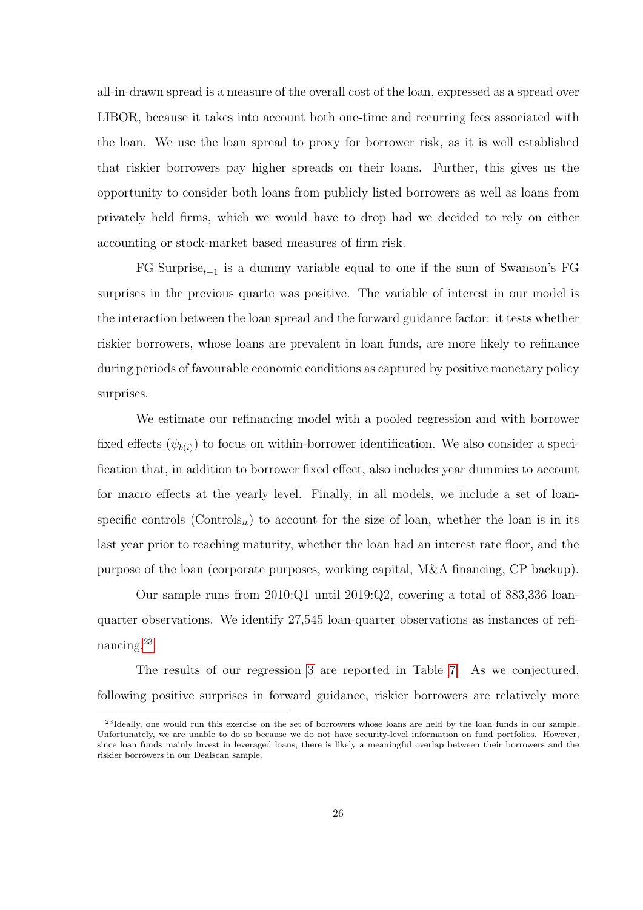all-in-drawn spread is a measure of the overall cost of the loan, expressed as a spread over LIBOR, because it takes into account both one-time and recurring fees associated with the loan. We use the loan spread to proxy for borrower risk, as it is well established that riskier borrowers pay higher spreads on their loans. Further, this gives us the opportunity to consider both loans from publicly listed borrowers as well as loans from privately held firms, which we would have to drop had we decided to rely on either accounting or stock-market based measures of firm risk.

FG Surprise$_{t-1}$ is a dummy variable equal to one if the sum of Swanson's FG surprises in the previous quarte was positive. The variable of interest in our model is the interaction between the loan spread and the forward guidance factor: it tests whether riskier borrowers, whose loans are prevalent in loan funds, are more likely to refinance during periods of favourable economic conditions as captured by positive monetary policy surprises.

We estimate our refinancing model with a pooled regression and with borrower fixed effects ($\psi_{b(i)}$) to focus on within-borrower identification. We also consider a specification that, in addition to borrower fixed effect, also includes year dummies to account for macro effects at the yearly level. Finally, in all models, we include a set of loan-specific controls (Controls$_{it}$) to account for the size of loan, whether the loan is in its last year prior to reaching maturity, whether the loan had an interest rate floor, and the purpose of the loan (corporate purposes, working capital, M&A financing, CP backup).

Our sample runs from 2010:Q1 until 2019:Q2, covering a total of 883,336 loan-quarter observations. We identify 27,545 loan-quarter observations as instances of refinancing.[23]

The results of our regression 3 are reported in Table 7. As we conjectured, following positive surprises in forward guidance, riskier borrowers are relatively more

[23] Ideally, one would run this exercise on the set of borrowers whose loans are held by the loan funds in our sample. Unfortunately, we are unable to do so because we do not have security-level information on fund portfolios. However, since loan funds mainly invest in leveraged loans, there is likely a meaningful overlap between their borrowers and the riskier borrowers in our Dealscan sample.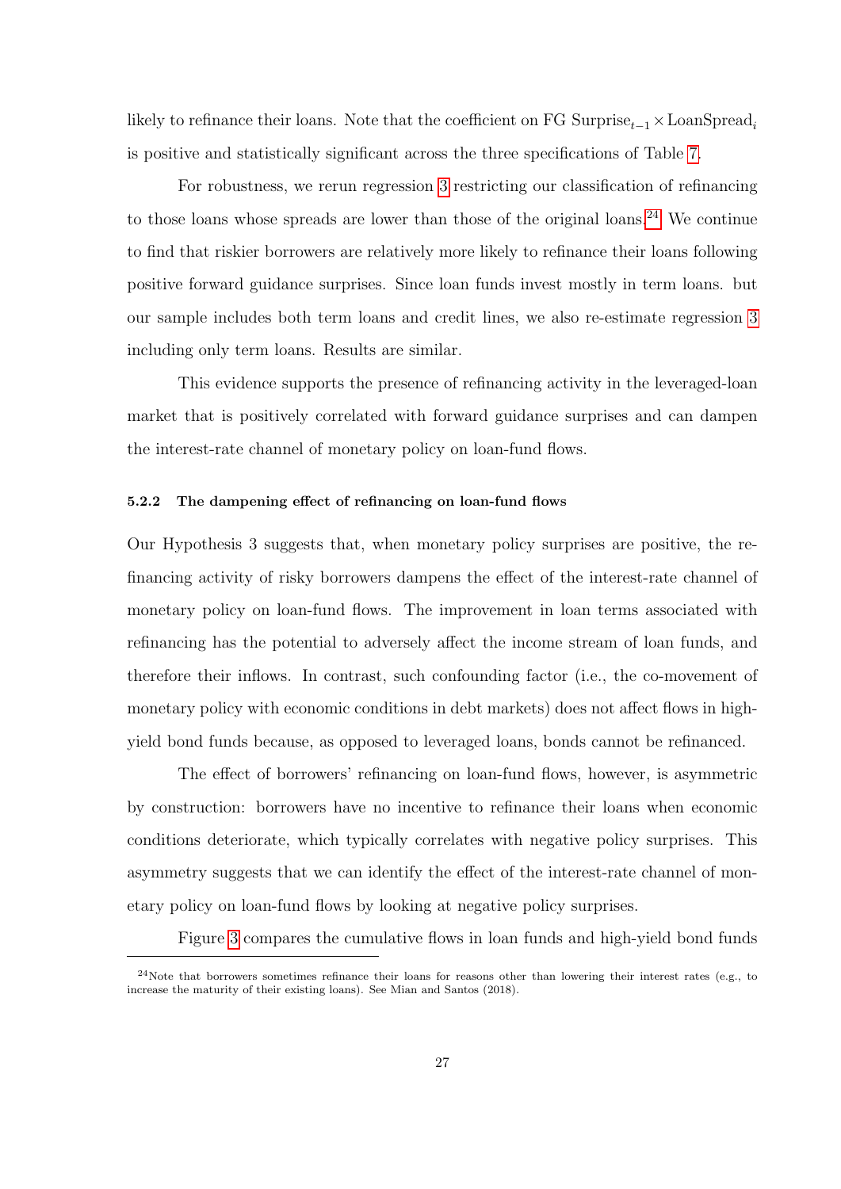likely to refinance their loans. Note that the coefficient on FG $\text{Surprise}_{t-1} \times \text{LoanSpread}_i$ is positive and statistically significant across the three specifications of Table 7.

For robustness, we rerun regression 3 restricting our classification of refinancing to those loans whose spreads are lower than those of the original loans.[24] We continue to find that riskier borrowers are relatively more likely to refinance their loans following positive forward guidance surprises. Since loan funds invest mostly in term loans. but our sample includes both term loans and credit lines, we also re-estimate regression 3 including only term loans. Results are similar.

This evidence supports the presence of refinancing activity in the leveraged-loan market that is positively correlated with forward guidance surprises and can dampen the interest-rate channel of monetary policy on loan-fund flows.

#### 5.2.2 The dampening effect of refinancing on loan-fund flows

Our Hypothesis 3 suggests that, when monetary policy surprises are positive, the refinancing activity of risky borrowers dampens the effect of the interest-rate channel of monetary policy on loan-fund flows. The improvement in loan terms associated with refinancing has the potential to adversely affect the income stream of loan funds, and therefore their inflows. In contrast, such confounding factor (i.e., the co-movement of monetary policy with economic conditions in debt markets) does not affect flows in high-yield bond funds because, as opposed to leveraged loans, bonds cannot be refinanced.

The effect of borrowers' refinancing on loan-fund flows, however, is asymmetric by construction: borrowers have no incentive to refinance their loans when economic conditions deteriorate, which typically correlates with negative policy surprises. This asymmetry suggests that we can identify the effect of the interest-rate channel of monetary policy on loan-fund flows by looking at negative policy surprises.

Figure 3 compares the cumulative flows in loan funds and high-yield bond funds

[24] Note that borrowers sometimes refinance their loans for reasons other than lowering their interest rates (e.g., to increase the maturity of their existing loans). See Mian and Santos (2018).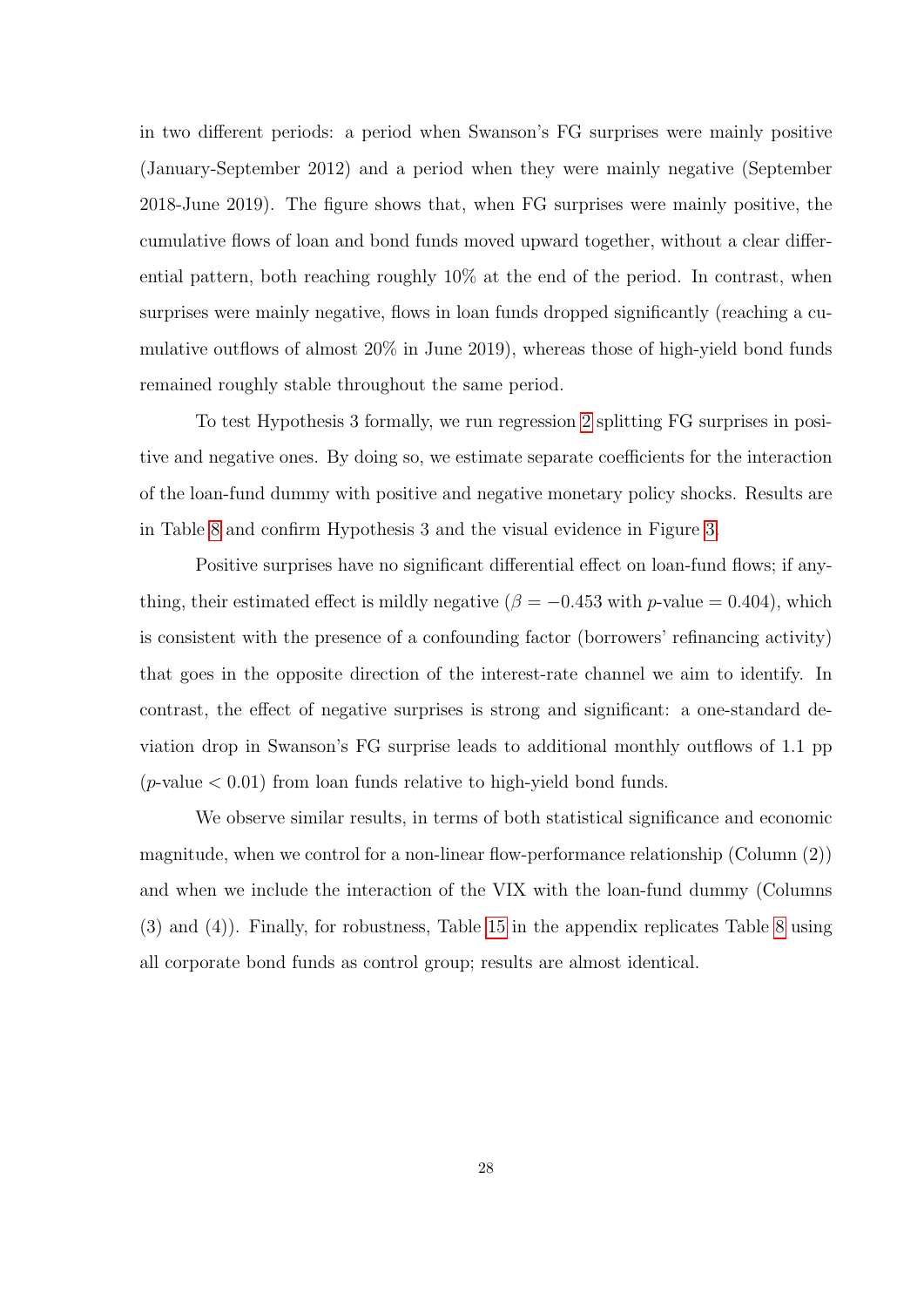in two different periods: a period when Swanson's FG surprises were mainly positive (January-September 2012) and a period when they were mainly negative (September 2018-June 2019). The figure shows that, when FG surprises were mainly positive, the cumulative flows of loan and bond funds moved upward together, without a clear differential pattern, both reaching roughly 10% at the end of the period. In contrast, when surprises were mainly negative, flows in loan funds dropped significantly (reaching a cumulative outflows of almost 20% in June 2019), whereas those of high-yield bond funds remained roughly stable throughout the same period.

To test Hypothesis 3 formally, we run regression 2 splitting FG surprises in positive and negative ones. By doing so, we estimate separate coefficients for the interaction of the loan-fund dummy with positive and negative monetary policy shocks. Results are in Table 8 and confirm Hypothesis 3 and the visual evidence in Figure 3.

Positive surprises have no significant differential effect on loan-fund flows; if anything, their estimated effect is mildly negative ($\beta = -0.453$ with $p$-value $= 0.404$), which is consistent with the presence of a confounding factor (borrowers' refinancing activity) that goes in the opposite direction of the interest-rate channel we aim to identify. In contrast, the effect of negative surprises is strong and significant: a one-standard deviation drop in Swanson's FG surprise leads to additional monthly outflows of 1.1 pp ($p$-value $< 0.01$) from loan funds relative to high-yield bond funds.

We observe similar results, in terms of both statistical significance and economic magnitude, when we control for a non-linear flow-performance relationship (Column (2)) and when we include the interaction of the VIX with the loan-fund dummy (Columns (3) and (4)). Finally, for robustness, Table 15 in the appendix replicates Table 8 using all corporate bond funds as control group; results are almost identical.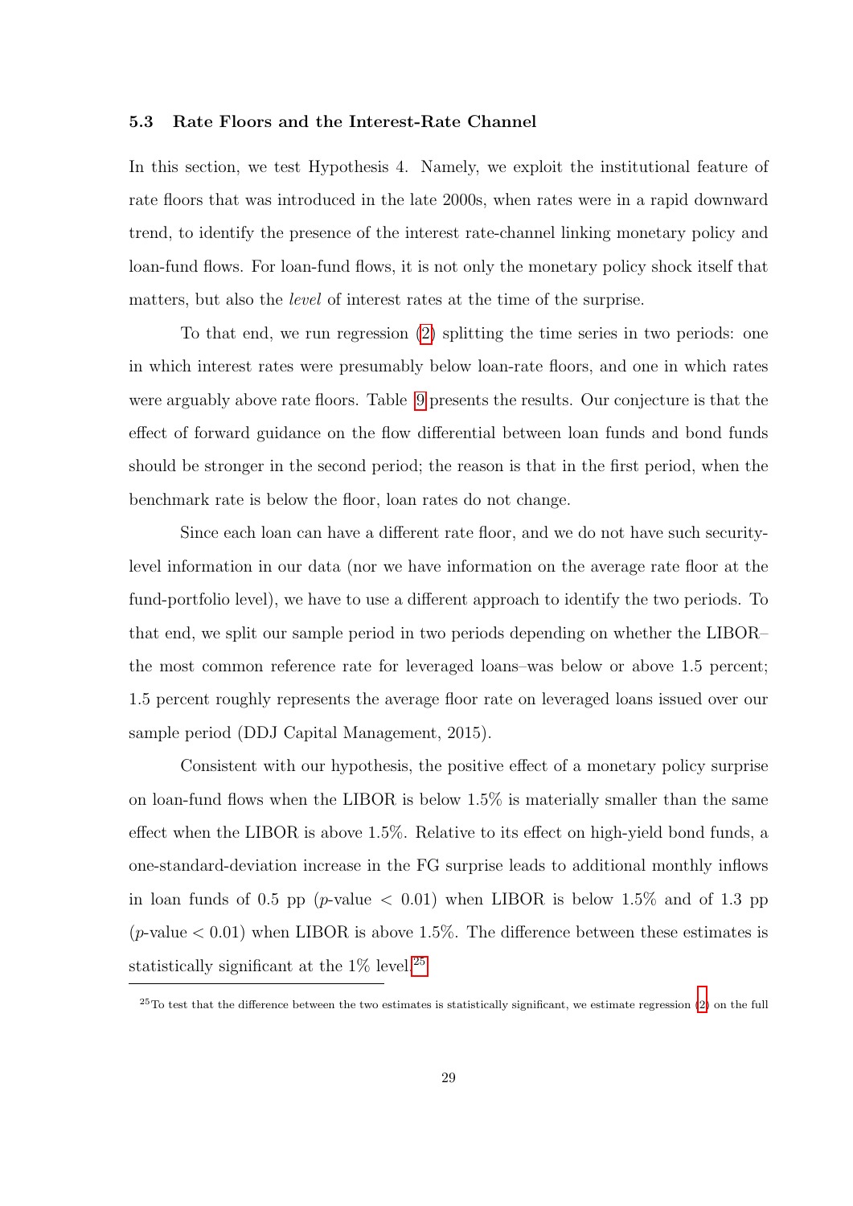### 5.3 Rate Floors and the Interest-Rate Channel

In this section, we test Hypothesis 4. Namely, we exploit the institutional feature of rate floors that was introduced in the late 2000s, when rates were in a rapid downward trend, to identify the presence of the interest rate-channel linking monetary policy and loan-fund flows. For loan-fund flows, it is not only the monetary policy shock itself that matters, but also the *level* of interest rates at the time of the surprise.

To that end, we run regression (2) splitting the time series in two periods: one in which interest rates were presumably below loan-rate floors, and one in which rates were arguably above rate floors. Table 9 presents the results. Our conjecture is that the effect of forward guidance on the flow differential between loan funds and bond funds should be stronger in the second period; the reason is that in the first period, when the benchmark rate is below the floor, loan rates do not change.

Since each loan can have a different rate floor, and we do not have such security-level information in our data (nor we have information on the average rate floor at the fund-portfolio level), we have to use a different approach to identify the two periods. To that end, we split our sample period in two periods depending on whether the LIBOR–the most common reference rate for leveraged loans–was below or above 1.5 percent; 1.5 percent roughly represents the average floor rate on leveraged loans issued over our sample period (DDJ Capital Management, 2015).

Consistent with our hypothesis, the positive effect of a monetary policy surprise on loan-fund flows when the LIBOR is below 1.5% is materially smaller than the same effect when the LIBOR is above 1.5%. Relative to its effect on high-yield bond funds, a one-standard-deviation increase in the FG surprise leads to additional monthly inflows in loan funds of 0.5 pp ($p$-value $< 0.01$) when LIBOR is below 1.5% and of 1.3 pp ($p$-value $< 0.01$) when LIBOR is above 1.5%. The difference between these estimates is statistically significant at the 1% level.[25]

[25] To test that the difference between the two estimates is statistically significant, we estimate regression (2) on the full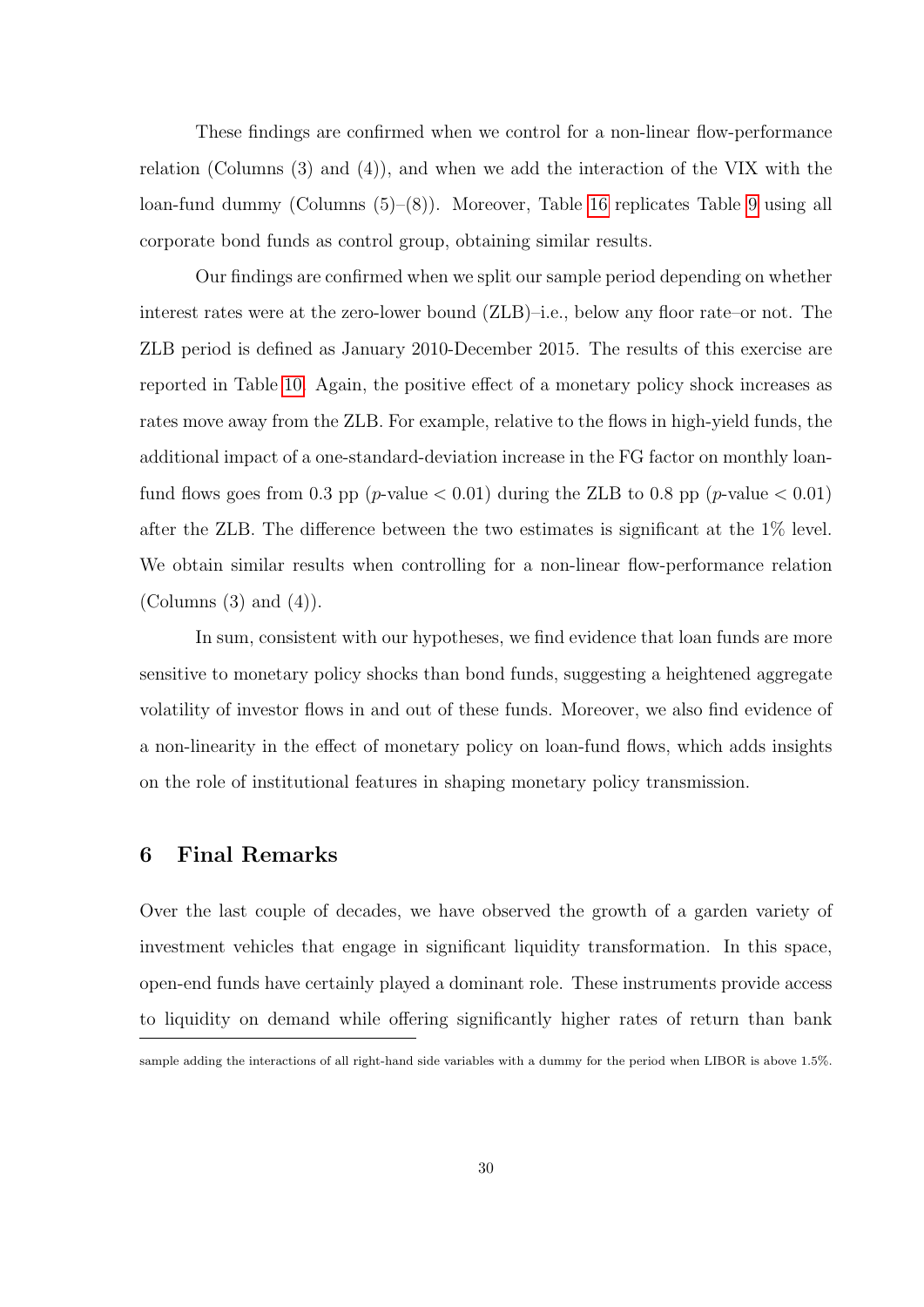These findings are confirmed when we control for a non-linear flow-performance relation (Columns (3) and (4)), and when we add the interaction of the VIX with the loan-fund dummy (Columns (5)–(8)). Moreover, Table 16 replicates Table 9 using all corporate bond funds as control group, obtaining similar results.

Our findings are confirmed when we split our sample period depending on whether interest rates were at the zero-lower bound (ZLB)–i.e., below any floor rate–or not. The ZLB period is defined as January 2010-December 2015. The results of this exercise are reported in Table 10. Again, the positive effect of a monetary policy shock increases as rates move away from the ZLB. For example, relative to the flows in high-yield funds, the additional impact of a one-standard-deviation increase in the FG factor on monthly loan-fund flows goes from 0.3 pp ($p$-value $< 0.01$) during the ZLB to 0.8 pp ($p$-value $< 0.01$) after the ZLB. The difference between the two estimates is significant at the 1% level. We obtain similar results when controlling for a non-linear flow-performance relation (Columns (3) and (4)).

In sum, consistent with our hypotheses, we find evidence that loan funds are more sensitive to monetary policy shocks than bond funds, suggesting a heightened aggregate volatility of investor flows in and out of these funds. Moreover, we also find evidence of a non-linearity in the effect of monetary policy on loan-fund flows, which adds insights on the role of institutional features in shaping monetary policy transmission.

## 6 Final Remarks

Over the last couple of decades, we have observed the growth of a garden variety of investment vehicles that engage in significant liquidity transformation. In this space, open-end funds have certainly played a dominant role. These instruments provide access to liquidity on demand while offering significantly higher rates of return than bank

sample adding the interactions of all right-hand side variables with a dummy for the period when LIBOR is above 1.5%.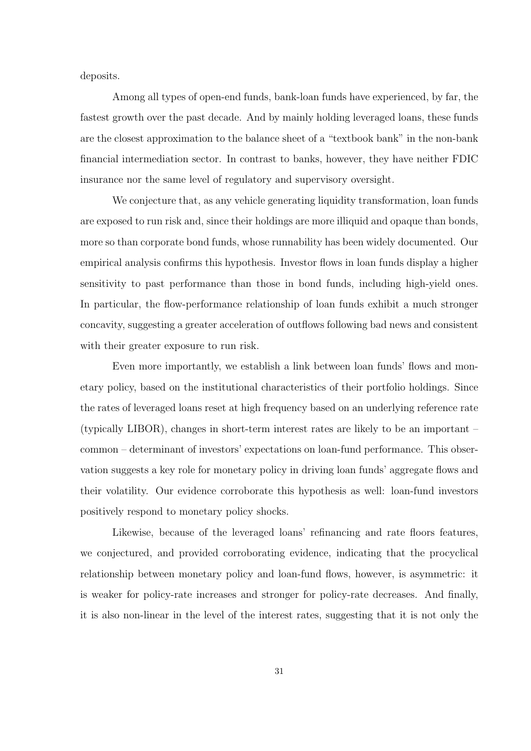deposits.

Among all types of open-end funds, bank-loan funds have experienced, by far, the fastest growth over the past decade. And by mainly holding leveraged loans, these funds are the closest approximation to the balance sheet of a "textbook bank" in the non-bank financial intermediation sector. In contrast to banks, however, they have neither FDIC insurance nor the same level of regulatory and supervisory oversight.

We conjecture that, as any vehicle generating liquidity transformation, loan funds are exposed to run risk and, since their holdings are more illiquid and opaque than bonds, more so than corporate bond funds, whose runnability has been widely documented. Our empirical analysis confirms this hypothesis. Investor flows in loan funds display a higher sensitivity to past performance than those in bond funds, including high-yield ones. In particular, the flow-performance relationship of loan funds exhibit a much stronger concavity, suggesting a greater acceleration of outflows following bad news and consistent with their greater exposure to run risk.

Even more importantly, we establish a link between loan funds' flows and monetary policy, based on the institutional characteristics of their portfolio holdings. Since the rates of leveraged loans reset at high frequency based on an underlying reference rate (typically LIBOR), changes in short-term interest rates are likely to be an important – common – determinant of investors' expectations on loan-fund performance. This observation suggests a key role for monetary policy in driving loan funds' aggregate flows and their volatility. Our evidence corroborate this hypothesis as well: loan-fund investors positively respond to monetary policy shocks.

Likewise, because of the leveraged loans' refinancing and rate floors features, we conjectured, and provided corroborating evidence, indicating that the procyclical relationship between monetary policy and loan-fund flows, however, is asymmetric: it is weaker for policy-rate increases and stronger for policy-rate decreases. And finally, it is also non-linear in the level of the interest rates, suggesting that it is not only the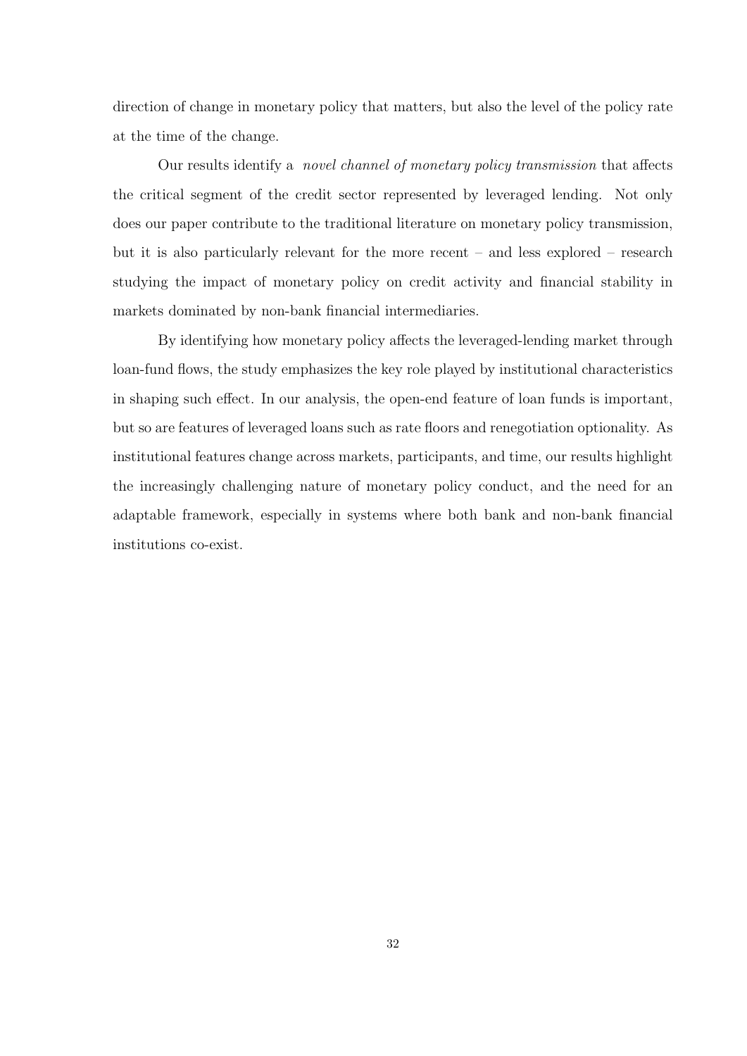direction of change in monetary policy that matters, but also the level of the policy rate at the time of the change.

Our results identify a *novel channel of monetary policy transmission* that affects the critical segment of the credit sector represented by leveraged lending. Not only does our paper contribute to the traditional literature on monetary policy transmission, but it is also particularly relevant for the more recent – and less explored – research studying the impact of monetary policy on credit activity and financial stability in markets dominated by non-bank financial intermediaries.

By identifying how monetary policy affects the leveraged-lending market through loan-fund flows, the study emphasizes the key role played by institutional characteristics in shaping such effect. In our analysis, the open-end feature of loan funds is important, but so are features of leveraged loans such as rate floors and renegotiation optionality. As institutional features change across markets, participants, and time, our results highlight the increasingly challenging nature of monetary policy conduct, and the need for an adaptable framework, especially in systems where both bank and non-bank financial institutions co-exist.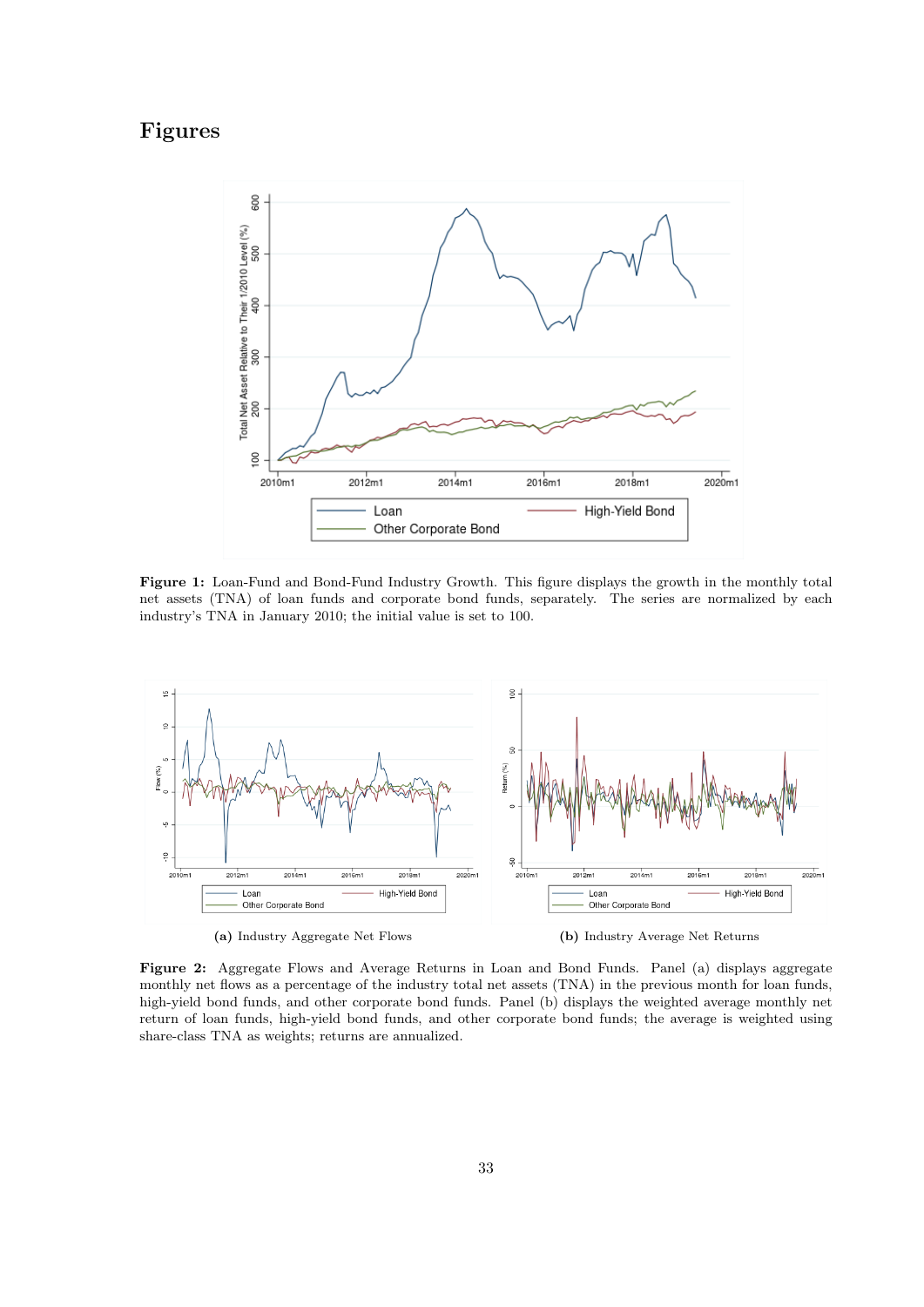# Figures

**Figure 1:** Loan-Fund and Bond-Fund Industry Growth. This figure displays the growth in the monthly total net assets (TNA) of loan funds and corporate bond funds, separately. The series are normalized by each industry's TNA in January 2010; the initial value is set to 100.

**(a)** Industry Aggregate Net Flows

**(b)** Industry Average Net Returns

**Figure 2:** Aggregate Flows and Average Returns in Loan and Bond Funds. Panel (a) displays aggregate monthly net flows as a percentage of the industry total net assets (TNA) in the previous month for loan funds, high-yield bond funds, and other corporate bond funds. Panel (b) displays the weighted average monthly net return of loan funds, high-yield bond funds, and other corporate bond funds; the average is weighted using share-class TNA as weights; returns are annualized.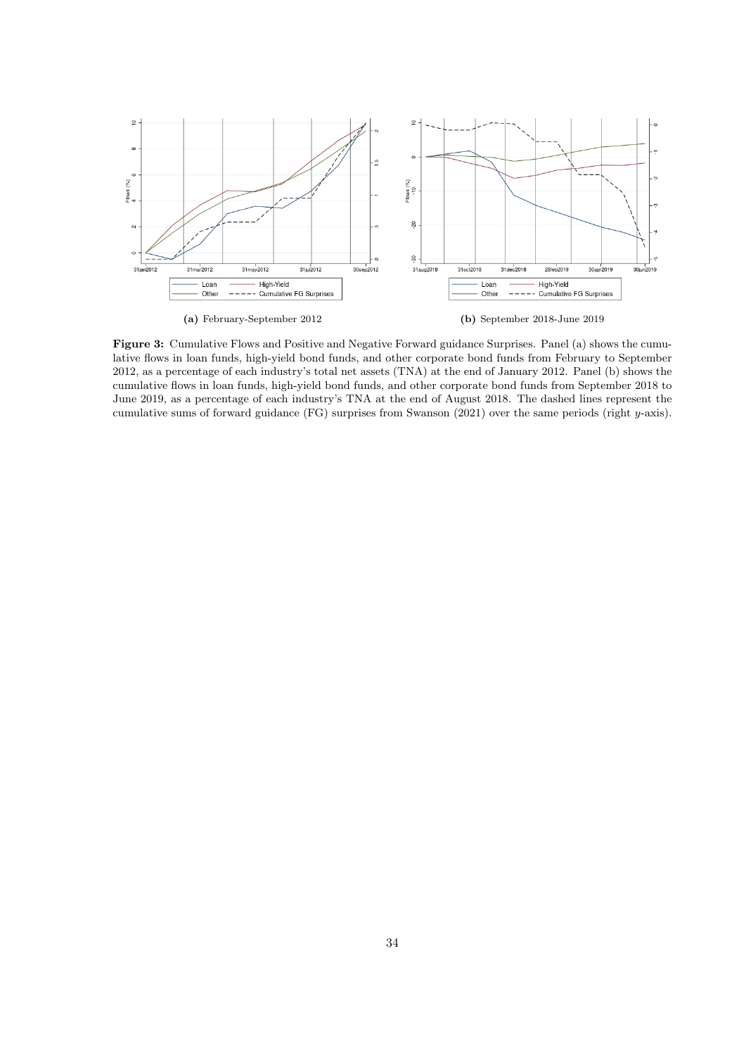(a) February-September 2012

(b) September 2018-June 2019

**Figure 3:** Cumulative Flows and Positive and Negative Forward guidance Surprises. Panel (a) shows the cumulative flows in loan funds, high-yield bond funds, and other corporate bond funds from February to September 2012, as a percentage of each industry's total net assets (TNA) at the end of January 2012. Panel (b) shows the cumulative flows in loan funds, high-yield bond funds, and other corporate bond funds from September 2018 to June 2019, as a percentage of each industry's TNA at the end of August 2018. The dashed lines represent the cumulative sums of forward guidance (FG) surprises from Swanson (2021) over the same periods (right $y$-axis).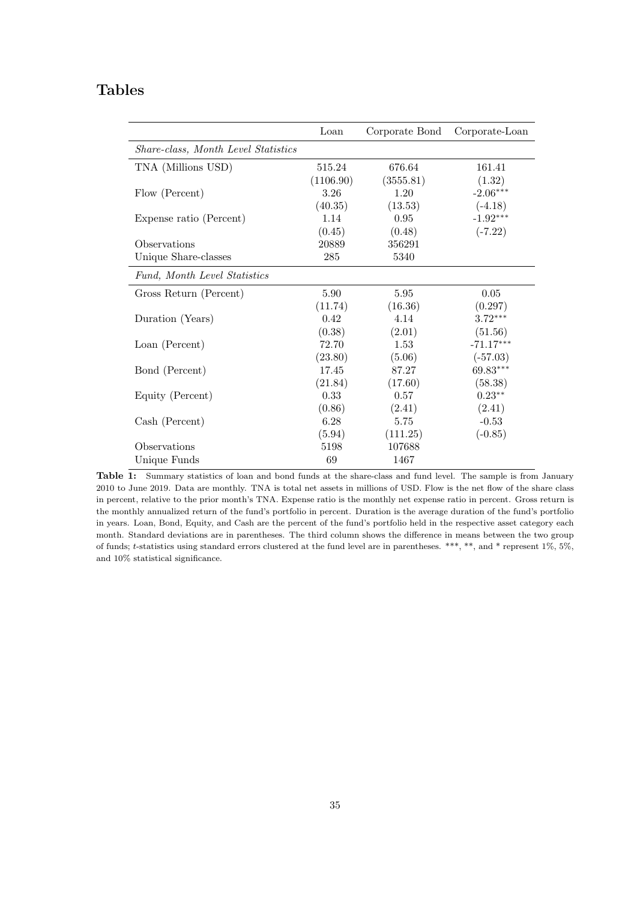# Tables

| | Loan | Corporate Bond | Corporate-Loan |
|---|---|---|---|
| *Share-class, Month Level Statistics* | | | |
| TNA (Millions USD) | 515.24 | 676.64 | 161.41 |
| | (1106.90) | (3555.81) | (1.32) |
| Flow (Percent) | 3.26 | 1.20 | -2.06*** |
| | (40.35) | (13.53) | (-4.18) |
| Expense ratio (Percent) | 1.14 | 0.95 | -1.92*** |
| | (0.45) | (0.48) | (-7.22) |
| Observations | 20889 | 356291 | |
| Unique Share-classes | 285 | 5340 | |
| *Fund, Month Level Statistics* | | | |
| Gross Return (Percent) | 5.90 | 5.95 | 0.05 |
| | (11.74) | (16.36) | (0.297) |
| Duration (Years) | 0.42 | 4.14 | 3.72*** |
| | (0.38) | (2.01) | (51.56) |
| Loan (Percent) | 72.70 | 1.53 | -71.17*** |
| | (23.80) | (5.06) | (-57.03) |
| Bond (Percent) | 17.45 | 87.27 | 69.83*** |
| | (21.84) | (17.60) | (58.38) |
| Equity (Percent) | 0.33 | 0.57 | 0.23** |
| | (0.86) | (2.41) | (2.41) |
| Cash (Percent) | 6.28 | 5.75 | -0.53 |
| | (5.94) | (111.25) | (-0.85) |
| Observations | 5198 | 107688 | |
| Unique Funds | 69 | 1467 | |

**Table 1:** Summary statistics of loan and bond funds at the share-class and fund level. The sample is from January 2010 to June 2019. Data are monthly. TNA is total net assets in millions of USD. Flow is the net flow of the share class in percent, relative to the prior month's TNA. Expense ratio is the monthly net expense ratio in percent. Gross return is the monthly annualized return of the fund's portfolio in percent. Duration is the average duration of the fund's portfolio in years. Loan, Bond, Equity, and Cash are the percent of the fund's portfolio held in the respective asset category each month. Standard deviations are in parentheses. The third column shows the difference in means between the two group of funds; *t*-statistics using standard errors clustered at the fund level are in parentheses. ***, **, and * represent 1%, 5%, and 10% statistical significance.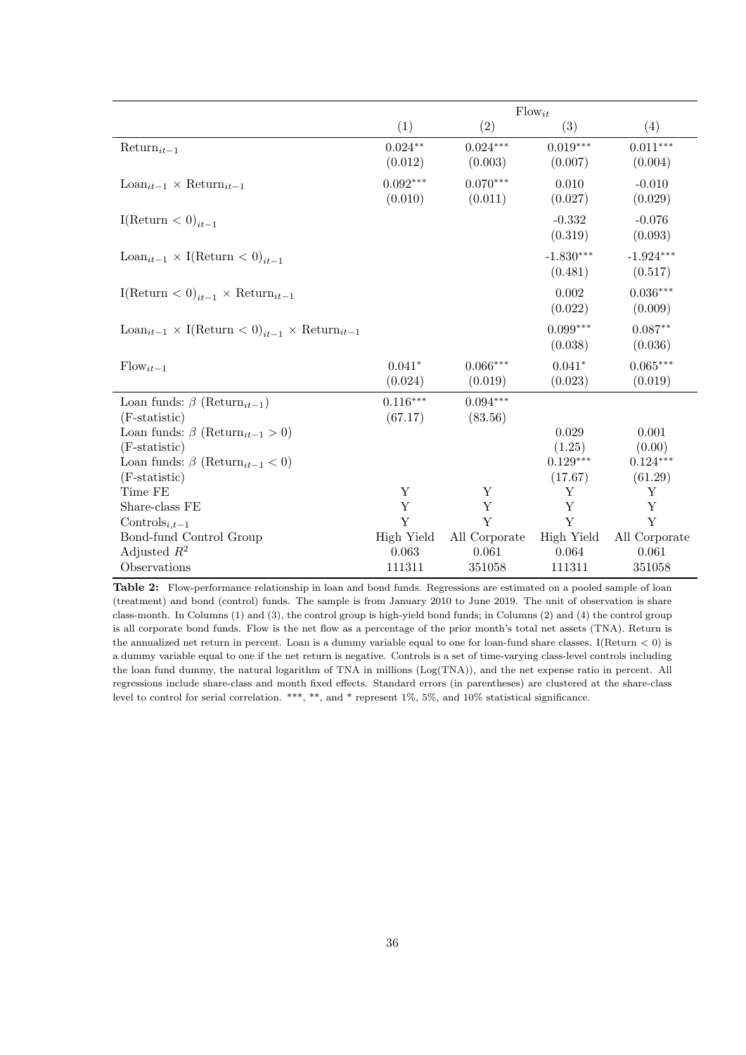| | $\text{Flow}_{it}$ | | | |
|---|---|---|---|---|
| | (1) | (2) | (3) | (4) |
| $\text{Return}_{it-1}$ | $0.024^{**}$ | $0.024^{***}$ | $0.019^{***}$ | $0.011^{***}$ |
| | (0.012) | (0.003) | (0.007) | (0.004) |
| $\text{Loan}_{it-1} \times \text{Return}_{it-1}$ | $0.092^{***}$ | $0.070^{***}$ | 0.010 | -0.010 |
| | (0.010) | (0.011) | (0.027) | (0.029) |
| $\text{I}(\text{Return} < 0)_{it-1}$ | | | -0.332 | -0.076 |
| | | | (0.319) | (0.093) |
| $\text{Loan}_{it-1} \times \text{I}(\text{Return} < 0)_{it-1}$ | | | $-1.830^{***}$ | $-1.924^{***}$ |
| | | | (0.481) | (0.517) |
| $\text{I}(\text{Return} < 0)_{it-1} \times \text{Return}_{it-1}$ | | | 0.002 | $0.036^{***}$ |
| | | | (0.022) | (0.009) |
| $\text{Loan}_{it-1} \times \text{I}(\text{Return} < 0)_{it-1} \times \text{Return}_{it-1}$ | | | $0.099^{***}$ | $0.087^{**}$ |
| | | | (0.038) | (0.036) |
| $\text{Flow}_{it-1}$ | $0.041^{*}$ | $0.066^{***}$ | $0.041^{*}$ | $0.065^{***}$ |
| | (0.024) | (0.019) | (0.023) | (0.019) |
| Loan funds: $\beta$ ($\text{Return}_{it-1}$) | $0.116^{***}$ | $0.094^{***}$ | | |
| (F-statistic) | (67.17) | (83.56) | | |
| Loan funds: $\beta$ ($\text{Return}_{it-1} > 0$) | | | 0.029 | 0.001 |
| (F-statistic) | | | (1.25) | (0.00) |
| Loan funds: $\beta$ ($\text{Return}_{it-1} < 0$) | | | $0.129^{***}$ | $0.124^{***}$ |
| (F-statistic) | | | (17.67) | (61.29) |
| Time FE | Y | Y | Y | Y |
| Share-class FE | Y | Y | Y | Y |
| $\text{Controls}_{i,t-1}$ | Y | Y | Y | Y |
| Bond-fund Control Group | High Yield | All Corporate | High Yield | All Corporate |
| Adjusted $R^2$ | 0.063 | 0.061 | 0.064 | 0.061 |
| Observations | 111311 | 351058 | 111311 | 351058 |

**Table 2:** Flow-performance relationship in loan and bond funds. Regressions are estimated on a pooled sample of loan (treatment) and bond (control) funds. The sample is from January 2010 to June 2019. The unit of observation is share class-month. In Columns (1) and (3), the control group is high-yield bond funds; in Columns (2) and (4) the control group is all corporate bond funds. Flow is the net flow as a percentage of the prior month's total net assets (TNA). Return is the annualized net return in percent. Loan is a dummy variable equal to one for loan-fund share classes. I(Return < 0) is a dummy variable equal to one if the net return is negative. Controls is a set of time-varying class-level controls including the loan fund dummy, the natural logarithm of TNA in millions (Log(TNA)), and the net expense ratio in percent. All regressions include share-class and month fixed effects. Standard errors (in parentheses) are clustered at the share-class level to control for serial correlation. ***, **, and * represent 1%, 5%, and 10% statistical significance.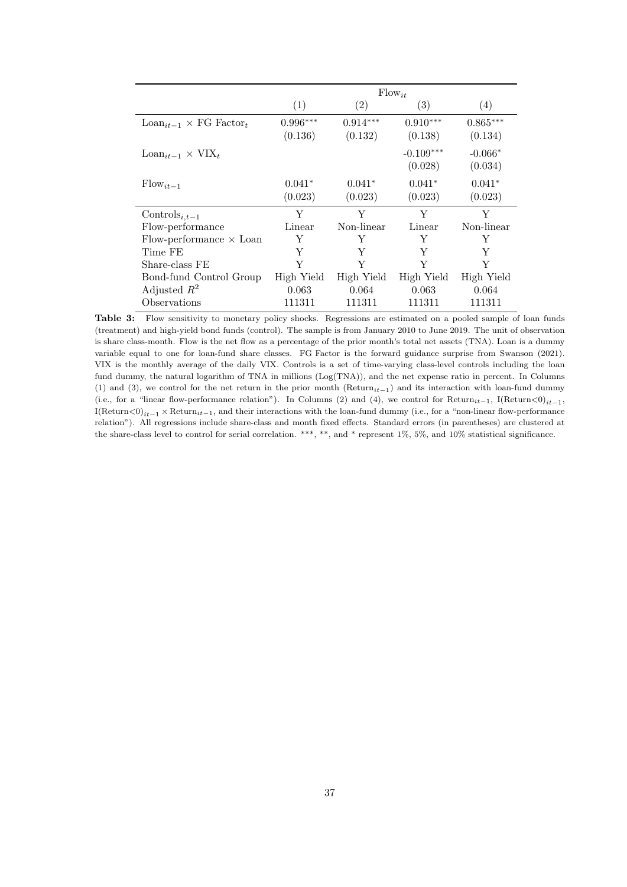| | $\text{Flow}_{it}$ | | | |
|---|---|---|---|---|
| | (1) | (2) | (3) | (4) |
| $\text{Loan}_{it-1} \times \text{FG Factor}_t$ | $0.996^{***}$ | $0.914^{***}$ | $0.910^{***}$ | $0.865^{***}$ |
| | (0.136) | (0.132) | (0.138) | (0.134) |
| $\text{Loan}_{it-1} \times \text{VIX}_t$ | | | $-0.109^{***}$ | $-0.066^{*}$ |
| | | | (0.028) | (0.034) |
| $\text{Flow}_{it-1}$ | $0.041^{*}$ | $0.041^{*}$ | $0.041^{*}$ | $0.041^{*}$ |
| | (0.023) | (0.023) | (0.023) | (0.023) |
| $\text{Controls}_{i,t-1}$ | Y | Y | Y | Y |
| Flow-performance | Linear | Non-linear | Linear | Non-linear |
| Flow-performance $\times$ Loan | Y | Y | Y | Y |
| Time FE | Y | Y | Y | Y |
| Share-class FE | Y | Y | Y | Y |
| Bond-fund Control Group | High Yield | High Yield | High Yield | High Yield |
| Adjusted $R^2$ | 0.063 | 0.064 | 0.063 | 0.064 |
| Observations | 111311 | 111311 | 111311 | 111311 |

**Table 3:** Flow sensitivity to monetary policy shocks. Regressions are estimated on a pooled sample of loan funds (treatment) and high-yield bond funds (control). The sample is from January 2010 to June 2019. The unit of observation is share class-month. Flow is the net flow as a percentage of the prior month's total net assets (TNA). Loan is a dummy variable equal to one for loan-fund share classes. FG Factor is the forward guidance surprise from Swanson (2021). VIX is the monthly average of the daily VIX. Controls is a set of time-varying class-level controls including the loan fund dummy, the natural logarithm of TNA in millions (Log(TNA)), and the net expense ratio in percent. In Columns (1) and (3), we control for the net return in the prior month ($\text{Return}_{it-1}$) and its interaction with loan-fund dummy (i.e., for a "linear flow-performance relation"). In Columns (2) and (4), we control for $\text{Return}_{it-1}$, $\text{I(Return<0)}_{it-1}$, $\text{I(Return<0)}_{it-1} \times \text{Return}_{it-1}$, and their interactions with the loan-fund dummy (i.e., for a "non-linear flow-performance relation"). All regressions include share-class and month fixed effects. Standard errors (in parentheses) are clustered at the share-class level to control for serial correlation. ***, **, and * represent 1%, 5%, and 10% statistical significance.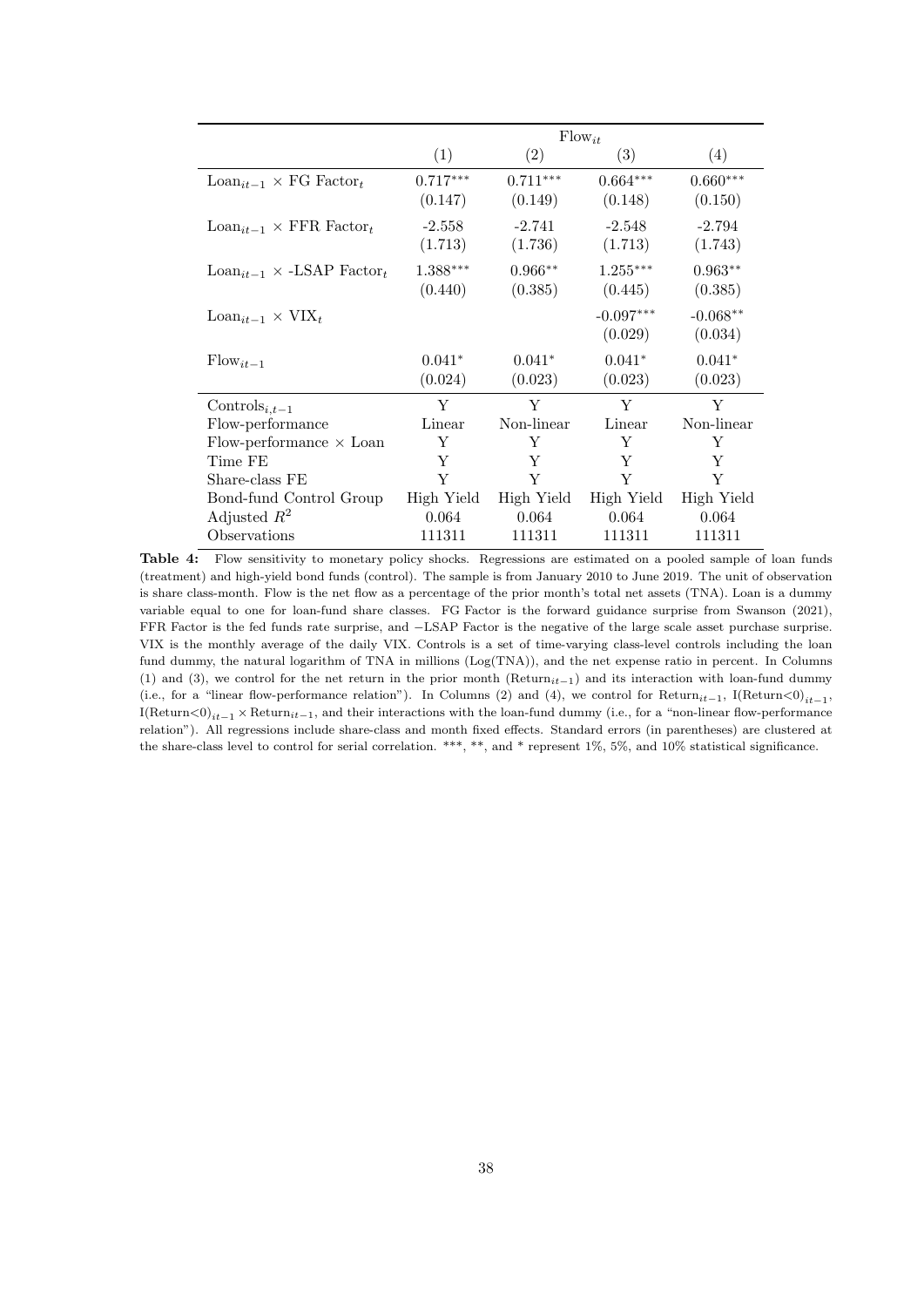| | $\text{Flow}_{it}$ | | | |
|---|---|---|---|---|
| | (1) | (2) | (3) | (4) |
| $\text{Loan}_{it-1} \times$ FG $\text{Factor}_t$ | $0.717^{***}$ | $0.711^{***}$ | $0.664^{***}$ | $0.660^{***}$ |
| | (0.147) | (0.149) | (0.148) | (0.150) |
| $\text{Loan}_{it-1} \times$ FFR $\text{Factor}_t$ | -2.558 | -2.741 | -2.548 | -2.794 |
| | (1.713) | (1.736) | (1.713) | (1.743) |
| $\text{Loan}_{it-1} \times$ -LSAP $\text{Factor}_t$ | $1.388^{***}$ | $0.966^{**}$ | $1.255^{***}$ | $0.963^{**}$ |
| | (0.440) | (0.385) | (0.445) | (0.385) |
| $\text{Loan}_{it-1} \times \text{VIX}_t$ | | | $-0.097^{***}$ | $-0.068^{**}$ |
| | | | (0.029) | (0.034) |
| $\text{Flow}_{it-1}$ | $0.041^{*}$ | $0.041^{*}$ | $0.041^{*}$ | $0.041^{*}$ |
| | (0.024) | (0.023) | (0.023) | (0.023) |
| $\text{Controls}_{i,t-1}$ | Y | Y | Y | Y |
| Flow-performance | Linear | Non-linear | Linear | Non-linear |
| Flow-performance × Loan | Y | Y | Y | Y |
| Time FE | Y | Y | Y | Y |
| Share-class FE | Y | Y | Y | Y |
| Bond-fund Control Group | High Yield | High Yield | High Yield | High Yield |
| Adjusted $R^2$ | 0.064 | 0.064 | 0.064 | 0.064 |
| Observations | 111311 | 111311 | 111311 | 111311 |

**Table 4:** Flow sensitivity to monetary policy shocks. Regressions are estimated on a pooled sample of loan funds (treatment) and high-yield bond funds (control). The sample is from January 2010 to June 2019. The unit of observation is share class-month. Flow is the net flow as a percentage of the prior month's total net assets (TNA). Loan is a dummy variable equal to one for loan-fund share classes. FG Factor is the forward guidance surprise from Swanson (2021), FFR Factor is the fed funds rate surprise, and −LSAP Factor is the negative of the large scale asset purchase surprise. VIX is the monthly average of the daily VIX. Controls is a set of time-varying class-level controls including the loan fund dummy, the natural logarithm of TNA in millions (Log(TNA)), and the net expense ratio in percent. In Columns (1) and (3), we control for the net return in the prior month ($\text{Return}_{it-1}$) and its interaction with loan-fund dummy (i.e., for a "linear flow-performance relation"). In Columns (2) and (4), we control for $\text{Return}_{it-1}$, $\text{I(Return<0)}_{it-1}$, $\text{I(Return<0)}_{it-1} \times \text{Return}_{it-1}$, and their interactions with the loan-fund dummy (i.e., for a "non-linear flow-performance relation"). All regressions include share-class and month fixed effects. Standard errors (in parentheses) are clustered at the share-class level to control for serial correlation. ***, **, and * represent 1%, 5%, and 10% statistical significance.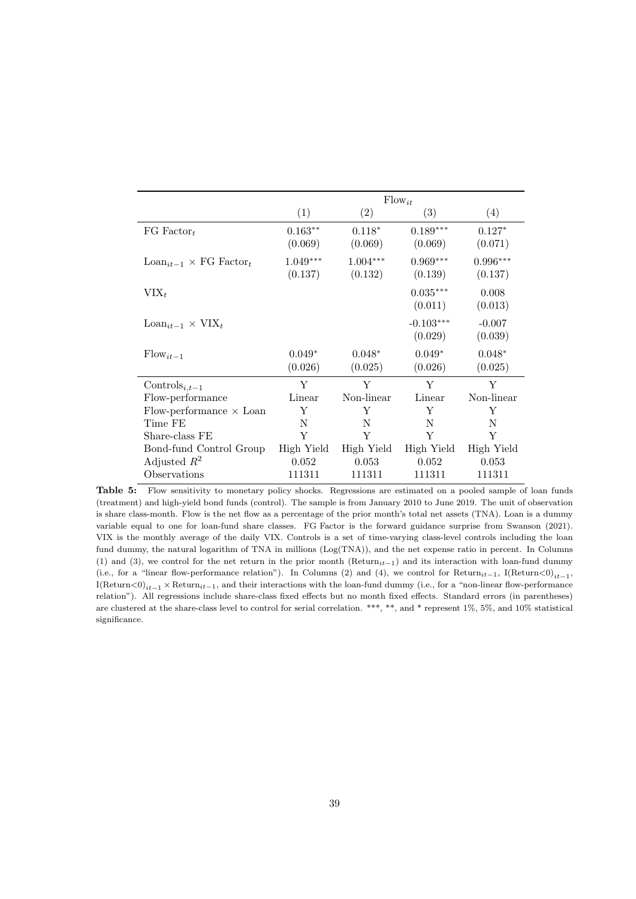| | $\text{Flow}_{it}$ | | | |
|---|---|---|---|---|
| | (1) | (2) | (3) | (4) |
| FG $\text{Factor}_t$ | $0.163^{**}$ | $0.118^{*}$ | $0.189^{***}$ | $0.127^{*}$ |
| | (0.069) | (0.069) | (0.069) | (0.071) |
| $\text{Loan}_{it-1} \times$ FG $\text{Factor}_t$ | $1.049^{***}$ | $1.004^{***}$ | $0.969^{***}$ | $0.996^{***}$ |
| | (0.137) | (0.132) | (0.139) | (0.137) |
| $\text{VIX}_t$ | | | $0.035^{***}$ | 0.008 |
| | | | (0.011) | (0.013) |
| $\text{Loan}_{it-1} \times \text{VIX}_t$ | | | $-0.103^{***}$ | -0.007 |
| | | | (0.029) | (0.039) |
| $\text{Flow}_{it-1}$ | $0.049^{*}$ | $0.048^{*}$ | $0.049^{*}$ | $0.048^{*}$ |
| | (0.026) | (0.025) | (0.026) | (0.025) |
| $\text{Controls}_{i,t-1}$ | Y | Y | Y | Y |
| Flow-performance | Linear | Non-linear | Linear | Non-linear |
| Flow-performance $\times$ Loan | Y | Y | Y | Y |
| Time FE | N | N | N | N |
| Share-class FE | Y | Y | Y | Y |
| Bond-fund Control Group | High Yield | High Yield | High Yield | High Yield |
| Adjusted $R^2$ | 0.052 | 0.053 | 0.052 | 0.053 |
| Observations | 111311 | 111311 | 111311 | 111311 |

**Table 5:** Flow sensitivity to monetary policy shocks. Regressions are estimated on a pooled sample of loan funds (treatment) and high-yield bond funds (control). The sample is from January 2010 to June 2019. The unit of observation is share class-month. Flow is the net flow as a percentage of the prior month's total net assets (TNA). Loan is a dummy variable equal to one for loan-fund share classes. FG Factor is the forward guidance surprise from Swanson (2021). VIX is the monthly average of the daily VIX. Controls is a set of time-varying class-level controls including the loan fund dummy, the natural logarithm of TNA in millions (Log(TNA)), and the net expense ratio in percent. In Columns (1) and (3), we control for the net return in the prior month ($\text{Return}_{it-1}$) and its interaction with loan-fund dummy (i.e., for a "linear flow-performance relation"). In Columns (2) and (4), we control for $\text{Return}_{it-1}$, $\text{I(Return<0)}_{it-1}$, $\text{I(Return<0)}_{it-1} \times \text{Return}_{it-1}$, and their interactions with the loan-fund dummy (i.e., for a "non-linear flow-performance relation"). All regressions include share-class fixed effects but no month fixed effects. Standard errors (in parentheses) are clustered at the share-class level to control for serial correlation. ***, **, and * represent 1%, 5%, and 10% statistical significance.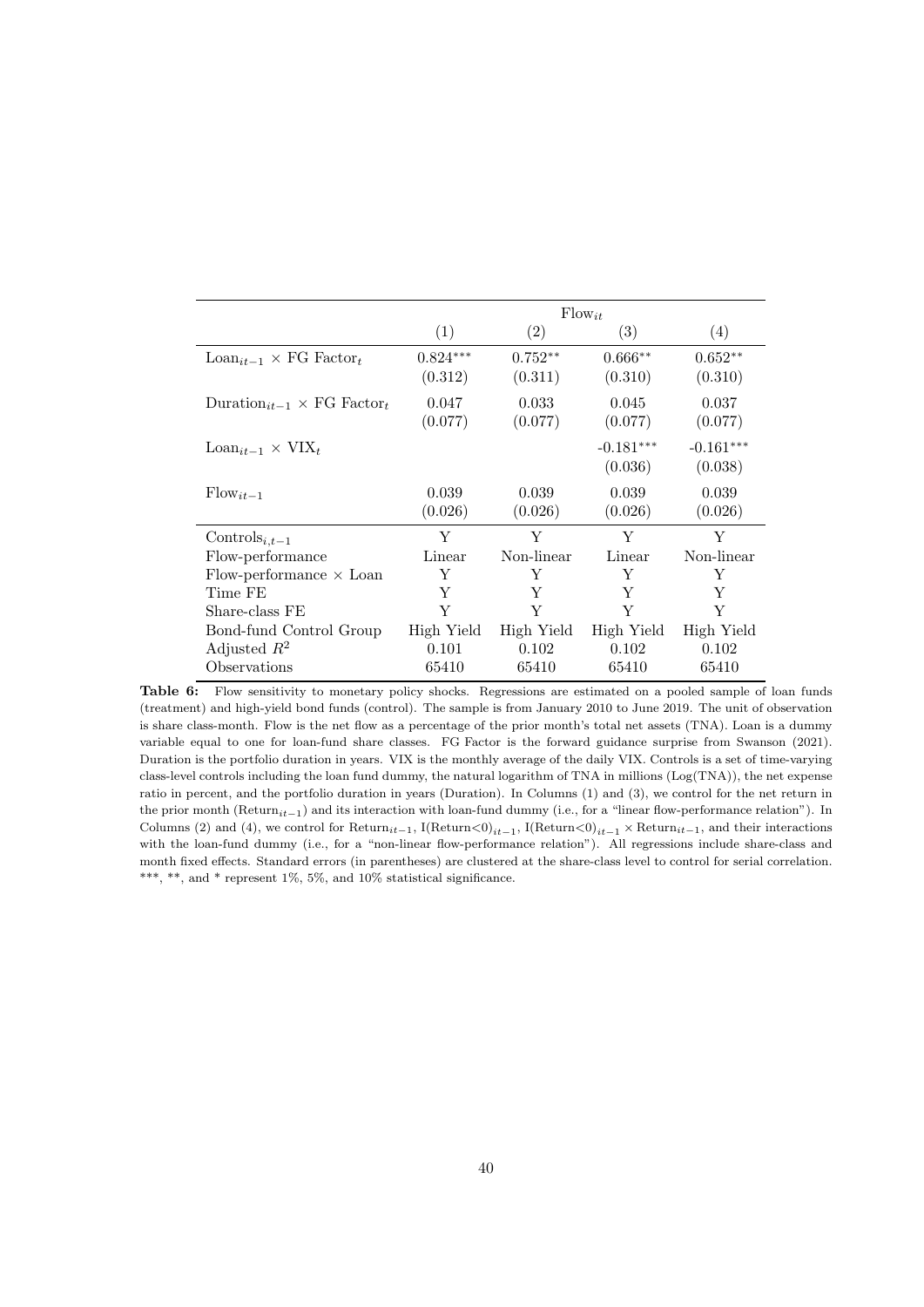| | $\text{Flow}_{it}$ | | | |
|---|---|---|---|---|
| | (1) | (2) | (3) | (4) |
| $\text{Loan}_{it-1} \times \text{FG Factor}_t$ | 0.824*** | 0.752** | 0.666** | 0.652** |
| | (0.312) | (0.311) | (0.310) | (0.310) |
| $\text{Duration}_{it-1} \times \text{FG Factor}_t$ | 0.047 | 0.033 | 0.045 | 0.037 |
| | (0.077) | (0.077) | (0.077) | (0.077) |
| $\text{Loan}_{it-1} \times \text{VIX}_t$ | | | -0.181*** | -0.161*** |
| | | | (0.036) | (0.038) |
| $\text{Flow}_{it-1}$ | 0.039 | 0.039 | 0.039 | 0.039 |
| | (0.026) | (0.026) | (0.026) | (0.026) |
| $\text{Controls}_{i,t-1}$ | Y | Y | Y | Y |
| Flow-performance | Linear | Non-linear | Linear | Non-linear |
| Flow-performance × Loan | Y | Y | Y | Y |
| Time FE | Y | Y | Y | Y |
| Share-class FE | Y | Y | Y | Y |
| Bond-fund Control Group | High Yield | High Yield | High Yield | High Yield |
| Adjusted $R^2$ | 0.101 | 0.102 | 0.102 | 0.102 |
| Observations | 65410 | 65410 | 65410 | 65410 |

**Table 6:** Flow sensitivity to monetary policy shocks. Regressions are estimated on a pooled sample of loan funds (treatment) and high-yield bond funds (control). The sample is from January 2010 to June 2019. The unit of observation is share class-month. Flow is the net flow as a percentage of the prior month's total net assets (TNA). Loan is a dummy variable equal to one for loan-fund share classes. FG Factor is the forward guidance surprise from Swanson (2021). Duration is the portfolio duration in years. VIX is the monthly average of the daily VIX. Controls is a set of time-varying class-level controls including the loan fund dummy, the natural logarithm of TNA in millions (Log(TNA)), the net expense ratio in percent, and the portfolio duration in years (Duration). In Columns (1) and (3), we control for the net return in the prior month ($\text{Return}_{it-1}$) and its interaction with loan-fund dummy (i.e., for a "linear flow-performance relation"). In Columns (2) and (4), we control for $\text{Return}_{it-1}$, $\text{I(Return<0)}_{it-1}$, $\text{I(Return<0)}_{it-1} \times \text{Return}_{it-1}$, and their interactions with the loan-fund dummy (i.e., for a "non-linear flow-performance relation"). All regressions include share-class and month fixed effects. Standard errors (in parentheses) are clustered at the share-class level to control for serial correlation. ***, **, and * represent 1%, 5%, and 10% statistical significance.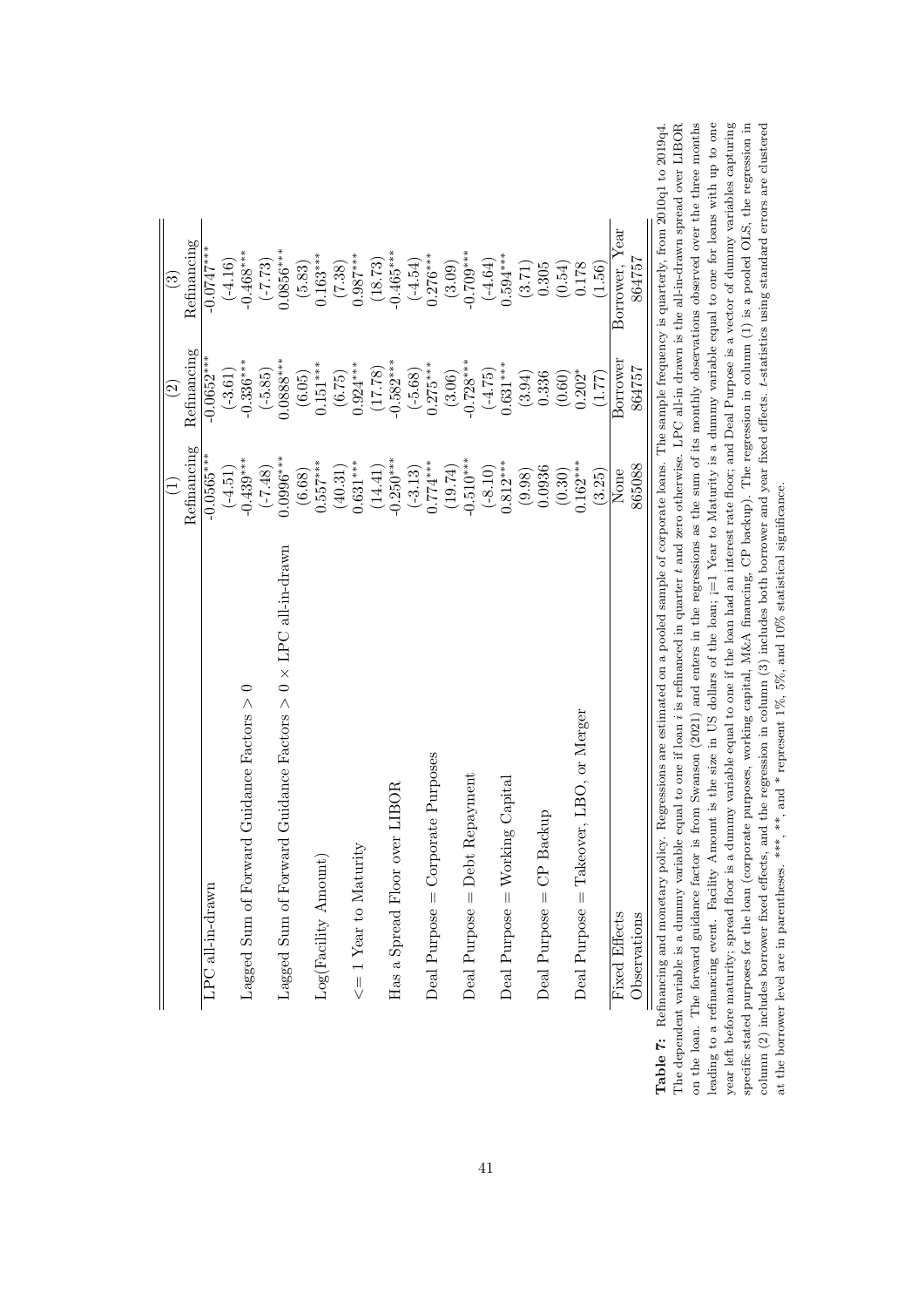| | (1) | (2) | (3) |
|---|---|---|---|
| | Refinancing | Refinancing | Refinancing |
| LPC all-in-drawn | -0.0565*** | -0.0652*** | -0.0747*** |
| | (-4.51) | (-3.61) | (-4.16) |
| Lagged Sum of Forward Guidance Factors > 0 | -0.439*** | -0.336*** | -0.468*** |
| | (-7.48) | (-5.85) | (-7.73) |
| Lagged Sum of Forward Guidance Factors > 0 × LPC all-in-drawn | 0.0996*** | 0.0888*** | 0.0856*** |
| | (6.68) | (6.05) | (5.83) |
| Log(Facility Amount) | 0.557*** | 0.151*** | 0.163*** |
| | (40.31) | (6.75) | (7.38) |
| <= 1 Year to Maturity | 0.631*** | 0.924*** | 0.987*** |
| | (14.41) | (17.78) | (18.73) |
| Has a Spread Floor over LIBOR | -0.250*** | -0.582*** | -0.465*** |
| | (-3.13) | (-5.68) | (-4.54) |
| Deal Purpose = Corporate Purposes | 0.774*** | 0.275*** | 0.276*** |
| | (19.74) | (3.06) | (3.09) |
| Deal Purpose = Debt Repayment | -0.510*** | -0.728*** | -0.709*** |
| | (-8.10) | (-4.75) | (-4.64) |
| Deal Purpose = Working Capital | 0.812*** | 0.631*** | 0.594*** |
| | (9.98) | (3.94) | (3.71) |
| Deal Purpose = CP Backup | 0.0936 | 0.336 | 0.305 |
| | (0.30) | (0.60) | (0.54) |
| Deal Purpose = Takeover, LBO, or Merger | 0.162*** | 0.202* | 0.178 |
| | (3.25) | (1.77) | (1.56) |
| Fixed Effects | None | Borrower | Borrower, Year |
| Observations | 865088 | 864757 | 864757 |

**Table 7:** Refinancing and monetary policy. Regressions are estimated on a pooled sample of corporate loans. The sample frequency is quarterly, from 2010q1 to 2019q4. The dependent variable is a dummy variable equal to one if loan $i$ is refinanced in quarter $t$ and zero otherwise. LPC all-in drawn is the all-in-drawn spread over LIBOR on the loan. The forward guidance factor is from Swanson (2021) and enters in the regressions as the sum of its monthly observations observed over the three months leading to a refinancing event. Facility Amount is the size in US dollars of the loan; j=1 Year to Maturity is a dummy variable equal to one for loans with up to one year left before maturity; spread floor is a dummy variable equal to one if the loan had an interest rate floor; and Deal Purpose is a vector of dummy variables capturing specific stated purposes for the loan (corporate purposes, working capital, M&A financing, CP backup). The regression in column (1) is a pooled OLS, the regression in column (2) includes borrower fixed effects, and the regression in column (3) includes both borrower and year fixed effects. $t$-statistics using standard errors are clustered at the borrower level are in parentheses. ***, **, and * represent 1%, 5%, and 10% statistical significance.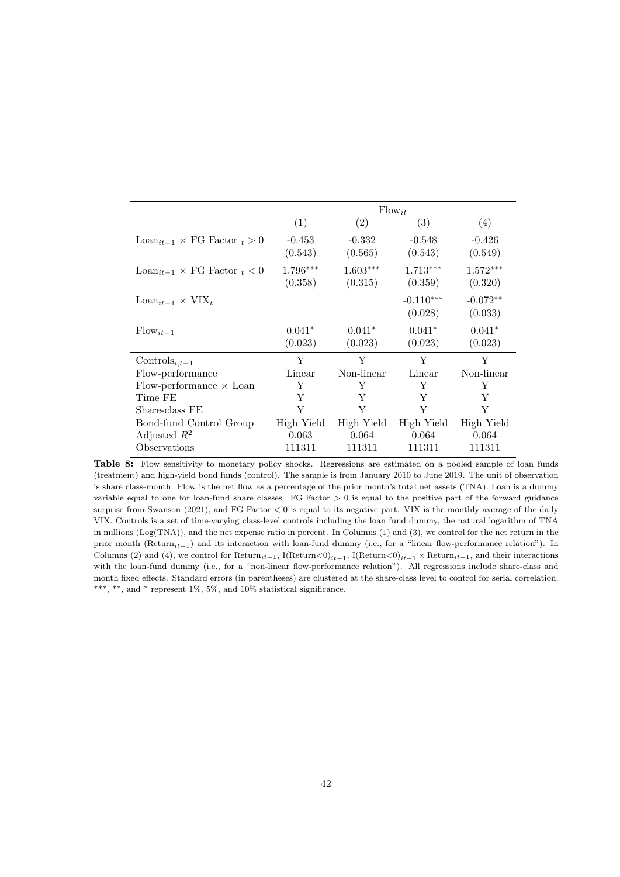| | $\text{Flow}_{it}$ | | | |
|---|---|---|---|---|
| | (1) | (2) | (3) | (4) |
| $\text{Loan}_{it-1} \times$ FG Factor $_t > 0$ | -0.453 | -0.332 | -0.548 | -0.426 |
| | (0.543) | (0.565) | (0.543) | (0.549) |
| $\text{Loan}_{it-1} \times$ FG Factor $_t < 0$ | $1.796^{***}$ | $1.603^{***}$ | $1.713^{***}$ | $1.572^{***}$ |
| | (0.358) | (0.315) | (0.359) | (0.320) |
| $\text{Loan}_{it-1} \times \text{VIX}_t$ | | | $-0.110^{***}$ | $-0.072^{**}$ |
| | | | (0.028) | (0.033) |
| $\text{Flow}_{it-1}$ | $0.041^{*}$ | $0.041^{*}$ | $0.041^{*}$ | $0.041^{*}$ |
| | (0.023) | (0.023) | (0.023) | (0.023) |
| $\text{Controls}_{i,t-1}$ | Y | Y | Y | Y |
| Flow-performance | Linear | Non-linear | Linear | Non-linear |
| Flow-performance $\times$ Loan | Y | Y | Y | Y |
| Time FE | Y | Y | Y | Y |
| Share-class FE | Y | Y | Y | Y |
| Bond-fund Control Group | High Yield | High Yield | High Yield | High Yield |
| Adjusted $R^2$ | 0.063 | 0.064 | 0.064 | 0.064 |
| Observations | 111311 | 111311 | 111311 | 111311 |

**Table 8:** Flow sensitivity to monetary policy shocks. Regressions are estimated on a pooled sample of loan funds (treatment) and high-yield bond funds (control). The sample is from January 2010 to June 2019. The unit of observation is share class-month. Flow is the net flow as a percentage of the prior month's total net assets (TNA). Loan is a dummy variable equal to one for loan-fund share classes. FG Factor $> 0$ is equal to the positive part of the forward guidance surprise from Swanson (2021), and FG Factor $< 0$ is equal to its negative part. VIX is the monthly average of the daily VIX. Controls is a set of time-varying class-level controls including the loan fund dummy, the natural logarithm of TNA in millions (Log(TNA)), and the net expense ratio in percent. In Columns (1) and (3), we control for the net return in the prior month ($\text{Return}_{it-1}$) and its interaction with loan-fund dummy (i.e., for a "linear flow-performance relation"). In Columns (2) and (4), we control for $\text{Return}_{it-1}$, $\text{I(Return<0)}_{it-1}$, $\text{I(Return<0)}_{it-1} \times \text{Return}_{it-1}$, and their interactions with the loan-fund dummy (i.e., for a "non-linear flow-performance relation"). All regressions include share-class and month fixed effects. Standard errors (in parentheses) are clustered at the share-class level to control for serial correlation. ***, **, and * represent 1%, 5%, and 10% statistical significance.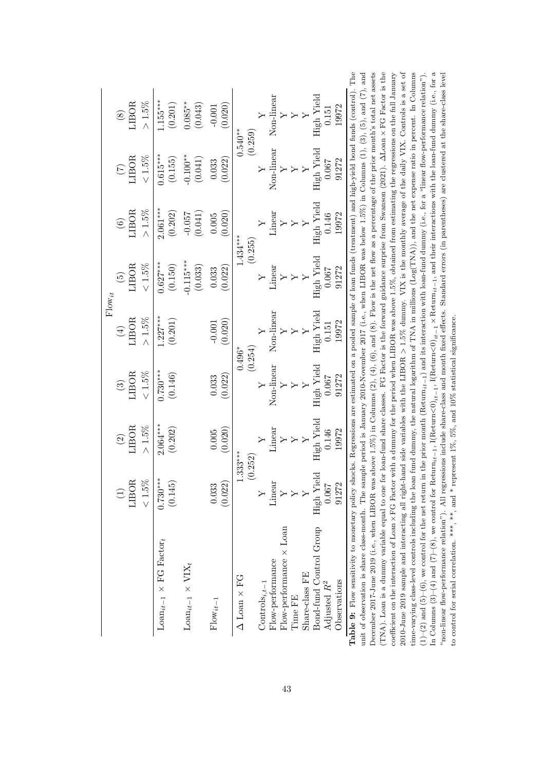|  | (1) | (2) | (3) | (4) | (5) | (6) | (7) | (8) |
|---|---|---|---|---|---|---|---|---|
|  | $\text{Flow}_{it}$ |  |  |  |  |  |  |  |
|  | LIBOR | LIBOR | LIBOR | LIBOR | LIBOR | LIBOR | LIBOR | LIBOR |
|  | $< 1.5\%$ | $> 1.5\%$ | $< 1.5\%$ | $> 1.5\%$ | $< 1.5\%$ | $> 1.5\%$ | $< 1.5\%$ | $> 1.5\%$ |
| $\text{Loan}_{it-1} \times \text{FG Factor}_t$ | 0.730*** | 2.064*** | 0.730*** | 1.227*** | 0.627*** | 2.061*** | 0.615*** | 1.155*** |
|  | (0.145) | (0.202) | (0.146) | (0.201) | (0.150) | (0.202) | (0.155) | (0.201) |
| $\text{Loan}_{it-1} \times \text{VIX}_t$ |  |  |  |  | -0.115*** | -0.057 | -0.100** | 0.085** |
|  |  |  |  |  | (0.033) | (0.041) | (0.041) | (0.043) |
| $\text{Flow}_{it-1}$ | 0.033 | 0.005 | 0.033 | -0.001 | 0.033 | 0.005 | 0.033 | -0.001 |
|  | (0.022) | (0.020) | (0.022) | (0.020) | (0.022) | (0.020) | (0.022) | (0.020) |
| $\Delta$ Loan $\times$ FG | 1.333*** |  | 0.496* |  | 1.434*** |  | 0.540** |  |
|  | (0.252) |  | (0.254) |  | (0.255) |  | (0.259) |  |
| $\text{Controls}_{i,t-1}$ | Y | Y | Y | Y | Y | Y | Y | Y |
| Flow-performance | Linear | Linear | Non-linear | Non-linear | Linear | Linear | Non-linear | Non-linear |
| Flow-performance $\times$ Loan | Y | Y | Y | Y | Y | Y | Y | Y |
| Time FE | Y | Y | Y | Y | Y | Y | Y | Y |
| Share-class FE | Y | Y | Y | Y | Y | Y | Y | Y |
| Bond-fund Control Group | High Yield | High Yield | High Yield | High Yield | High Yield | High Yield | High Yield | High Yield |
| Adjusted $R^2$ | 0.067 | 0.146 | 0.067 | 0.151 | 0.067 | 0.146 | 0.067 | 0.151 |
| Observations | 91272 | 19972 | 91272 | 19972 | 91272 | 19972 | 91272 | 19972 |

**Table 9:** Flow sensitivity to monetary policy shocks. Regressions are estimated on a pooled sample of loan funds (treatment) and high-yield bond funds (control). The unit of observation is share class-month. The sample period is January 2010-November 2017 (i.e., when LIBOR was below 1.5%) in Columns (1), (3), (5), and (7), and December 2017-June 2019 (i.e., when LIBOR was above 1.5%) in Columns (2), (4), (6), and (8). Flow is the net flow as a percentage of the prior month's total net assets (TNA). Loan is a dummy variable equal to one for loan-fund share classes. FG Factor is the forward guidance surprise from Swanson (2021). $\Delta$Loan $\times$ FG Factor is the coefficient on the interaction of Loan$\times$FG Factor with a dummy for the period when LIBOR was above 1.5%, obtained from estimating the regressions on the full January 2010-June 2019 sample and interacting all right-hand side variables with the LIBOR $> 1.5\%$ dummy. VIX is the monthly average of the daily VIX. Controls is a set of time-varying class-level controls including the loan fund dummy, the natural logarithm of TNA in millions (Log(TNA)), and the net expense ratio in percent. In Columns (1)–(2) and (5)–(6), we control for the net return in the prior month ($\text{Return}_{it-1}$) and its interaction with loan-fund dummy (i.e., for a "linear flow-performance relation"). In Columns (3)–(4) and (7)–(8), we control for $\text{Return}_{it-1}$, $\text{I(Return}<0)_{it-1}$, $\text{I(Return}<0)_{it-1} \times \text{Return}_{it-1}$, and their interactions with the loan-fund dummy (i.e., for a "non-linear flow-performance relation"). All regressions include share-class and month fixed effects. Standard errors (in parentheses) are clustered at the share-class level to control for serial correlation. ***, **, and * represent 1%, 5%, and 10% statistical significance.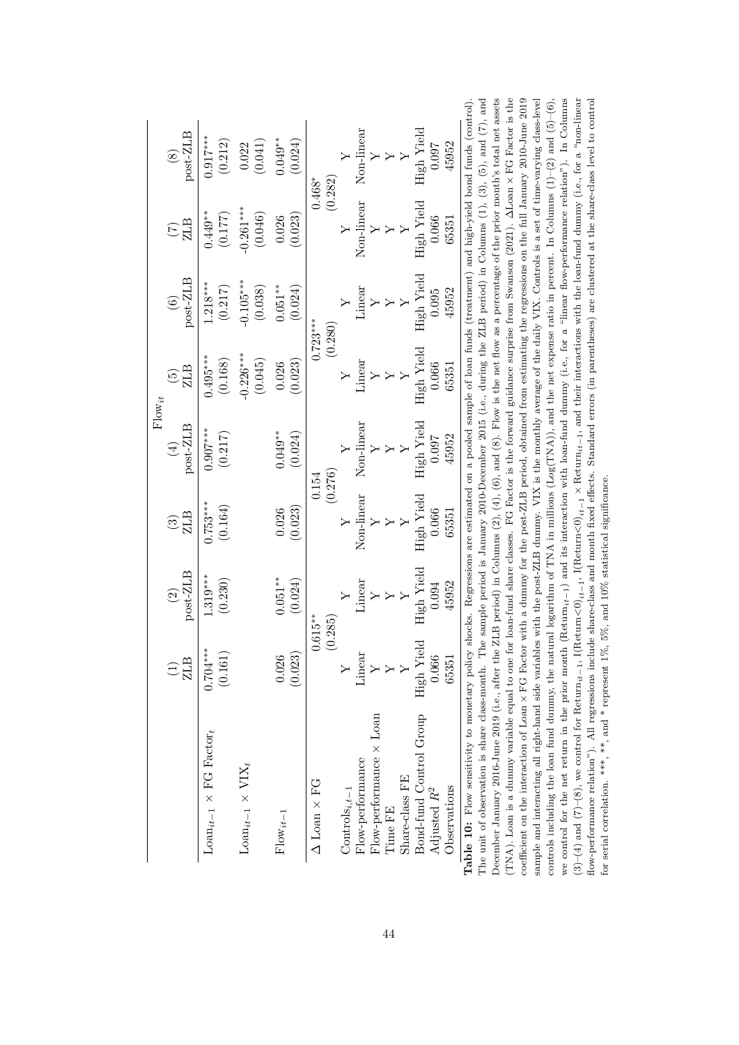| | Flow$_{it}$ | | | | | | | |
|---|---|---|---|---|---|---|---|---|
| | (1) ZLB | (2) post-ZLB | (3) ZLB | (4) post-ZLB | (5) ZLB | (6) post-ZLB | (7) ZLB | (8) post-ZLB |
| $\text{Loan}_{it-1} \times \text{FG Factor}_t$ | 0.704*** | 1.319*** | 0.753*** | 0.907*** | 0.495*** | 1.218*** | 0.449** | 0.917*** |
| | (0.161) | (0.230) | (0.164) | (0.217) | (0.168) | (0.217) | (0.177) | (0.212) |
| $\text{Loan}_{it-1} \times \text{VIX}_t$ | | | | | -0.226*** | -0.105*** | -0.261*** | 0.022 |
| | | | | | (0.045) | (0.038) | (0.046) | (0.041) |
| $\text{Flow}_{it-1}$ | 0.026 | 0.051** | 0.026 | 0.049** | 0.026 | 0.051** | 0.026 | 0.049** |
| | (0.023) | (0.024) | (0.023) | (0.024) | (0.023) | (0.024) | (0.023) | (0.024) |
| $\Delta$ Loan $\times$ FG | 0.615** | | 0.154 | | 0.723*** | | 0.468* | |
| | (0.285) | | (0.276) | | (0.280) | | (0.282) | |
| $\text{Controls}_{i,t-1}$ | Y | Y | Y | Y | Y | Y | Y | Y |
| Flow-performance | Linear | Linear | Non-linear | Non-linear | Linear | Linear | Non-linear | Non-linear |
| Flow-performance $\times$ Loan | Y | Y | Y | Y | Y | Y | Y | Y |
| Time FE | Y | Y | Y | Y | Y | Y | Y | Y |
| Share-class FE | Y | Y | Y | Y | Y | Y | Y | Y |
| Bond-fund Control Group | High Yield | High Yield | High Yield | High Yield | High Yield | High Yield | High Yield | High Yield |
| Adjusted $R^2$ | 0.066 | 0.094 | 0.066 | 0.097 | 0.066 | 0.095 | 0.066 | 0.097 |
| Observations | 65351 | 45952 | 65351 | 45952 | 65351 | 45952 | 65351 | 45952 |

**Table 10:** Flow sensitivity to monetary policy shocks. Regressions are estimated on a pooled sample of loan funds (treatment) and high-yield bond funds (control). The unit of observation is share class-month. The sample period is January 2010-December 2015 (i.e., during the ZLB period) in Columns (1), (3), (5), and (7), and December January 2016-June 2019 (i.e., after the ZLB period) in Columns (2), (4), (6), and (8). Flow is the net flow as a percentage of the prior month's total net assets (TNA). Loan is a dummy variable equal to one for loan-fund share classes. FG Factor is the forward guidance surprise from Swanson (2021). $\Delta$Loan $\times$ FG Factor is the coefficient on the interaction of Loan $\times$ FG Factor with a dummy for the post-ZLB period, obtained from estimating the regressions on the full January 2010-June 2019 sample and interacting all right-hand side variables with the post-ZLB dummy. VIX is the monthly average of the daily VIX. Controls is a set of time-varying class-level controls including the loan fund dummy, the natural logarithm of TNA in millions (Log(TNA)), and the net expense ratio in percent. In Columns (1)–(2) and (5)–(6), we control for the net return in the prior month ($\text{Return}_{it-1}$) and its interaction with loan-fund dummy (i.e., for a "linear flow-performance relation"). In Columns (3)–(4) and (7)–(8), we control for $\text{Return}_{it-1}$, $\text{I(Return}<0)_{it-1}$, $\text{I(Return}<0)_{it-1} \times \text{Return}_{it-1}$, and their interactions with the loan-fund dummy (i.e., for a "non-linear flow-performance relation"). All regressions include share-class and month fixed effects. Standard errors (in parentheses) are clustered at the share-class level to control for serial correlation. ***, **, and * represent 1%, 5%, and 10% statistical significance.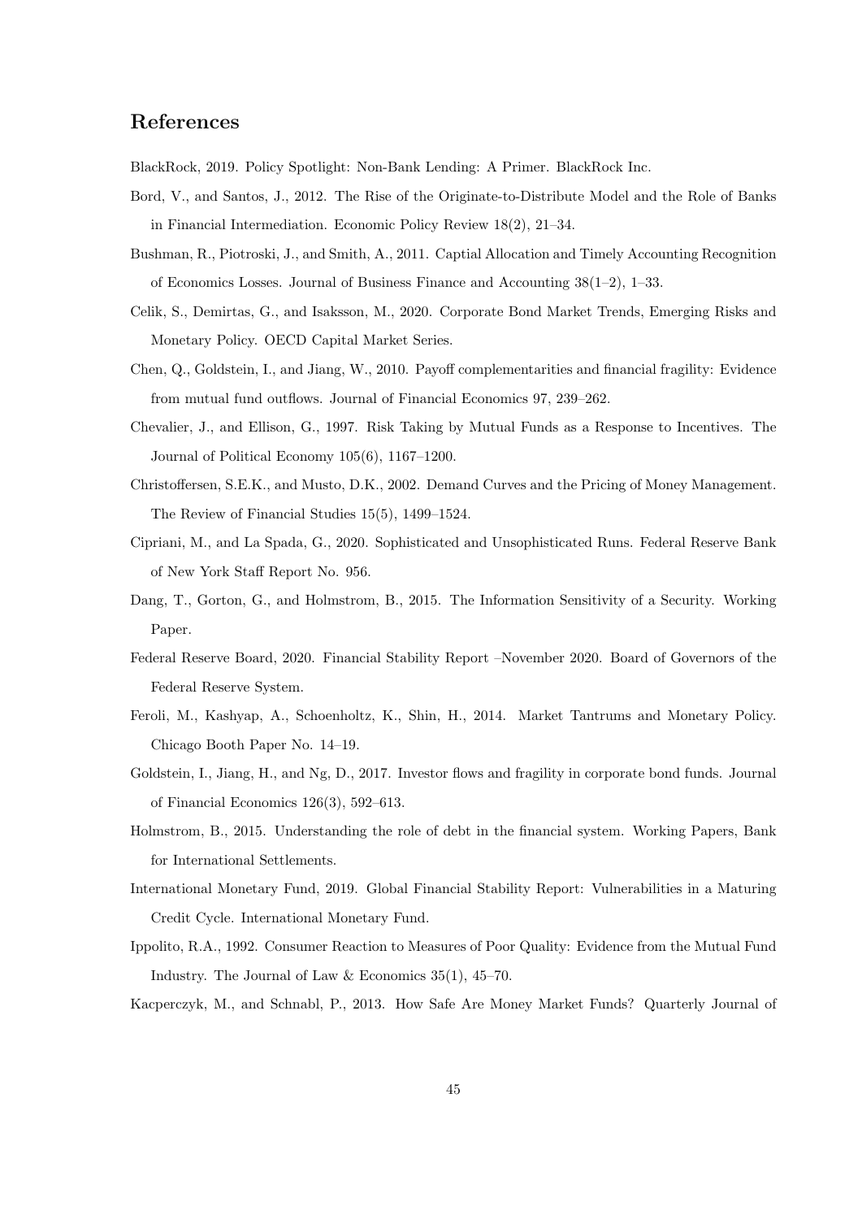## References

BlackRock, 2019. Policy Spotlight: Non-Bank Lending: A Primer. BlackRock Inc.

Bord, V., and Santos, J., 2012. The Rise of the Originate-to-Distribute Model and the Role of Banks in Financial Intermediation. Economic Policy Review 18(2), 21–34.

Bushman, R., Piotroski, J., and Smith, A., 2011. Captial Allocation and Timely Accounting Recognition of Economics Losses. Journal of Business Finance and Accounting 38(1–2), 1–33.

Celik, S., Demirtas, G., and Isaksson, M., 2020. Corporate Bond Market Trends, Emerging Risks and Monetary Policy. OECD Capital Market Series.

Chen, Q., Goldstein, I., and Jiang, W., 2010. Payoff complementarities and financial fragility: Evidence from mutual fund outflows. Journal of Financial Economics 97, 239–262.

Chevalier, J., and Ellison, G., 1997. Risk Taking by Mutual Funds as a Response to Incentives. The Journal of Political Economy 105(6), 1167–1200.

Christoffersen, S.E.K., and Musto, D.K., 2002. Demand Curves and the Pricing of Money Management. The Review of Financial Studies 15(5), 1499–1524.

Cipriani, M., and La Spada, G., 2020. Sophisticated and Unsophisticated Runs. Federal Reserve Bank of New York Staff Report No. 956.

Dang, T., Gorton, G., and Holmstrom, B., 2015. The Information Sensitivity of a Security. Working Paper.

Federal Reserve Board, 2020. Financial Stability Report –November 2020. Board of Governors of the Federal Reserve System.

Feroli, M., Kashyap, A., Schoenholtz, K., Shin, H., 2014. Market Tantrums and Monetary Policy. Chicago Booth Paper No. 14–19.

Goldstein, I., Jiang, H., and Ng, D., 2017. Investor flows and fragility in corporate bond funds. Journal of Financial Economics 126(3), 592–613.

Holmstrom, B., 2015. Understanding the role of debt in the financial system. Working Papers, Bank for International Settlements.

International Monetary Fund, 2019. Global Financial Stability Report: Vulnerabilities in a Maturing Credit Cycle. International Monetary Fund.

Ippolito, R.A., 1992. Consumer Reaction to Measures of Poor Quality: Evidence from the Mutual Fund Industry. The Journal of Law & Economics 35(1), 45–70.

Kacperczyk, M., and Schnabl, P., 2013. How Safe Are Money Market Funds? Quarterly Journal of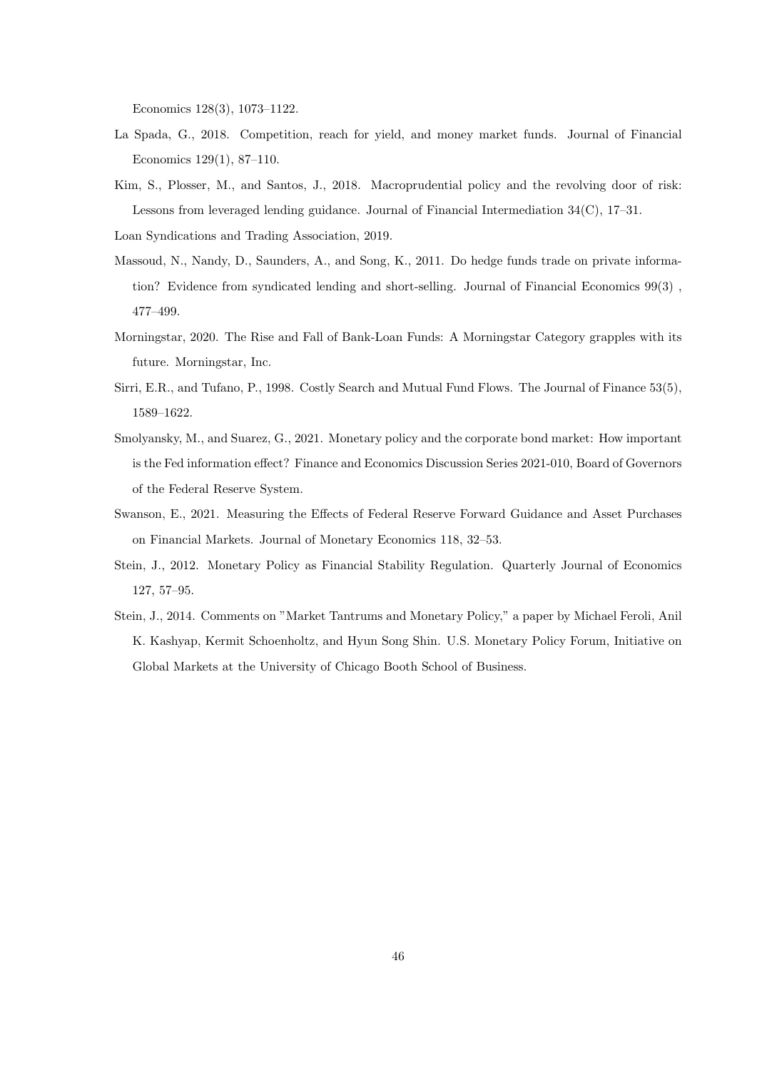Economics 128(3), 1073–1122.

La Spada, G., 2018. Competition, reach for yield, and money market funds. Journal of Financial Economics 129(1), 87–110.

Kim, S., Plosser, M., and Santos, J., 2018. Macroprudential policy and the revolving door of risk: Lessons from leveraged lending guidance. Journal of Financial Intermediation 34(C), 17–31.

Loan Syndications and Trading Association, 2019.

Massoud, N., Nandy, D., Saunders, A., and Song, K., 2011. Do hedge funds trade on private information? Evidence from syndicated lending and short-selling. Journal of Financial Economics 99(3) , 477–499.

Morningstar, 2020. The Rise and Fall of Bank-Loan Funds: A Morningstar Category grapples with its future. Morningstar, Inc.

Sirri, E.R., and Tufano, P., 1998. Costly Search and Mutual Fund Flows. The Journal of Finance 53(5), 1589–1622.

Smolyansky, M., and Suarez, G., 2021. Monetary policy and the corporate bond market: How important is the Fed information effect? Finance and Economics Discussion Series 2021-010, Board of Governors of the Federal Reserve System.

Swanson, E., 2021. Measuring the Effects of Federal Reserve Forward Guidance and Asset Purchases on Financial Markets. Journal of Monetary Economics 118, 32–53.

Stein, J., 2012. Monetary Policy as Financial Stability Regulation. Quarterly Journal of Economics 127, 57–95.

Stein, J., 2014. Comments on "Market Tantrums and Monetary Policy," a paper by Michael Feroli, Anil K. Kashyap, Kermit Schoenholtz, and Hyun Song Shin. U.S. Monetary Policy Forum, Initiative on Global Markets at the University of Chicago Booth School of Business.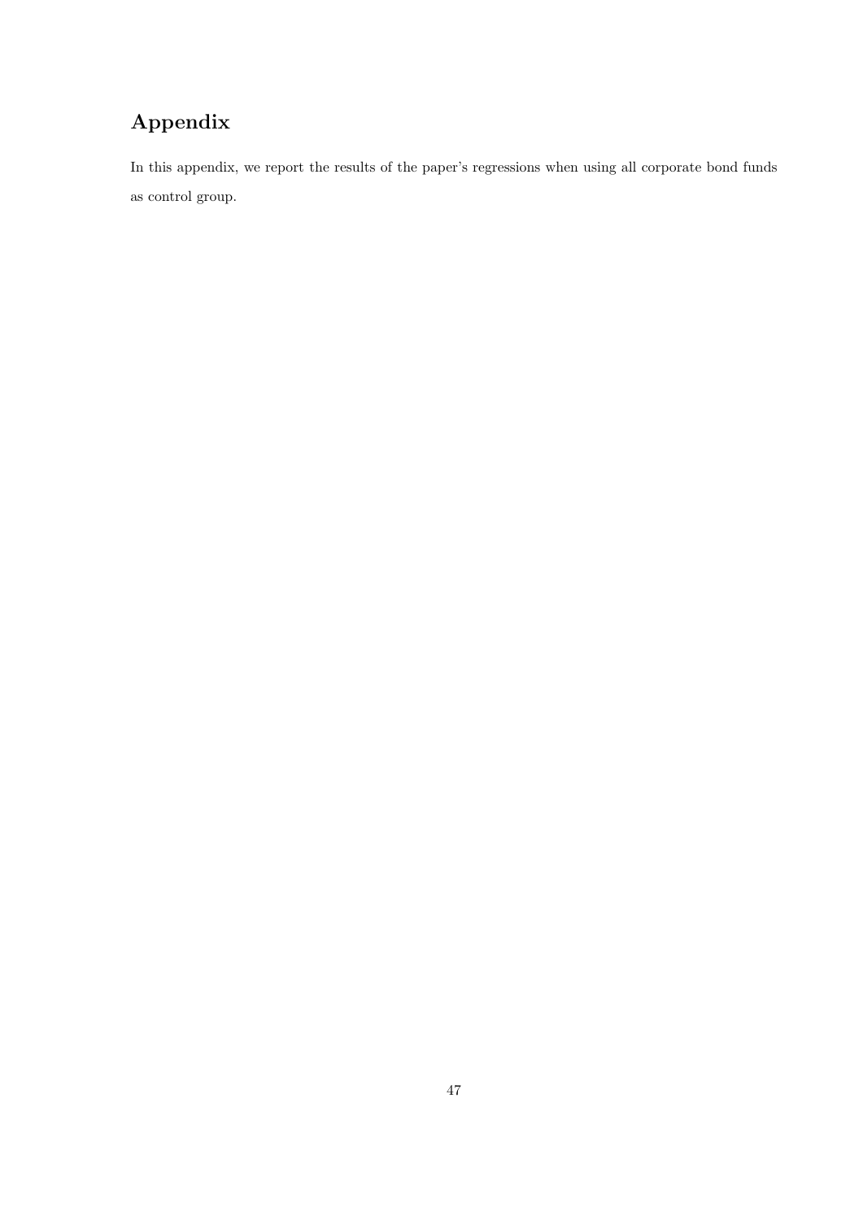# Appendix

In this appendix, we report the results of the paper's regressions when using all corporate bond funds as control group.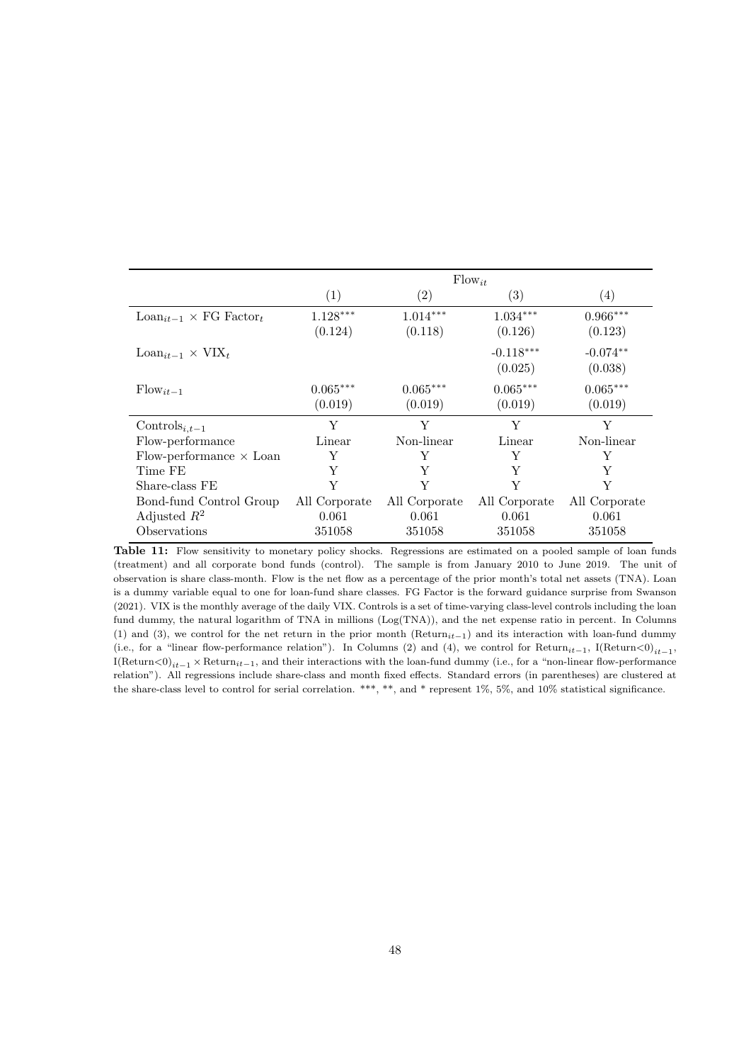| | $\text{Flow}_{it}$ | | | |
|---|---|---|---|---|
| | (1) | (2) | (3) | (4) |
| $\text{Loan}_{it-1} \times \text{FG Factor}_t$ | $1.128^{***}$ | $1.014^{***}$ | $1.034^{***}$ | $0.966^{***}$ |
| | (0.124) | (0.118) | (0.126) | (0.123) |
| $\text{Loan}_{it-1} \times \text{VIX}_t$ | | | $-0.118^{***}$ | $-0.074^{**}$ |
| | | | (0.025) | (0.038) |
| $\text{Flow}_{it-1}$ | $0.065^{***}$ | $0.065^{***}$ | $0.065^{***}$ | $0.065^{***}$ |
| | (0.019) | (0.019) | (0.019) | (0.019) |
| $\text{Controls}_{i,t-1}$ | Y | Y | Y | Y |
| Flow-performance | Linear | Non-linear | Linear | Non-linear |
| Flow-performance × Loan | Y | Y | Y | Y |
| Time FE | Y | Y | Y | Y |
| Share-class FE | Y | Y | Y | Y |
| Bond-fund Control Group | All Corporate | All Corporate | All Corporate | All Corporate |
| Adjusted $R^2$ | 0.061 | 0.061 | 0.061 | 0.061 |
| Observations | 351058 | 351058 | 351058 | 351058 |

**Table 11:** Flow sensitivity to monetary policy shocks. Regressions are estimated on a pooled sample of loan funds (treatment) and all corporate bond funds (control). The sample is from January 2010 to June 2019. The unit of observation is share class-month. Flow is the net flow as a percentage of the prior month's total net assets (TNA). Loan is a dummy variable equal to one for loan-fund share classes. FG Factor is the forward guidance surprise from Swanson (2021). VIX is the monthly average of the daily VIX. Controls is a set of time-varying class-level controls including the loan fund dummy, the natural logarithm of TNA in millions (Log(TNA)), and the net expense ratio in percent. In Columns (1) and (3), we control for the net return in the prior month ($\text{Return}_{it-1}$) and its interaction with loan-fund dummy (i.e., for a "linear flow-performance relation"). In Columns (2) and (4), we control for $\text{Return}_{it-1}$, $\text{I(Return<0)}_{it-1}$, $\text{I(Return<0)}_{it-1} \times \text{Return}_{it-1}$, and their interactions with the loan-fund dummy (i.e., for a "non-linear flow-performance relation"). All regressions include share-class and month fixed effects. Standard errors (in parentheses) are clustered at the share-class level to control for serial correlation. ***, **, and * represent 1%, 5%, and 10% statistical significance.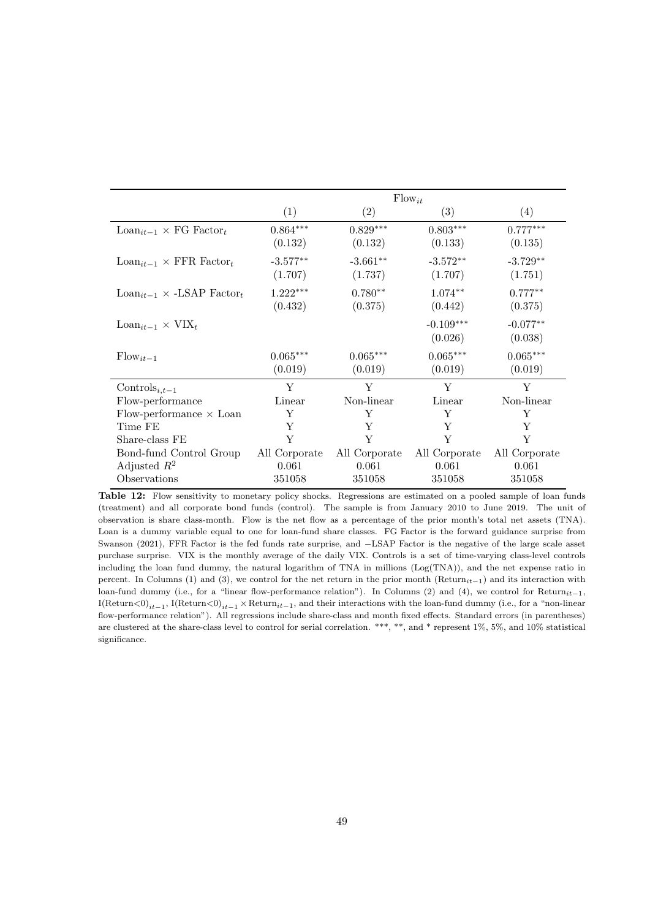| | $\text{Flow}_{it}$ | | | |
|---|---|---|---|---|
| | (1) | (2) | (3) | (4) |
| $\text{Loan}_{it-1} \times$ FG $\text{Factor}_t$ | $0.864^{***}$ | $0.829^{***}$ | $0.803^{***}$ | $0.777^{***}$ |
| | (0.132) | (0.132) | (0.133) | (0.135) |
| $\text{Loan}_{it-1} \times$ FFR $\text{Factor}_t$ | $-3.577^{**}$ | $-3.661^{**}$ | $-3.572^{**}$ | $-3.729^{**}$ |
| | (1.707) | (1.737) | (1.707) | (1.751) |
| $\text{Loan}_{it-1} \times$ -LSAP $\text{Factor}_t$ | $1.222^{***}$ | $0.780^{**}$ | $1.074^{**}$ | $0.777^{**}$ |
| | (0.432) | (0.375) | (0.442) | (0.375) |
| $\text{Loan}_{it-1} \times \text{VIX}_t$ | | | $-0.109^{***}$ | $-0.077^{**}$ |
| | | | (0.026) | (0.038) |
| $\text{Flow}_{it-1}$ | $0.065^{***}$ | $0.065^{***}$ | $0.065^{***}$ | $0.065^{***}$ |
| | (0.019) | (0.019) | (0.019) | (0.019) |
| $\text{Controls}_{i,t-1}$ | Y | Y | Y | Y |
| Flow-performance | Linear | Non-linear | Linear | Non-linear |
| Flow-performance $\times$ Loan | Y | Y | Y | Y |
| Time FE | Y | Y | Y | Y |
| Share-class FE | Y | Y | Y | Y |
| Bond-fund Control Group | All Corporate | All Corporate | All Corporate | All Corporate |
| Adjusted $R^2$ | 0.061 | 0.061 | 0.061 | 0.061 |
| Observations | 351058 | 351058 | 351058 | 351058 |

**Table 12:** Flow sensitivity to monetary policy shocks. Regressions are estimated on a pooled sample of loan funds (treatment) and all corporate bond funds (control). The sample is from January 2010 to June 2019. The unit of observation is share class-month. Flow is the net flow as a percentage of the prior month's total net assets (TNA). Loan is a dummy variable equal to one for loan-fund share classes. FG Factor is the forward guidance surprise from Swanson (2021), FFR Factor is the fed funds rate surprise, and $-$LSAP Factor is the negative of the large scale asset purchase surprise. VIX is the monthly average of the daily VIX. Controls is a set of time-varying class-level controls including the loan fund dummy, the natural logarithm of TNA in millions (Log(TNA)), and the net expense ratio in percent. In Columns (1) and (3), we control for the net return in the prior month ($\text{Return}_{it-1}$) and its interaction with loan-fund dummy (i.e., for a "linear flow-performance relation"). In Columns (2) and (4), we control for $\text{Return}_{it-1}$, $\text{I(Return<0)}_{it-1}$, $\text{I(Return<0)}_{it-1} \times \text{Return}_{it-1}$, and their interactions with the loan-fund dummy (i.e., for a "non-linear flow-performance relation"). All regressions include share-class and month fixed effects. Standard errors (in parentheses) are clustered at the share-class level to control for serial correlation. \*\*\*, \*\*, and \* represent 1%, 5%, and 10% statistical significance.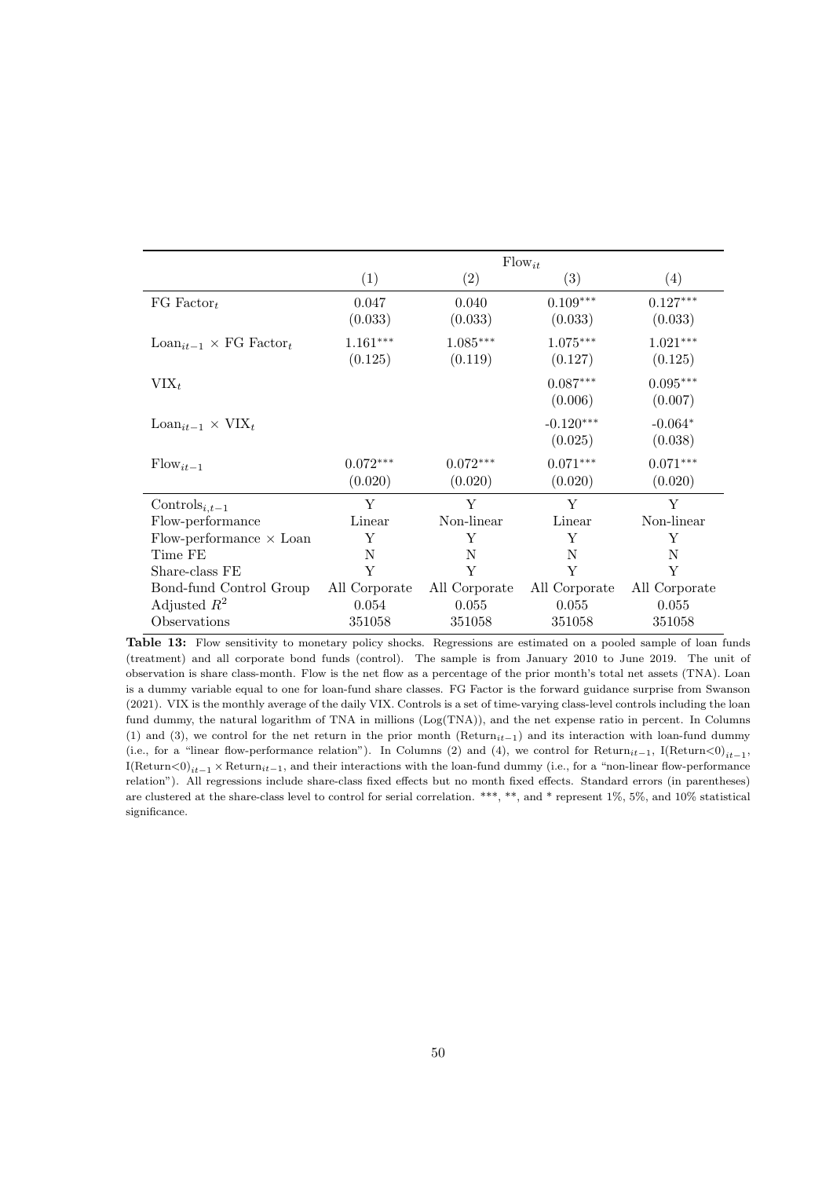| | $\text{Flow}_{it}$ | | | |
|---|---|---|---|---|
| | (1) | (2) | (3) | (4) |
| $\text{FG Factor}_t$ | 0.047 | 0.040 | 0.109*** | 0.127*** |
| | (0.033) | (0.033) | (0.033) | (0.033) |
| $\text{Loan}_{it-1} \times \text{FG Factor}_t$ | 1.161*** | 1.085*** | 1.075*** | 1.021*** |
| | (0.125) | (0.119) | (0.127) | (0.125) |
| $\text{VIX}_t$ | | | 0.087*** | 0.095*** |
| | | | (0.006) | (0.007) |
| $\text{Loan}_{it-1} \times \text{VIX}_t$ | | | -0.120*** | -0.064* |
| | | | (0.025) | (0.038) |
| $\text{Flow}_{it-1}$ | 0.072*** | 0.072*** | 0.071*** | 0.071*** |
| | (0.020) | (0.020) | (0.020) | (0.020) |
| $\text{Controls}_{i,t-1}$ | Y | Y | Y | Y |
| Flow-performance | Linear | Non-linear | Linear | Non-linear |
| Flow-performance × Loan | Y | Y | Y | Y |
| Time FE | N | N | N | N |
| Share-class FE | Y | Y | Y | Y |
| Bond-fund Control Group | All Corporate | All Corporate | All Corporate | All Corporate |
| Adjusted $R^2$ | 0.054 | 0.055 | 0.055 | 0.055 |
| Observations | 351058 | 351058 | 351058 | 351058 |

**Table 13:** Flow sensitivity to monetary policy shocks. Regressions are estimated on a pooled sample of loan funds (treatment) and all corporate bond funds (control). The sample is from January 2010 to June 2019. The unit of observation is share class-month. Flow is the net flow as a percentage of the prior month's total net assets (TNA). Loan is a dummy variable equal to one for loan-fund share classes. FG Factor is the forward guidance surprise from Swanson (2021). VIX is the monthly average of the daily VIX. Controls is a set of time-varying class-level controls including the loan fund dummy, the natural logarithm of TNA in millions (Log(TNA)), and the net expense ratio in percent. In Columns (1) and (3), we control for the net return in the prior month ($\text{Return}_{it-1}$) and its interaction with loan-fund dummy (i.e., for a "linear flow-performance relation"). In Columns (2) and (4), we control for $\text{Return}_{it-1}$, $\text{I(Return<0)}_{it-1}$, $\text{I(Return<0)}_{it-1} \times \text{Return}_{it-1}$, and their interactions with the loan-fund dummy (i.e., for a "non-linear flow-performance relation"). All regressions include share-class fixed effects but no month fixed effects. Standard errors (in parentheses) are clustered at the share-class level to control for serial correlation. ***, **, and * represent 1%, 5%, and 10% statistical significance.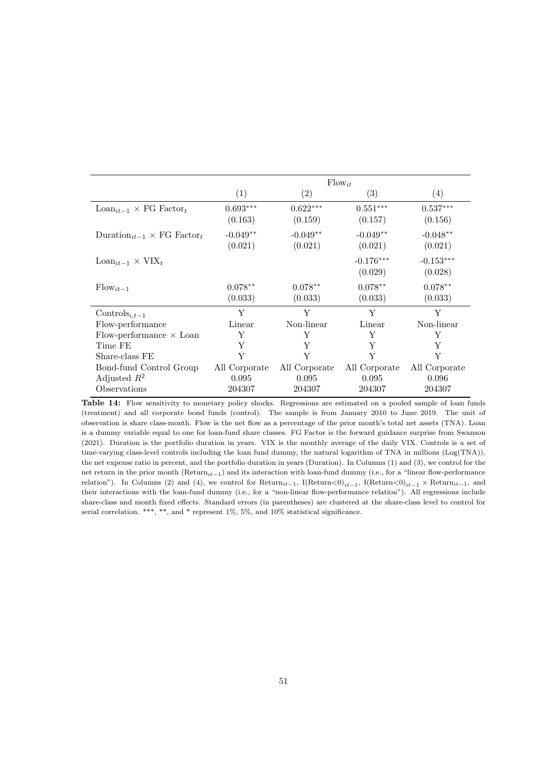| | $\text{Flow}_{it}$ | | | |
|---|---|---|---|---|
| | (1) | (2) | (3) | (4) |
| $\text{Loan}_{it-1} \times \text{FG Factor}_t$ | $0.693^{***}$ | $0.622^{***}$ | $0.551^{***}$ | $0.537^{***}$ |
| | (0.163) | (0.159) | (0.157) | (0.156) |
| $\text{Duration}_{it-1} \times \text{FG Factor}_t$ | $-0.049^{**}$ | $-0.049^{**}$ | $-0.049^{**}$ | $-0.048^{**}$ |
| | (0.021) | (0.021) | (0.021) | (0.021) |
| $\text{Loan}_{it-1} \times \text{VIX}_t$ | | | $-0.176^{***}$ | $-0.153^{***}$ |
| | | | (0.029) | (0.028) |
| $\text{Flow}_{it-1}$ | $0.078^{**}$ | $0.078^{**}$ | $0.078^{**}$ | $0.078^{**}$ |
| | (0.033) | (0.033) | (0.033) | (0.033) |
| $\text{Controls}_{i,t-1}$ | Y | Y | Y | Y |
| Flow-performance | Linear | Non-linear | Linear | Non-linear |
| Flow-performance × Loan | Y | Y | Y | Y |
| Time FE | Y | Y | Y | Y |
| Share-class FE | Y | Y | Y | Y |
| Bond-fund Control Group | All Corporate | All Corporate | All Corporate | All Corporate |
| Adjusted $R^2$ | 0.095 | 0.095 | 0.095 | 0.096 |
| Observations | 204307 | 204307 | 204307 | 204307 |

**Table 14:** Flow sensitivity to monetary policy shocks. Regressions are estimated on a pooled sample of loan funds (treatment) and all corporate bond funds (control). The sample is from January 2010 to June 2019. The unit of observation is share class-month. Flow is the net flow as a percentage of the prior month's total net assets (TNA). Loan is a dummy variable equal to one for loan-fund share classes. FG Factor is the forward guidance surprise from Swanson (2021). Duration is the portfolio duration in years. VIX is the monthly average of the daily VIX. Controls is a set of time-varying class-level controls including the loan fund dummy, the natural logarithm of TNA in millions (Log(TNA)), the net expense ratio in percent, and the portfolio duration in years (Duration). In Columns (1) and (3), we control for the net return in the prior month ($\text{Return}_{it-1}$) and its interaction with loan-fund dummy (i.e., for a "linear flow-performance relation"). In Columns (2) and (4), we control for $\text{Return}_{it-1}$, $\text{I(Return<0)}_{it-1}$, $\text{I(Return<0)}_{it-1} \times \text{Return}_{it-1}$, and their interactions with the loan-fund dummy (i.e., for a "non-linear flow-performance relation"). All regressions include share-class and month fixed effects. Standard errors (in parentheses) are clustered at the share-class level to control for serial correlation. ***, **, and * represent 1%, 5%, and 10% statistical significance.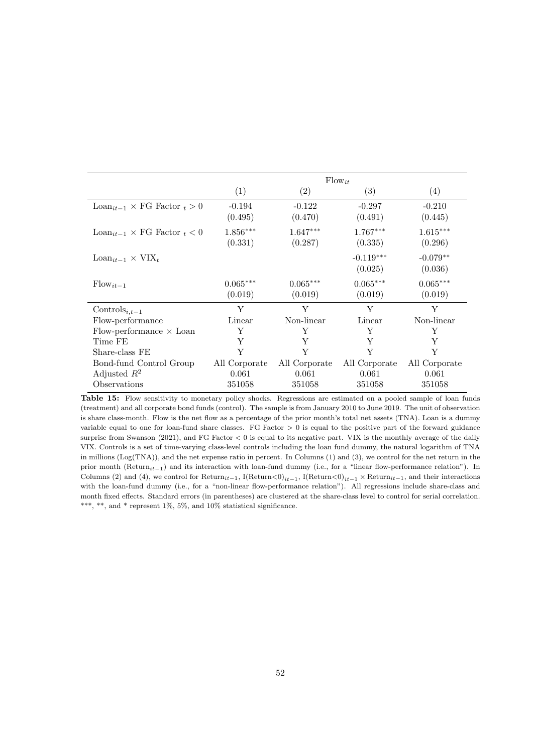| | $\text{Flow}_{it}$ | | | |
|---|---|---|---|---|
| | (1) | (2) | (3) | (4) |
| $\text{Loan}_{it-1} \times \text{FG Factor}_{\ t} > 0$ | -0.194 | -0.122 | -0.297 | -0.210 |
| | (0.495) | (0.470) | (0.491) | (0.445) |
| $\text{Loan}_{it-1} \times \text{FG Factor}_{\ t} < 0$ | $1.856^{***}$ | $1.647^{***}$ | $1.767^{***}$ | $1.615^{***}$ |
| | (0.331) | (0.287) | (0.335) | (0.296) |
| $\text{Loan}_{it-1} \times \text{VIX}_t$ | | | $-0.119^{***}$ | $-0.079^{**}$ |
| | | | (0.025) | (0.036) |
| $\text{Flow}_{it-1}$ | $0.065^{***}$ | $0.065^{***}$ | $0.065^{***}$ | $0.065^{***}$ |
| | (0.019) | (0.019) | (0.019) | (0.019) |
| $\text{Controls}_{i,t-1}$ | Y | Y | Y | Y |
| Flow-performance | Linear | Non-linear | Linear | Non-linear |
| Flow-performance $\times$ Loan | Y | Y | Y | Y |
| Time FE | Y | Y | Y | Y |
| Share-class FE | Y | Y | Y | Y |
| Bond-fund Control Group | All Corporate | All Corporate | All Corporate | All Corporate |
| Adjusted $R^2$ | 0.061 | 0.061 | 0.061 | 0.061 |
| Observations | 351058 | 351058 | 351058 | 351058 |

**Table 15:** Flow sensitivity to monetary policy shocks. Regressions are estimated on a pooled sample of loan funds (treatment) and all corporate bond funds (control). The sample is from January 2010 to June 2019. The unit of observation is share class-month. Flow is the net flow as a percentage of the prior month's total net assets (TNA). Loan is a dummy variable equal to one for loan-fund share classes. FG Factor $> 0$ is equal to the positive part of the forward guidance surprise from Swanson (2021), and FG Factor $< 0$ is equal to its negative part. VIX is the monthly average of the daily VIX. Controls is a set of time-varying class-level controls including the loan fund dummy, the natural logarithm of TNA in millions (Log(TNA)), and the net expense ratio in percent. In Columns (1) and (3), we control for the net return in the prior month ($\text{Return}_{it-1}$) and its interaction with loan-fund dummy (i.e., for a "linear flow-performance relation"). In Columns (2) and (4), we control for $\text{Return}_{it-1}$, $\text{I}(\text{Return}<0)_{it-1}$, $\text{I}(\text{Return}<0)_{it-1} \times \text{Return}_{it-1}$, and their interactions with the loan-fund dummy (i.e., for a "non-linear flow-performance relation"). All regressions include share-class and month fixed effects. Standard errors (in parentheses) are clustered at the share-class level to control for serial correlation. \*\*\*, \*\*, and \* represent 1%, 5%, and 10% statistical significance.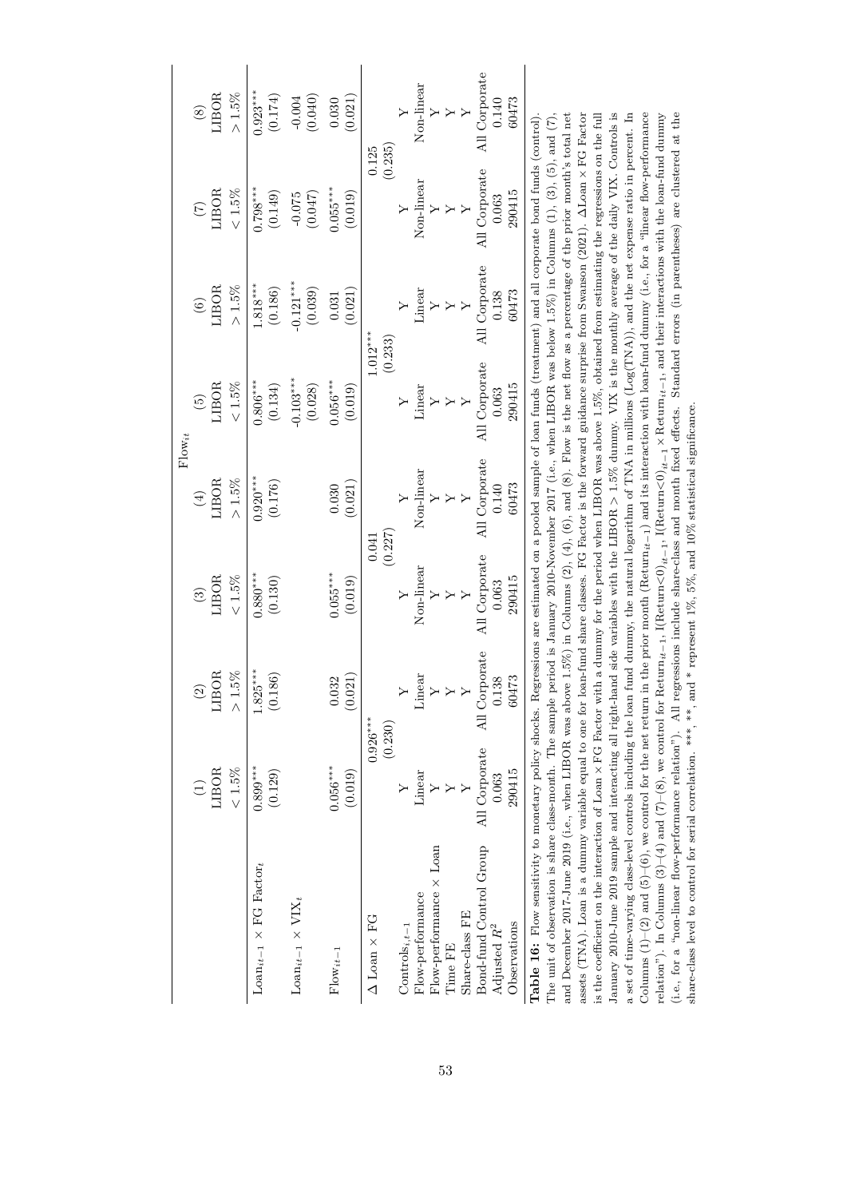| | $\text{Flow}_{it}$ | | | | | | | |
|---|---|---|---|---|---|---|---|---|
| | (1) LIBOR $< 1.5\%$ | (2) LIBOR $> 1.5\%$ | (3) LIBOR $< 1.5\%$ | (4) LIBOR $> 1.5\%$ | (5) LIBOR $< 1.5\%$ | (6) LIBOR $> 1.5\%$ | (7) LIBOR $< 1.5\%$ | (8) LIBOR $> 1.5\%$ |
| $\text{Loan}_{it-1} \times \text{FG Factor}_t$ | 0.899*** | 1.825*** | 0.880*** | 0.920*** | 0.806*** | 1.818*** | 0.798*** | 0.923*** |
| | (0.129) | (0.186) | (0.130) | (0.176) | (0.134) | (0.186) | (0.149) | (0.174) |
| $\text{Loan}_{it-1} \times \text{VIX}_t$ | | | | | -0.103*** | -0.121*** | -0.075 | -0.004 |
| | | | | | (0.028) | (0.039) | (0.047) | (0.040) |
| $\text{Flow}_{it-1}$ | 0.056*** | 0.032 | 0.055*** | 0.030 | 0.056*** | 0.031 | 0.055*** | 0.030 |
| | (0.019) | (0.021) | (0.019) | (0.021) | (0.019) | (0.021) | (0.019) | (0.021) |
| $\Delta$ Loan × FG | 0.926*** | | 0.041 | | 1.012*** | | 0.125 | |
| | (0.230) | | (0.227) | | (0.233) | | (0.235) | |
| $\text{Controls}_{i,t-1}$ | Y | Y | Y | Y | Y | Y | Y | Y |
| Flow-performance | Linear | Linear | Non-linear | Non-linear | Linear | Linear | Non-linear | Non-linear |
| Flow-performance × Loan | Y | Y | Y | Y | Y | Y | Y | Y |
| Time FE | Y | Y | Y | Y | Y | Y | Y | Y |
| Share-class FE | Y | Y | Y | Y | Y | Y | Y | Y |
| Bond-fund Control Group | All Corporate | All Corporate | All Corporate | All Corporate | All Corporate | All Corporate | All Corporate | All Corporate |
| Adjusted $R^2$ | 0.063 | 0.138 | 0.063 | 0.140 | 0.063 | 0.138 | 0.063 | 0.140 |
| Observations | 290415 | 60473 | 290415 | 60473 | 290415 | 60473 | 290415 | 60473 |

**Table 16:** Flow sensitivity to monetary policy shocks. Regressions are estimated on a pooled sample of loan funds (treatment) and all corporate bond funds (control). The unit of observation is share class-month. The sample period is January 2010-November 2017 (i.e., when LIBOR was below 1.5%) in Columns (1), (3), (5), and (7), and December 2017-June 2019 (i.e., when LIBOR was above 1.5%) in Columns (2), (4), (6), and (8). Flow is the net flow as a percentage of the prior month's total net assets (TNA). Loan is a dummy variable equal to one for loan-fund share classes. FG Factor is the forward guidance surprise from Swanson (2021). ΔLoan × FG Factor is the coefficient on the interaction of Loan × FG Factor with a dummy for the period when LIBOR was above 1.5%, obtained from estimating the regressions on the full January 2010-June 2019 sample and interacting all right-hand side variables with the LIBOR > 1.5% dummy. VIX is the monthly average of the daily VIX. Controls is a set of time-varying class-level controls including the loan fund dummy, the natural logarithm of TNA in millions (Log(TNA)), and the net expense ratio in percent. In Columns (1)–(2) and (5)–(6), we control for the net return in the prior month ($\text{Return}_{it-1}$) and its interaction with loan-fund dummy (i.e., for a "linear flow-performance relation"). In Columns (3)–(4) and (7)–(8), we control for $\text{Return}_{it-1}$, $\text{I(Return<0)}_{it-1}$, $\text{I(Return<0)}_{it-1} \times \text{Return}_{it-1}$, and their interactions with the loan-fund dummy (i.e., for a "non-linear flow-performance relation"). All regressions include share-class and month fixed effects. Standard errors (in parentheses) are clustered at the share-class level to control for serial correlation. ***, **, and * represent 1%, 5%, and 10% statistical significance.